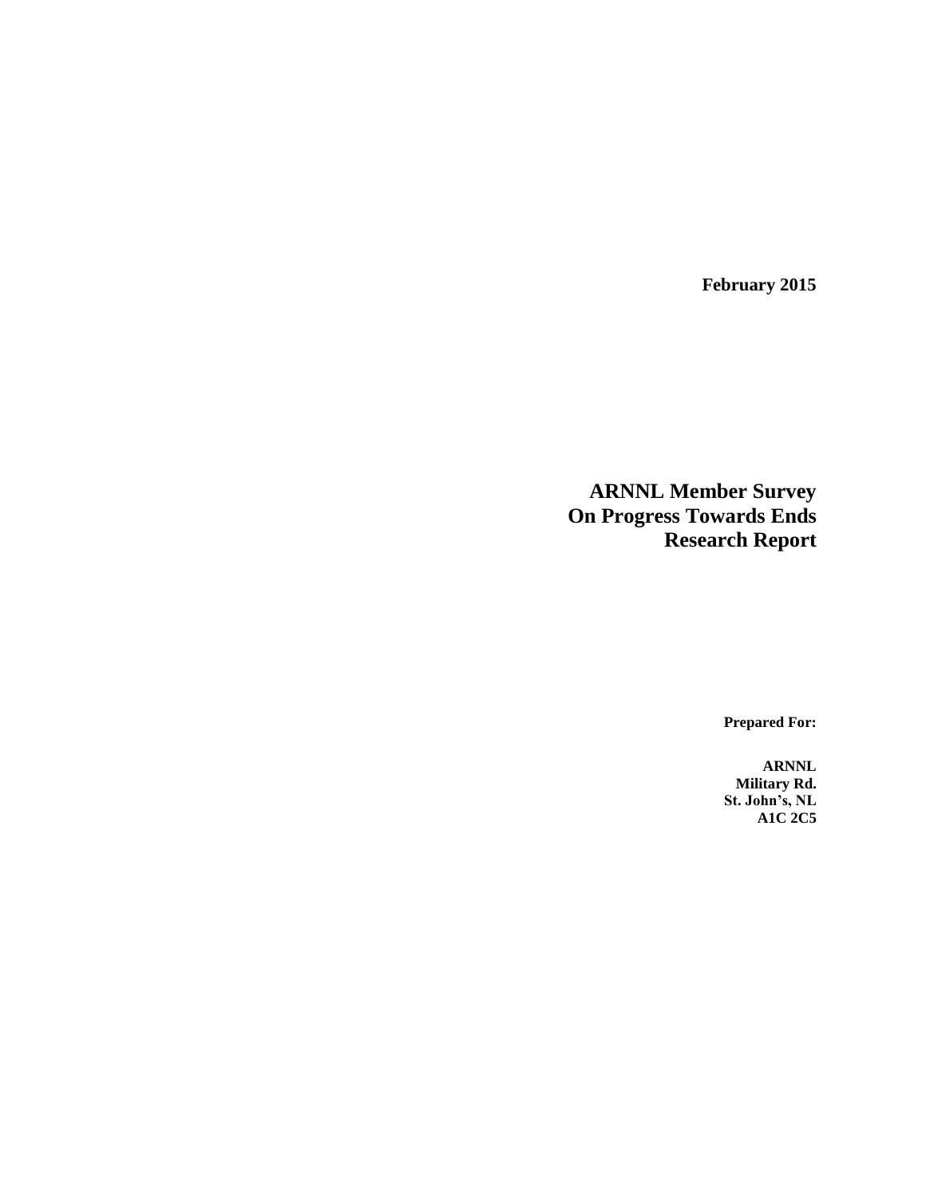**February 2015**

# ARNNL Member Survey On Progress Towards Ends Research Report

**Prepared For:**

**ARNNL**
**Military Rd.**
**St. John's, NL**
**A1C 2C5**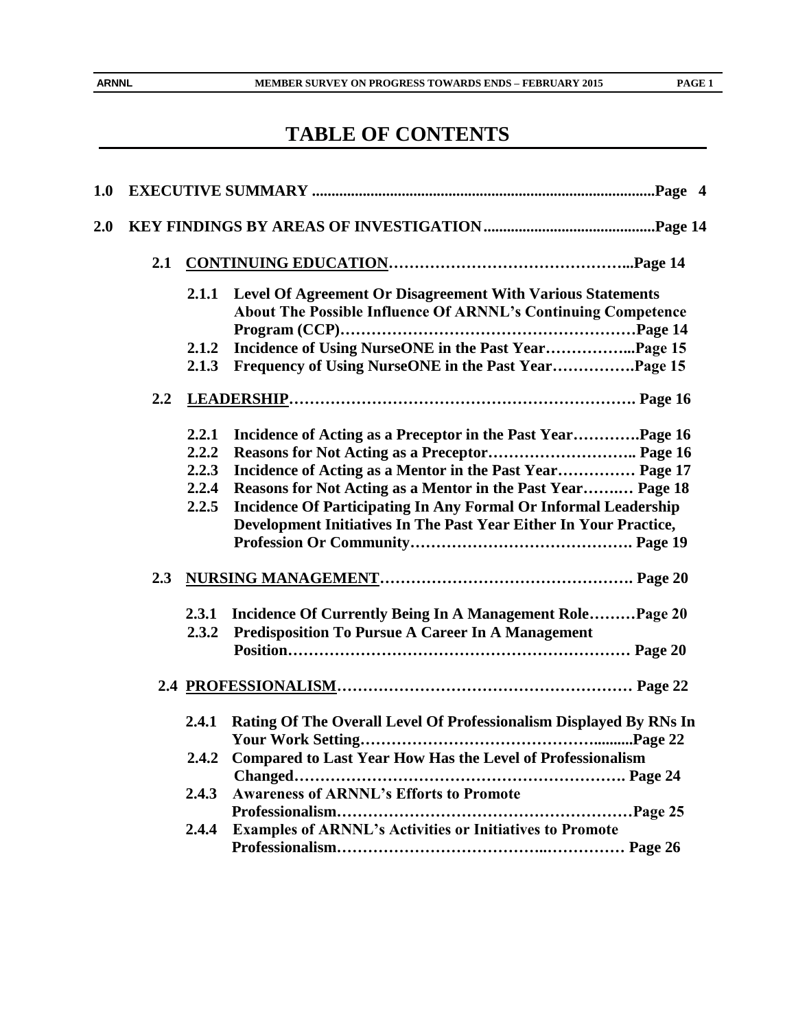# TABLE OF CONTENTS

**1.0 EXECUTIVE SUMMARY ........................................................................................Page 4**

**2.0 KEY FINDINGS BY AREAS OF INVESTIGATION............................................Page 14**

**2.1 <u>CONTINUING EDUCATION</u>……………………………………...Page 14**

- **2.1.1 Level Of Agreement Or Disagreement With Various Statements About The Possible Influence Of ARNNL's Continuing Competence Program (CCP)…………………………………………………Page 14**
- **2.1.2 Incidence of Using NurseONE in the Past Year……………...Page 15**
- **2.1.3 Frequency of Using NurseONE in the Past Year…………….Page 15**

**2.2 <u>LEADERSHIP</u>…………………………………………………………. Page 16**

- **2.2.1 Incidence of Acting as a Preceptor in the Past Year………….Page 16**
- **2.2.2 Reasons for Not Acting as a Preceptor……………………….. Page 16**
- **2.2.3 Incidence of Acting as a Mentor in the Past Year…………… Page 17**
- **2.2.4 Reasons for Not Acting as a Mentor in the Past Year….…… Page 18**
- **2.2.5 Incidence Of Participating In Any Formal Or Informal Leadership Development Initiatives In The Past Year Either In Your Practice, Profession Or Community……………………………………. Page 19**

**2.3 <u>NURSING MANAGEMENT</u>………………………………………. Page 20**

- **2.3.1 Incidence Of Currently Being In A Management Role………Page 20**
- **2.3.2 Predisposition To Pursue A Career In A Management Position………………………………………………………… Page 20**

**2.4 <u>PROFESSIONALISM</u>………………………………………………. Page 22**

- **2.4.1 Rating Of The Overall Level Of Professionalism Displayed By RNs In Your Work Setting……………………………………..........Page 22**
- **2.4.2 Compared to Last Year How Has the Level of Professionalism Changed………………………………………………………. Page 24**
- **2.4.3 Awareness of ARNNL's Efforts to Promote Professionalism………………………………………………Page 25**
- **2.4.4 Examples of ARNNL's Activities or Initiatives to Promote Professionalism…………………………..…………… Page 26**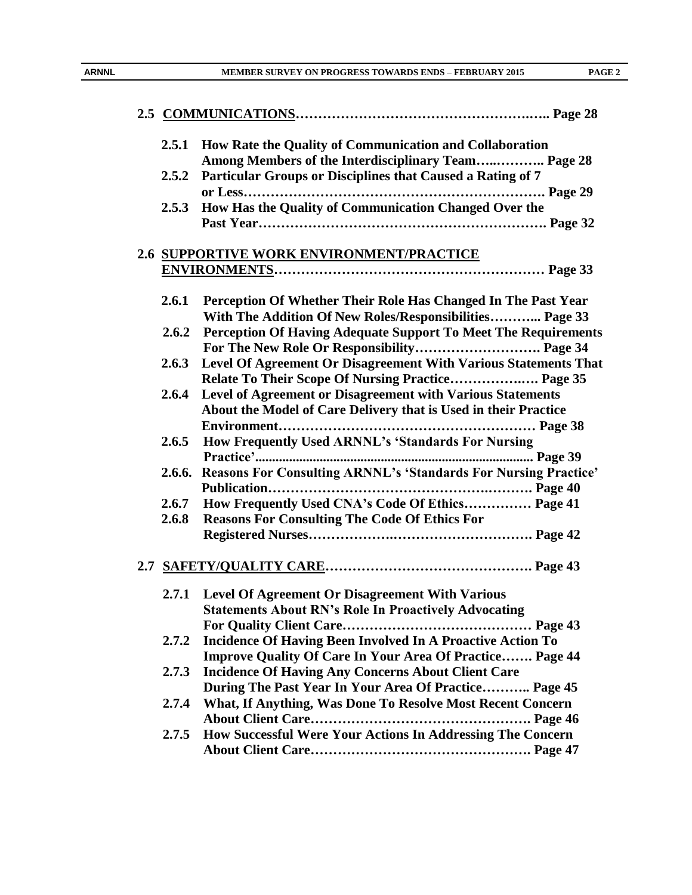**2.5 <u>COMMUNICATIONS</u>……………………………………………….….. Page 28**

- **2.5.1 How Rate the Quality of Communication and Collaboration Among Members of the Interdisciplinary Team…..……….. Page 28**
- **2.5.2 Particular Groups or Disciplines that Caused a Rating of 7 or Less………………………………………………………. Page 29**
- **2.5.3 How Has the Quality of Communication Changed Over the Past Year……………………………………………………. Page 32**

**2.6 <u>SUPPORTIVE WORK ENVIRONMENT/PRACTICE ENVIRONMENTS</u>………………………………………………… Page 33**

- **2.6.1 Perception Of Whether Their Role Has Changed In The Past Year With The Addition Of New Roles/Responsibilities………... Page 33**
- **2.6.2 Perception Of Having Adequate Support To Meet The Requirements For The New Role Or Responsibility………………………. Page 34**
- **2.6.3 Level Of Agreement Or Disagreement With Various Statements That Relate To Their Scope Of Nursing Practice……………..… Page 35**
- **2.6.4 Level of Agreement or Disagreement with Various Statements About the Model of Care Delivery that is Used in their Practice Environment………………………………………………… Page 38**
- **2.6.5 How Frequently Used ARNNL's 'Standards For Nursing Practice'.................................................................................. Page 39**
- **2.6.6. Reasons For Consulting ARNNL's 'Standards For Nursing Practice' Publication………………………………………….………. Page 40**
- **2.6.7 How Frequently Used CNA's Code Of Ethics…………… Page 41**
- **2.6.8 Reasons For Consulting The Code Of Ethics For Registered Nurses……………..………………………. Page 42**

**2.7 <u>SAFETY/QUALITY CARE</u>………………………………………. Page 43**

- **2.7.1 Level Of Agreement Or Disagreement With Various Statements About RN's Role In Proactively Advocating For Quality Client Care…………………………………… Page 43**
- **2.7.2 Incidence Of Having Been Involved In A Proactive Action To Improve Quality Of Care In Your Area Of Practice……. Page 44**
- **2.7.3 Incidence Of Having Any Concerns About Client Care During The Past Year In Your Area Of Practice……….. Page 45**
- **2.7.4 What, If Anything, Was Done To Resolve Most Recent Concern About Client Care…………………………………………. Page 46**
- **2.7.5 How Successful Were Your Actions In Addressing The Concern About Client Care…………………………………………. Page 47**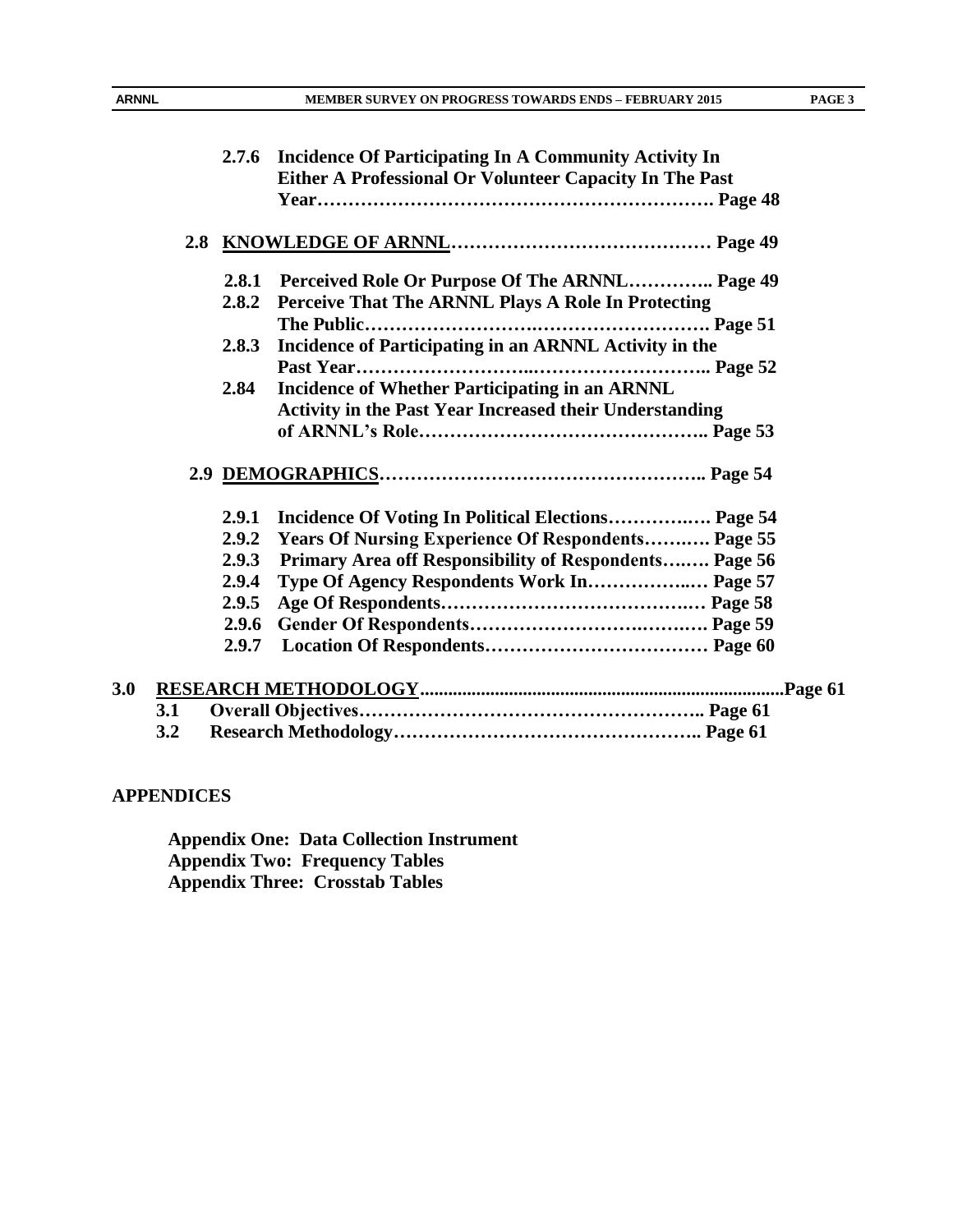**2.7.6 Incidence Of Participating In A Community Activity In Either A Professional Or Volunteer Capacity In The Past Year……………………………………………………. Page 48**

**2.8 <u>KNOWLEDGE OF ARNNL</u>…………………………………… Page 49**

**2.8.1 Perceived Role Or Purpose Of The ARNNL………….. Page 49**
**2.8.2 Perceive That The ARNNL Plays A Role In Protecting The Public………………………………………………. Page 51**
**2.8.3 Incidence of Participating in an ARNNL Activity in the Past Year……………………………………………….. Page 52**
**2.84 Incidence of Whether Participating in an ARNNL Activity in the Past Year Increased their Understanding of ARNNL's Role……………………………………….. Page 53**

**2.9 <u>DEMOGRAPHICS</u>………………………………………….. Page 54**

**2.9.1 Incidence Of Voting In Political Elections…………..…. Page 54**
**2.9.2 Years Of Nursing Experience Of Respondents…….…. Page 55**
**2.9.3 Primary Area off Responsibility of Respondents….…. Page 56**
**2.9.4 Type Of Agency Respondents Work In…………….… Page 57**
**2.9.5 Age Of Respondents…………………………………… Page 58**
**2.9.6 Gender Of Respondents………………………………. Page 59**
**2.9.7 Location Of Respondents……………………………… Page 60**

**3.0 <u>RESEARCH METHODOLOGY</u>..............................................................................Page 61**

**3.1 Overall Objectives……………………………………………….. Page 61**
**3.2 Research Methodology………………………………………….. Page 61**

**APPENDICES**

**Appendix One: Data Collection Instrument**
**Appendix Two: Frequency Tables**
**Appendix Three: Crosstab Tables**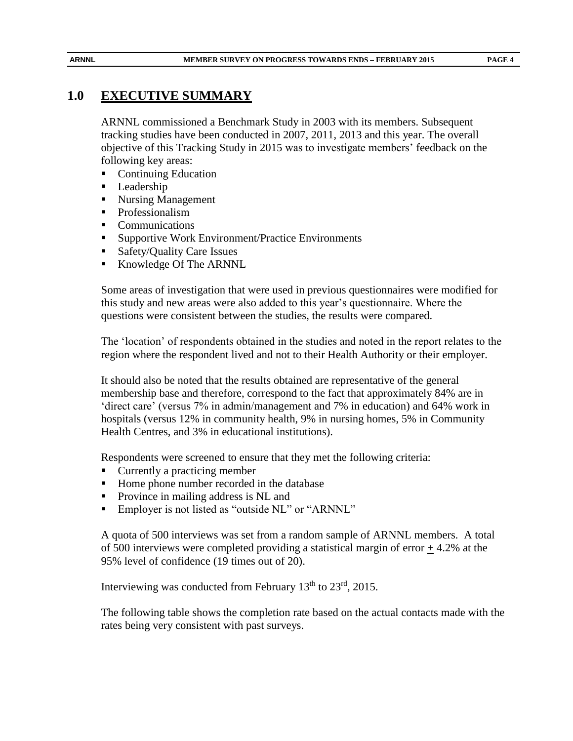# 1.0 EXECUTIVE SUMMARY

ARNNL commissioned a Benchmark Study in 2003 with its members. Subsequent tracking studies have been conducted in 2007, 2011, 2013 and this year. The overall objective of this Tracking Study in 2015 was to investigate members' feedback on the following key areas:

- Continuing Education
- Leadership
- Nursing Management
- Professionalism
- Communications
- Supportive Work Environment/Practice Environments
- Safety/Quality Care Issues
- Knowledge Of The ARNNL

Some areas of investigation that were used in previous questionnaires were modified for this study and new areas were also added to this year's questionnaire. Where the questions were consistent between the studies, the results were compared.

The 'location' of respondents obtained in the studies and noted in the report relates to the region where the respondent lived and not to their Health Authority or their employer.

It should also be noted that the results obtained are representative of the general membership base and therefore, correspond to the fact that approximately 84% are in 'direct care' (versus 7% in admin/management and 7% in education) and 64% work in hospitals (versus 12% in community health, 9% in nursing homes, 5% in Community Health Centres, and 3% in educational institutions).

Respondents were screened to ensure that they met the following criteria:

- Currently a practicing member
- Home phone number recorded in the database
- Province in mailing address is NL and
- Employer is not listed as "outside NL" or "ARNNL"

A quota of 500 interviews was set from a random sample of ARNNL members. A total of 500 interviews were completed providing a statistical margin of error $\pm$ 4.2% at the 95% level of confidence (19 times out of 20).

Interviewing was conducted from February 13th to 23rd, 2015.

The following table shows the completion rate based on the actual contacts made with the rates being very consistent with past surveys.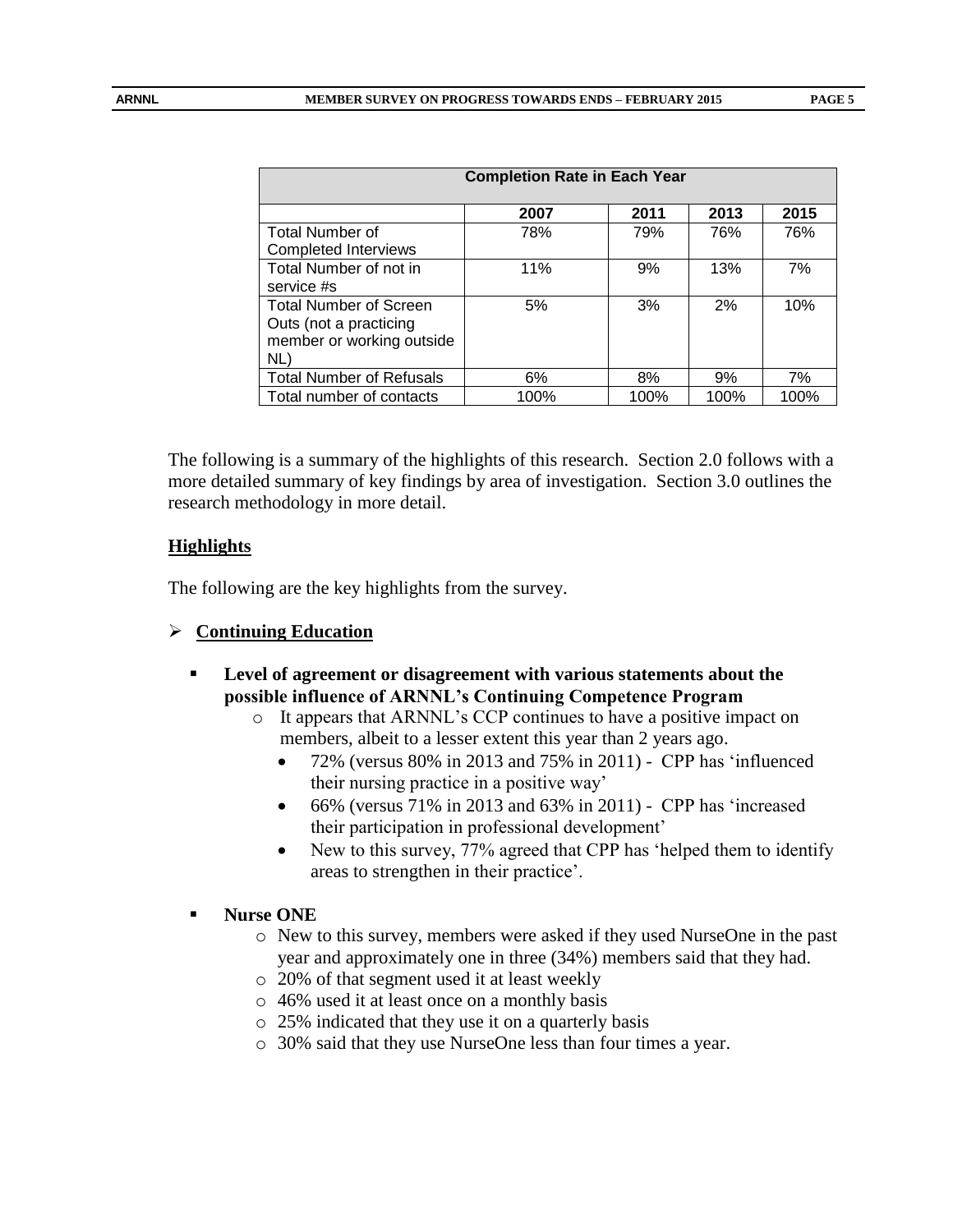| Completion Rate in Each Year | | | | |
|---|---|---|---|---|
| | 2007 | 2011 | 2013 | 2015 |
| Total Number of Completed Interviews | 78% | 79% | 76% | 76% |
| Total Number of not in service #s | 11% | 9% | 13% | 7% |
| Total Number of Screen Outs (not a practicing member or working outside NL) | 5% | 3% | 2% | 10% |
| Total Number of Refusals | 6% | 8% | 9% | 7% |
| Total number of contacts | 100% | 100% | 100% | 100% |

The following is a summary of the highlights of this research. Section 2.0 follows with a more detailed summary of key findings by area of investigation. Section 3.0 outlines the research methodology in more detail.

## Highlights

The following are the key highlights from the survey.

- **Continuing Education**
  - **Level of agreement or disagreement with various statements about the possible influence of ARNNL's Continuing Competence Program**
    - It appears that ARNNL's CCP continues to have a positive impact on members, albeit to a lesser extent this year than 2 years ago.
      - 72% (versus 80% in 2013 and 75% in 2011) - CPP has 'influenced their nursing practice in a positive way'
      - 66% (versus 71% in 2013 and 63% in 2011) - CPP has 'increased their participation in professional development'
      - New to this survey, 77% agreed that CPP has 'helped them to identify areas to strengthen in their practice'.
  - **Nurse ONE**
    - New to this survey, members were asked if they used NurseOne in the past year and approximately one in three (34%) members said that they had.
    - 20% of that segment used it at least weekly
    - 46% used it at least once on a monthly basis
    - 25% indicated that they use it on a quarterly basis
    - 30% said that they use NurseOne less than four times a year.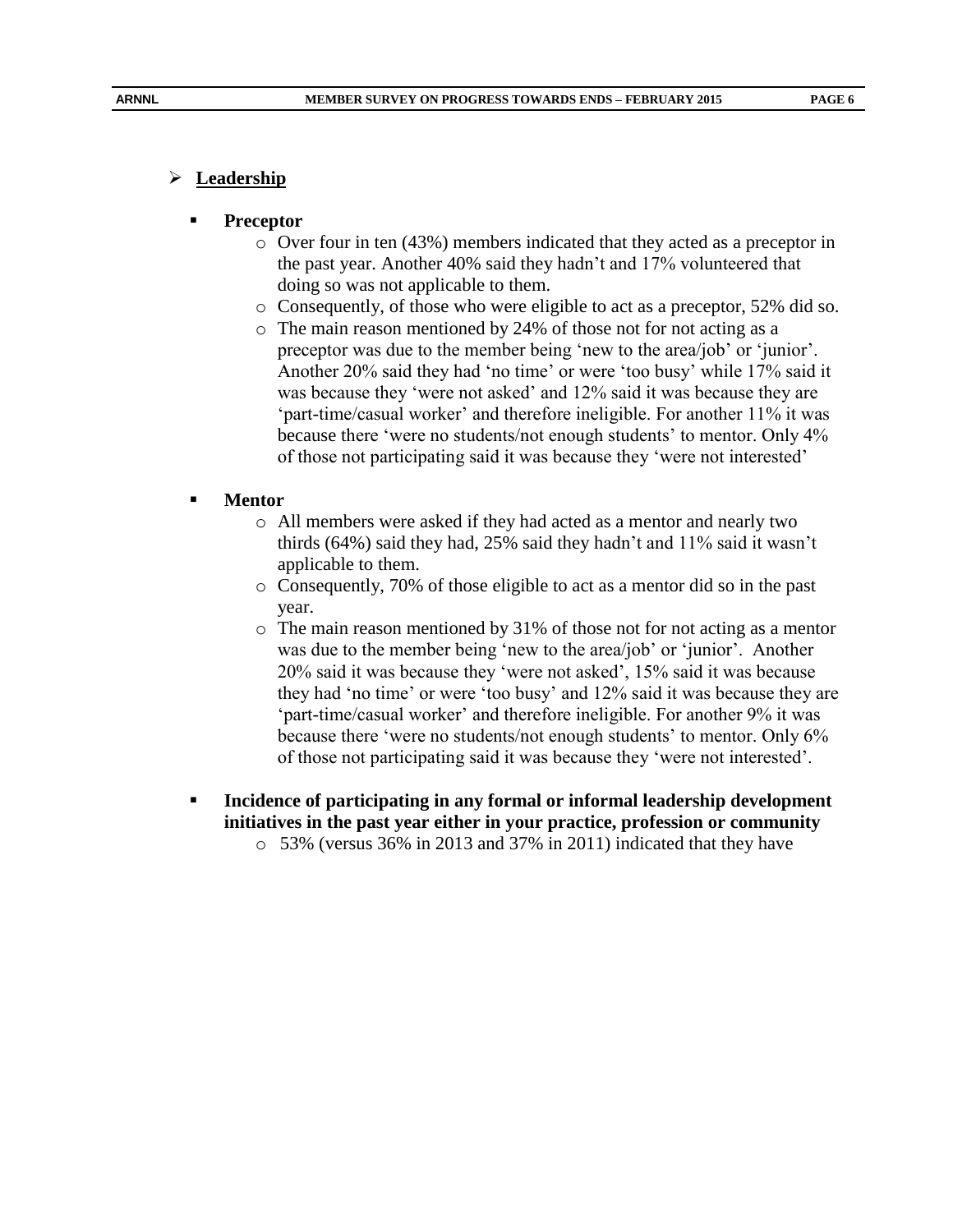## Leadership

- **Preceptor**
  - Over four in ten (43%) members indicated that they acted as a preceptor in the past year. Another 40% said they hadn't and 17% volunteered that doing so was not applicable to them.
  - Consequently, of those who were eligible to act as a preceptor, 52% did so.
  - The main reason mentioned by 24% of those not for not acting as a preceptor was due to the member being 'new to the area/job' or 'junior'. Another 20% said they had 'no time' or were 'too busy' while 17% said it was because they 'were not asked' and 12% said it was because they are 'part-time/casual worker' and therefore ineligible. For another 11% it was because there 'were no students/not enough students' to mentor. Only 4% of those not participating said it was because they 'were not interested'

- **Mentor**
  - All members were asked if they had acted as a mentor and nearly two thirds (64%) said they had, 25% said they hadn't and 11% said it wasn't applicable to them.
  - Consequently, 70% of those eligible to act as a mentor did so in the past year.
  - The main reason mentioned by 31% of those not for not acting as a mentor was due to the member being 'new to the area/job' or 'junior'. Another 20% said it was because they 'were not asked', 15% said it was because they had 'no time' or were 'too busy' and 12% said it was because they are 'part-time/casual worker' and therefore ineligible. For another 9% it was because there 'were no students/not enough students' to mentor. Only 6% of those not participating said it was because they 'were not interested'.

- **Incidence of participating in any formal or informal leadership development initiatives in the past year either in your practice, profession or community**
  - 53% (versus 36% in 2013 and 37% in 2011) indicated that they have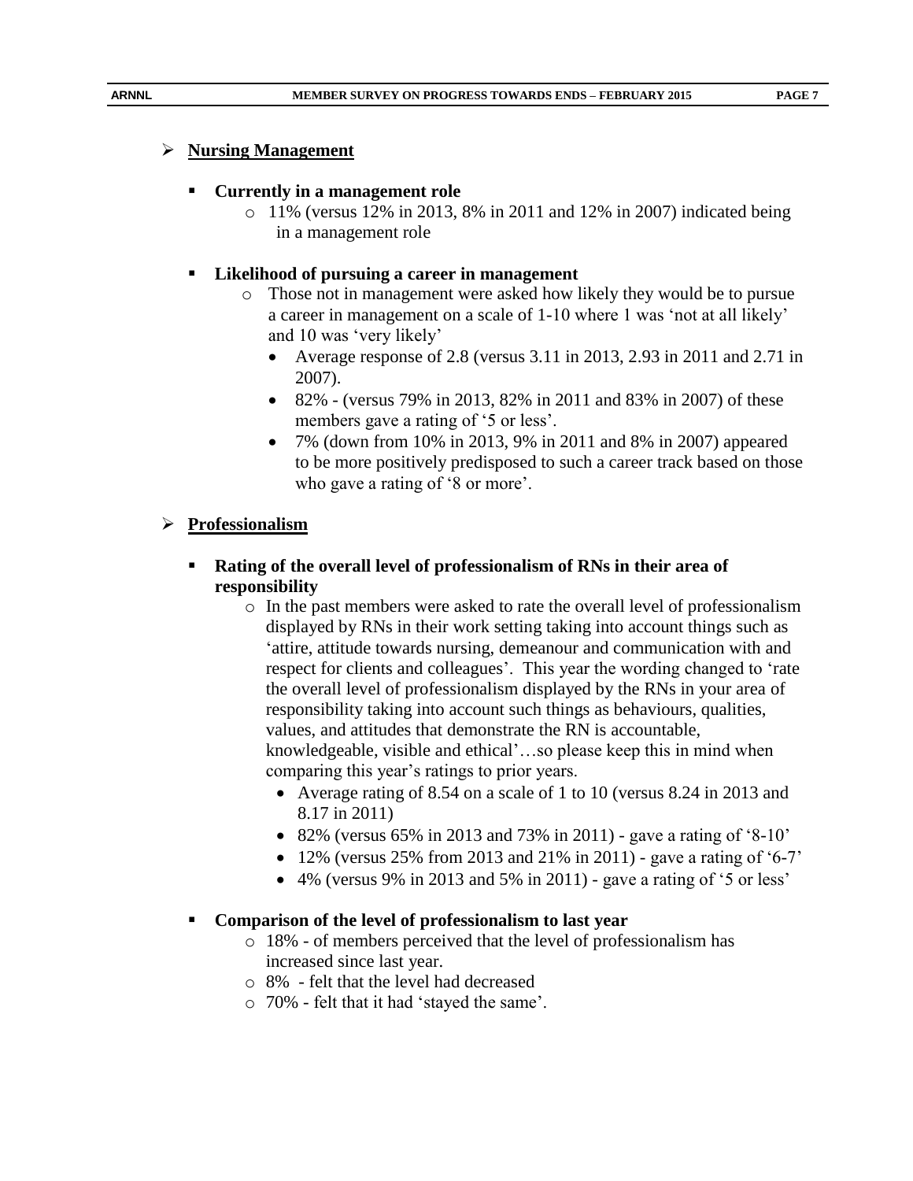- **Nursing Management**

  - **Currently in a management role**
    - 11% (versus 12% in 2013, 8% in 2011 and 12% in 2007) indicated being in a management role

  - **Likelihood of pursuing a career in management**
    - Those not in management were asked how likely they would be to pursue a career in management on a scale of 1-10 where 1 was 'not at all likely' and 10 was 'very likely'
      - Average response of 2.8 (versus 3.11 in 2013, 2.93 in 2011 and 2.71 in 2007).
      - 82% - (versus 79% in 2013, 82% in 2011 and 83% in 2007) of these members gave a rating of '5 or less'.
      - 7% (down from 10% in 2013, 9% in 2011 and 8% in 2007) appeared to be more positively predisposed to such a career track based on those who gave a rating of '8 or more'.

- **Professionalism**

  - **Rating of the overall level of professionalism of RNs in their area of responsibility**
    - In the past members were asked to rate the overall level of professionalism displayed by RNs in their work setting taking into account things such as 'attire, attitude towards nursing, demeanour and communication with and respect for clients and colleagues'. This year the wording changed to 'rate the overall level of professionalism displayed by the RNs in your area of responsibility taking into account such things as behaviours, qualities, values, and attitudes that demonstrate the RN is accountable, knowledgeable, visible and ethical'…so please keep this in mind when comparing this year's ratings to prior years.
      - Average rating of 8.54 on a scale of 1 to 10 (versus 8.24 in 2013 and 8.17 in 2011)
      - 82% (versus 65% in 2013 and 73% in 2011) - gave a rating of '8-10'
      - 12% (versus 25% from 2013 and 21% in 2011) - gave a rating of '6-7'
      - 4% (versus 9% in 2013 and 5% in 2011) - gave a rating of '5 or less'

  - **Comparison of the level of professionalism to last year**
    - 18% - of members perceived that the level of professionalism has increased since last year.
    - 8% - felt that the level had decreased
    - 70% - felt that it had 'stayed the same'.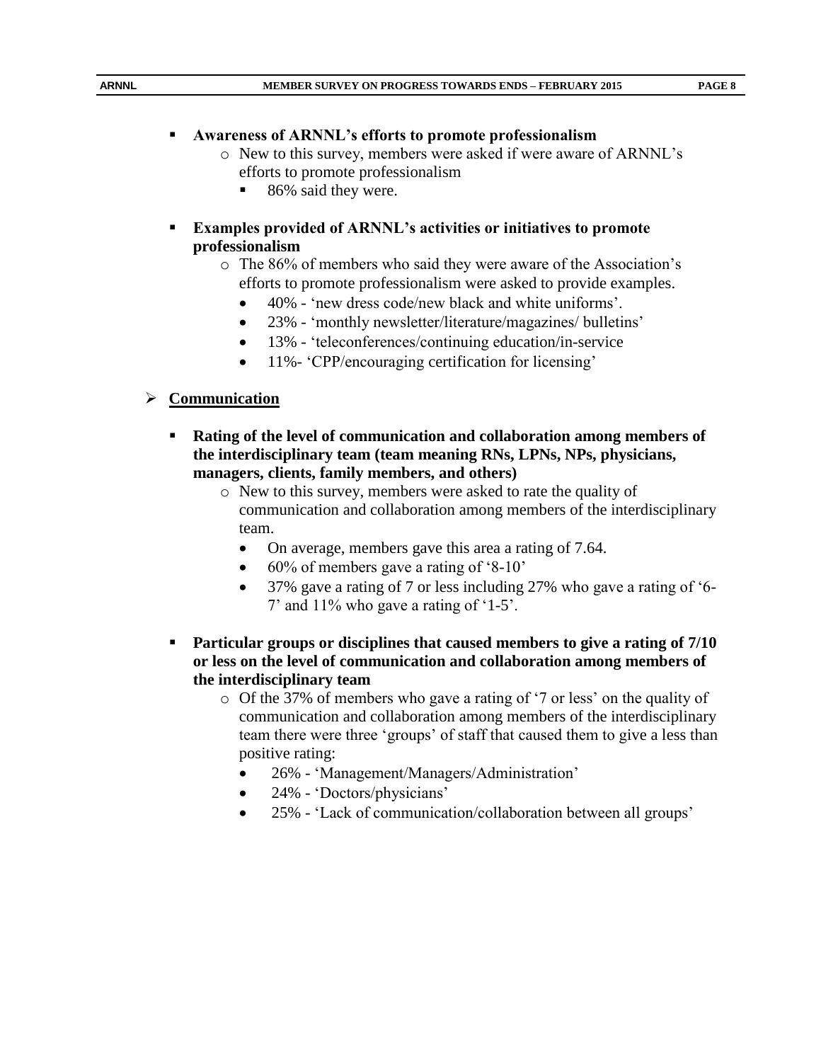- **Awareness of ARNNL's efforts to promote professionalism**
  - New to this survey, members were asked if were aware of ARNNL's efforts to promote professionalism
    - 86% said they were.

- **Examples provided of ARNNL's activities or initiatives to promote professionalism**
  - The 86% of members who said they were aware of the Association's efforts to promote professionalism were asked to provide examples.
    - 40% - 'new dress code/new black and white uniforms'.
    - 23% - 'monthly newsletter/literature/magazines/ bulletins'
    - 13% - 'teleconferences/continuing education/in-service
    - 11%- 'CPP/encouraging certification for licensing'

## Communication

- **Rating of the level of communication and collaboration among members of the interdisciplinary team (team meaning RNs, LPNs, NPs, physicians, managers, clients, family members, and others)**
  - New to this survey, members were asked to rate the quality of communication and collaboration among members of the interdisciplinary team.
    - On average, members gave this area a rating of 7.64.
    - 60% of members gave a rating of '8-10'
    - 37% gave a rating of 7 or less including 27% who gave a rating of '6-7' and 11% who gave a rating of '1-5'.

- **Particular groups or disciplines that caused members to give a rating of 7/10 or less on the level of communication and collaboration among members of the interdisciplinary team**
  - Of the 37% of members who gave a rating of '7 or less' on the quality of communication and collaboration among members of the interdisciplinary team there were three 'groups' of staff that caused them to give a less than positive rating:
    - 26% - 'Management/Managers/Administration'
    - 24% - 'Doctors/physicians'
    - 25% - 'Lack of communication/collaboration between all groups'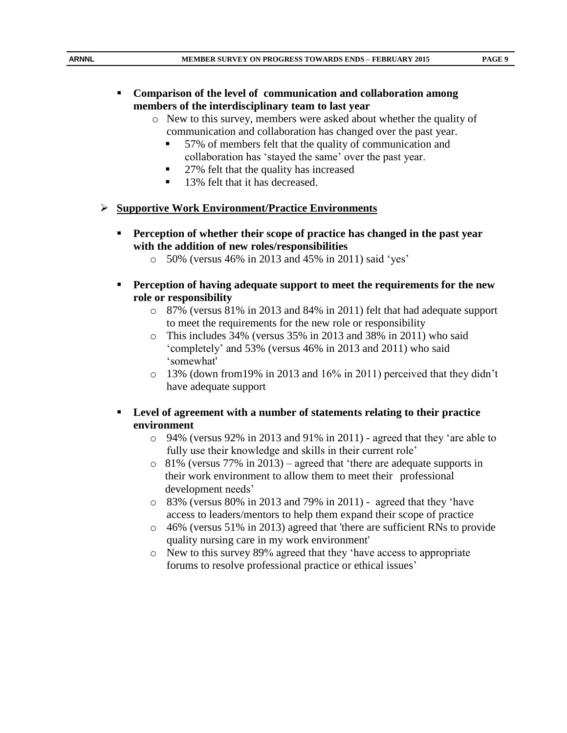- **Comparison of the level of communication and collaboration among members of the interdisciplinary team to last year**
  - New to this survey, members were asked about whether the quality of communication and collaboration has changed over the past year.
    - 57% of members felt that the quality of communication and collaboration has 'stayed the same' over the past year.
    - 27% felt that the quality has increased
    - 13% felt that it has decreased.

- **Supportive Work Environment/Practice Environments**

  - **Perception of whether their scope of practice has changed in the past year with the addition of new roles/responsibilities**
    - 50% (versus 46% in 2013 and 45% in 2011) said 'yes'

  - **Perception of having adequate support to meet the requirements for the new role or responsibility**
    - 87% (versus 81% in 2013 and 84% in 2011) felt that had adequate support to meet the requirements for the new role or responsibility
    - This includes 34% (versus 35% in 2013 and 38% in 2011) who said 'completely' and 53% (versus 46% in 2013 and 2011) who said 'somewhat'
    - 13% (down from19% in 2013 and 16% in 2011) perceived that they didn't have adequate support

  - **Level of agreement with a number of statements relating to their practice environment**
    - 94% (versus 92% in 2013 and 91% in 2011) - agreed that they 'are able to fully use their knowledge and skills in their current role'
    - 81% (versus 77% in 2013) – agreed that 'there are adequate supports in their work environment to allow them to meet their professional development needs'
    - 83% (versus 80% in 2013 and 79% in 2011) - agreed that they 'have access to leaders/mentors to help them expand their scope of practice
    - 46% (versus 51% in 2013) agreed that 'there are sufficient RNs to provide quality nursing care in my work environment'
    - New to this survey 89% agreed that they 'have access to appropriate forums to resolve professional practice or ethical issues'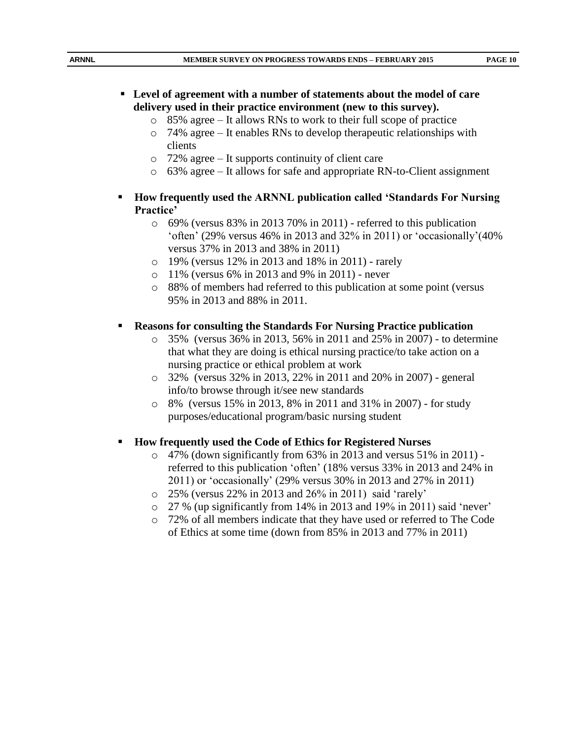- **Level of agreement with a number of statements about the model of care delivery used in their practice environment (new to this survey).**
  - 85% agree – It allows RNs to work to their full scope of practice
  - 74% agree – It enables RNs to develop therapeutic relationships with clients
  - 72% agree – It supports continuity of client care
  - 63% agree – It allows for safe and appropriate RN-to-Client assignment

- **How frequently used the ARNNL publication called 'Standards For Nursing Practice'**
  - 69% (versus 83% in 2013 70% in 2011) - referred to this publication 'often' (29% versus 46% in 2013 and 32% in 2011) or 'occasionally'(40% versus 37% in 2013 and 38% in 2011)
  - 19% (versus 12% in 2013 and 18% in 2011) - rarely
  - 11% (versus 6% in 2013 and 9% in 2011) - never
  - 88% of members had referred to this publication at some point (versus 95% in 2013 and 88% in 2011.

- **Reasons for consulting the Standards For Nursing Practice publication**
  - 35% (versus 36% in 2013, 56% in 2011 and 25% in 2007) - to determine that what they are doing is ethical nursing practice/to take action on a nursing practice or ethical problem at work
  - 32% (versus 32% in 2013, 22% in 2011 and 20% in 2007) - general info/to browse through it/see new standards
  - 8% (versus 15% in 2013, 8% in 2011 and 31% in 2007) - for study purposes/educational program/basic nursing student

- **How frequently used the Code of Ethics for Registered Nurses**
  - 47% (down significantly from 63% in 2013 and versus 51% in 2011) - referred to this publication 'often' (18% versus 33% in 2013 and 24% in 2011) or 'occasionally' (29% versus 30% in 2013 and 27% in 2011)
  - 25% (versus 22% in 2013 and 26% in 2011) said 'rarely'
  - 27 % (up significantly from 14% in 2013 and 19% in 2011) said 'never'
  - 72% of all members indicate that they have used or referred to The Code of Ethics at some time (down from 85% in 2013 and 77% in 2011)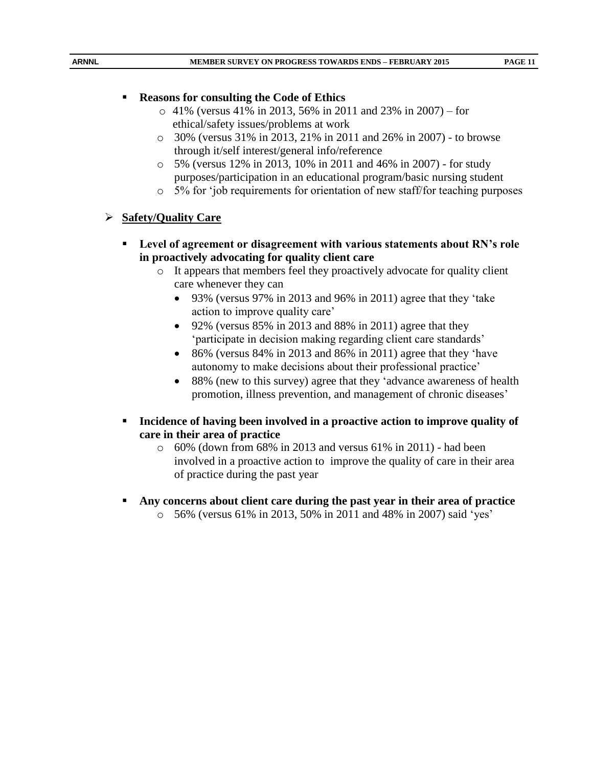- **Reasons for consulting the Code of Ethics**
  - 41% (versus 41% in 2013, 56% in 2011 and 23% in 2007) – for ethical/safety issues/problems at work
  - 30% (versus 31% in 2013, 21% in 2011 and 26% in 2007) - to browse through it/self interest/general info/reference
  - 5% (versus 12% in 2013, 10% in 2011 and 46% in 2007) - for study purposes/participation in an educational program/basic nursing student
  - 5% for 'job requirements for orientation of new staff/for teaching purposes

## Safety/Quality Care

- **Level of agreement or disagreement with various statements about RN's role in proactively advocating for quality client care**
  - It appears that members feel they proactively advocate for quality client care whenever they can
    - 93% (versus 97% in 2013 and 96% in 2011) agree that they 'take action to improve quality care'
    - 92% (versus 85% in 2013 and 88% in 2011) agree that they 'participate in decision making regarding client care standards'
    - 86% (versus 84% in 2013 and 86% in 2011) agree that they 'have autonomy to make decisions about their professional practice'
    - 88% (new to this survey) agree that they 'advance awareness of health promotion, illness prevention, and management of chronic diseases'

- **Incidence of having been involved in a proactive action to improve quality of care in their area of practice**
  - 60% (down from 68% in 2013 and versus 61% in 2011) - had been involved in a proactive action to improve the quality of care in their area of practice during the past year

- **Any concerns about client care during the past year in their area of practice**
  - 56% (versus 61% in 2013, 50% in 2011 and 48% in 2007) said 'yes'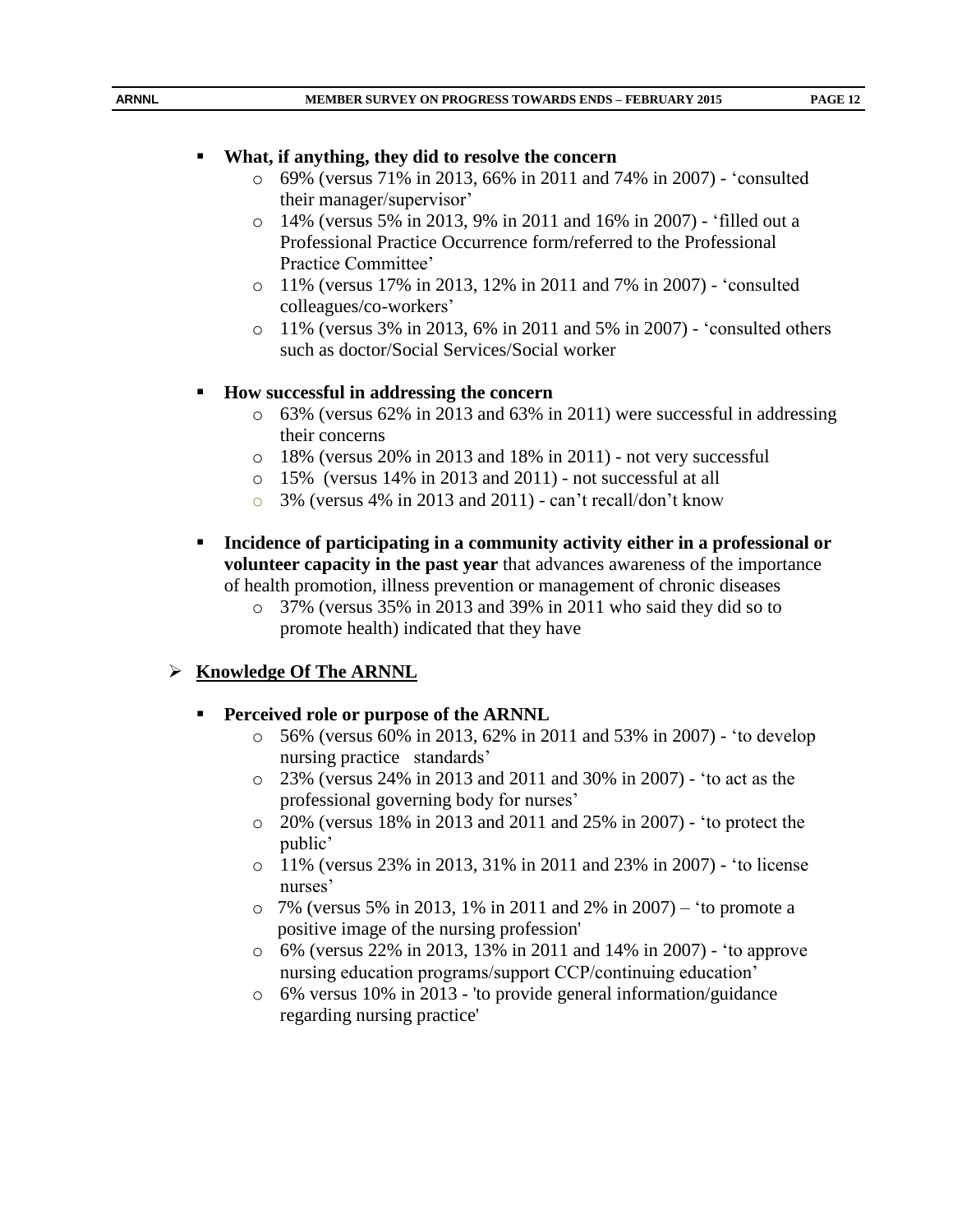- **What, if anything, they did to resolve the concern**
  - 69% (versus 71% in 2013, 66% in 2011 and 74% in 2007) - 'consulted their manager/supervisor'
  - 14% (versus 5% in 2013, 9% in 2011 and 16% in 2007) - 'filled out a Professional Practice Occurrence form/referred to the Professional Practice Committee'
  - 11% (versus 17% in 2013, 12% in 2011 and 7% in 2007) - 'consulted colleagues/co-workers'
  - 11% (versus 3% in 2013, 6% in 2011 and 5% in 2007) - 'consulted others such as doctor/Social Services/Social worker

- **How successful in addressing the concern**
  - 63% (versus 62% in 2013 and 63% in 2011) were successful in addressing their concerns
  - 18% (versus 20% in 2013 and 18% in 2011) - not very successful
  - 15% (versus 14% in 2013 and 2011) - not successful at all
  - 3% (versus 4% in 2013 and 2011) - can't recall/don't know

- **Incidence of participating in a community activity either in a professional or volunteer capacity in the past year** that advances awareness of the importance of health promotion, illness prevention or management of chronic diseases
  - 37% (versus 35% in 2013 and 39% in 2011 who said they did so to promote health) indicated that they have

## Knowledge Of The ARNNL

- **Perceived role or purpose of the ARNNL**
  - 56% (versus 60% in 2013, 62% in 2011 and 53% in 2007) - 'to develop nursing practice standards'
  - 23% (versus 24% in 2013 and 2011 and 30% in 2007) - 'to act as the professional governing body for nurses'
  - 20% (versus 18% in 2013 and 2011 and 25% in 2007) - 'to protect the public'
  - 11% (versus 23% in 2013, 31% in 2011 and 23% in 2007) - 'to license nurses'
  - 7% (versus 5% in 2013, 1% in 2011 and 2% in 2007) – 'to promote a positive image of the nursing profession'
  - 6% (versus 22% in 2013, 13% in 2011 and 14% in 2007) - 'to approve nursing education programs/support CCP/continuing education'
  - 6% versus 10% in 2013 - 'to provide general information/guidance regarding nursing practice'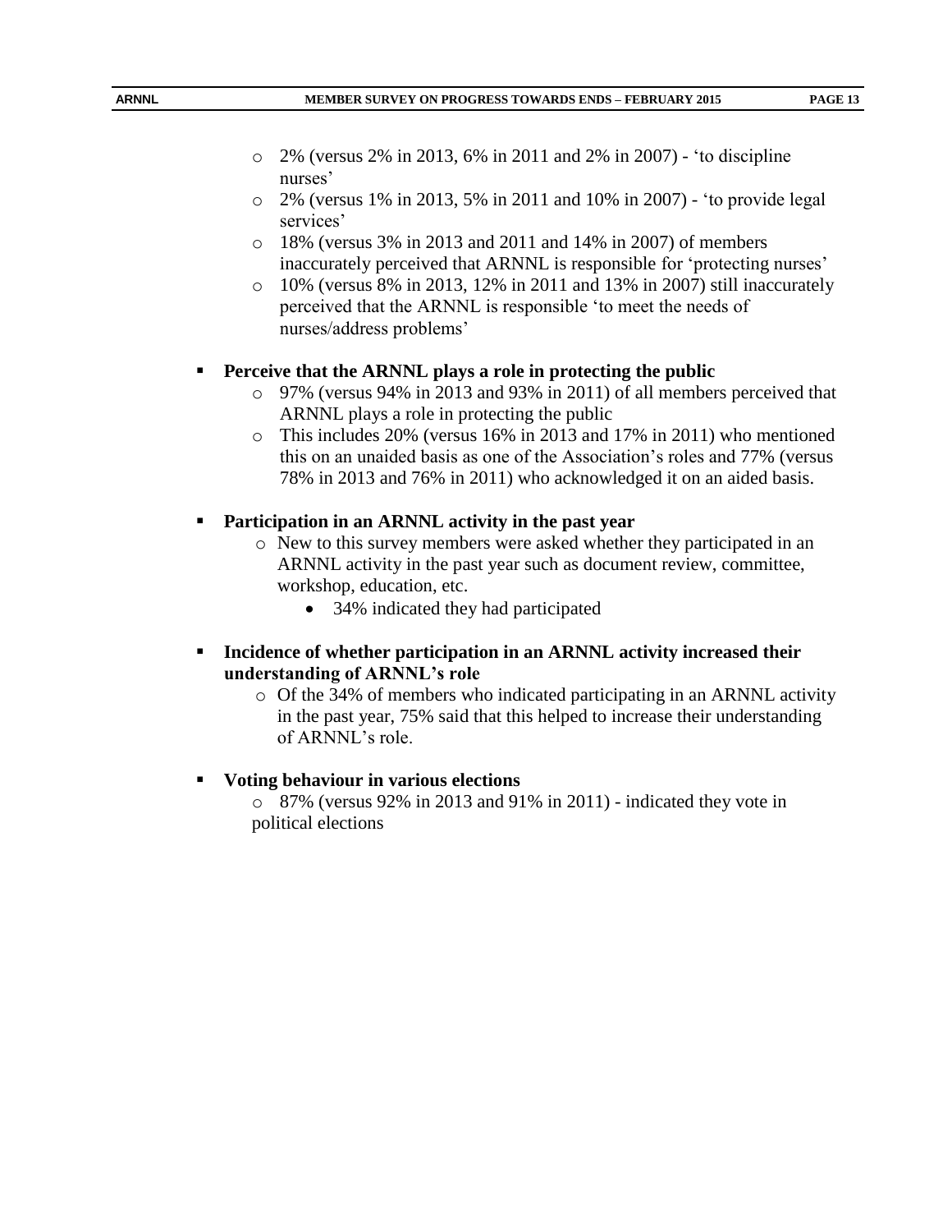- 2% (versus 2% in 2013, 6% in 2011 and 2% in 2007) - 'to discipline nurses'
  - 2% (versus 1% in 2013, 5% in 2011 and 10% in 2007) - 'to provide legal services'
  - 18% (versus 3% in 2013 and 2011 and 14% in 2007) of members inaccurately perceived that ARNNL is responsible for 'protecting nurses'
  - 10% (versus 8% in 2013, 12% in 2011 and 13% in 2007) still inaccurately perceived that the ARNNL is responsible 'to meet the needs of nurses/address problems'

- **Perceive that the ARNNL plays a role in protecting the public**
  - 97% (versus 94% in 2013 and 93% in 2011) of all members perceived that ARNNL plays a role in protecting the public
  - This includes 20% (versus 16% in 2013 and 17% in 2011) who mentioned this on an unaided basis as one of the Association's roles and 77% (versus 78% in 2013 and 76% in 2011) who acknowledged it on an aided basis.

- **Participation in an ARNNL activity in the past year**
  - New to this survey members were asked whether they participated in an ARNNL activity in the past year such as document review, committee, workshop, education, etc.
    - 34% indicated they had participated

- **Incidence of whether participation in an ARNNL activity increased their understanding of ARNNL's role**
  - Of the 34% of members who indicated participating in an ARNNL activity in the past year, 75% said that this helped to increase their understanding of ARNNL's role.

- **Voting behaviour in various elections**
  - 87% (versus 92% in 2013 and 91% in 2011) - indicated they vote in political elections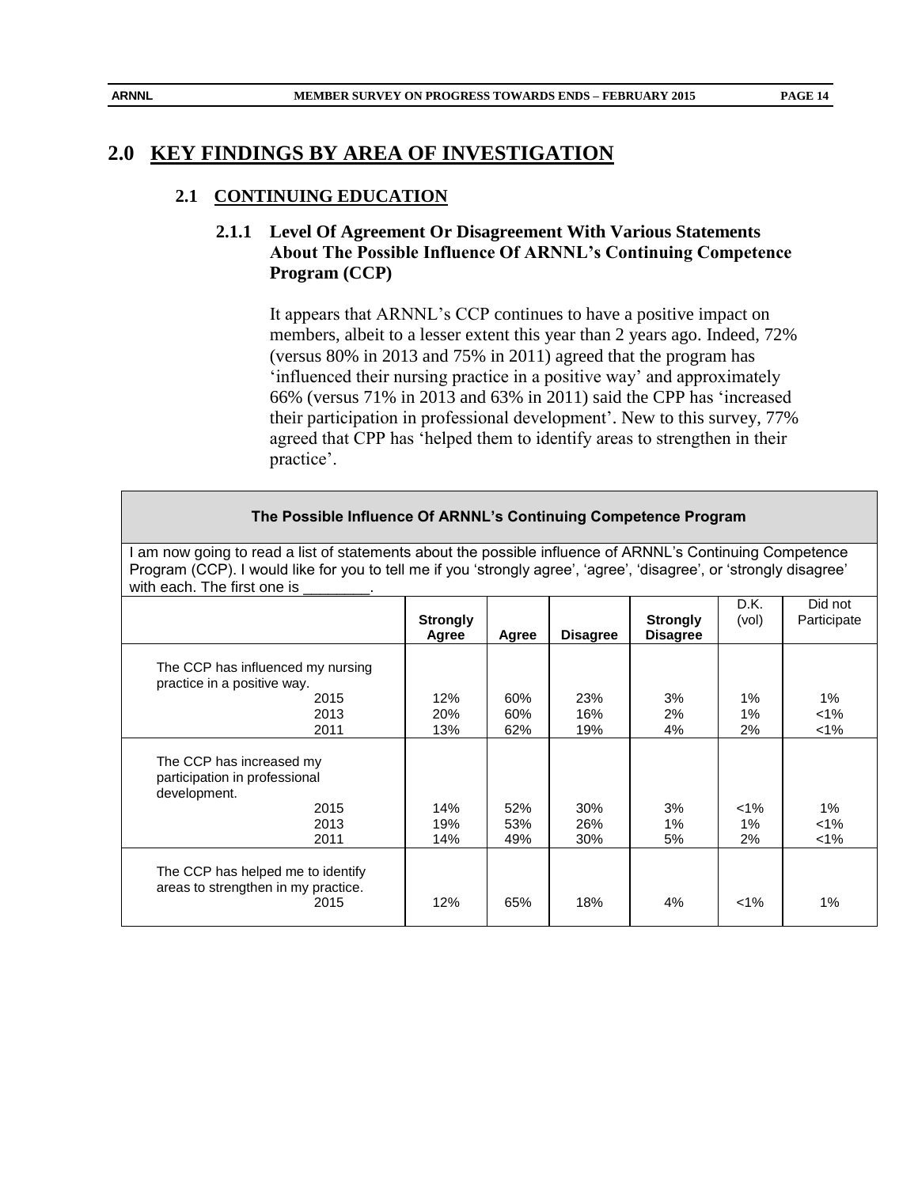# 2.0 KEY FINDINGS BY AREA OF INVESTIGATION

## 2.1 CONTINUING EDUCATION

### 2.1.1 Level Of Agreement Or Disagreement With Various Statements About The Possible Influence Of ARNNL's Continuing Competence Program (CCP)

It appears that ARNNL's CCP continues to have a positive impact on members, albeit to a lesser extent this year than 2 years ago. Indeed, 72% (versus 80% in 2013 and 75% in 2011) agreed that the program has 'influenced their nursing practice in a positive way' and approximately 66% (versus 71% in 2013 and 63% in 2011) said the CPP has 'increased their participation in professional development'. New to this survey, 77% agreed that CPP has 'helped them to identify areas to strengthen in their practice'.

**The Possible Influence Of ARNNL's Continuing Competence Program**

I am now going to read a list of statements about the possible influence of ARNNL's Continuing Competence Program (CCP). I would like for you to tell me if you 'strongly agree', 'agree', 'disagree', or 'strongly disagree' with each. The first one is ________.

| | Strongly Agree | Agree | Disagree | Strongly Disagree | D.K. (vol) | Did not Participate |
|---|---|---|---|---|---|---|
| The CCP has influenced my nursing practice in a positive way. | | | | | | |
| 2015 | 12% | 60% | 23% | 3% | 1% | 1% |
| 2013 | 20% | 60% | 16% | 2% | 1% | <1% |
| 2011 | 13% | 62% | 19% | 4% | 2% | <1% |
| The CCP has increased my participation in professional development. | | | | | | |
| 2015 | 14% | 52% | 30% | 3% | <1% | 1% |
| 2013 | 19% | 53% | 26% | 1% | 1% | <1% |
| 2011 | 14% | 49% | 30% | 5% | 2% | <1% |
| The CCP has helped me to identify areas to strengthen in my practice. | | | | | | |
| 2015 | 12% | 65% | 18% | 4% | <1% | 1% |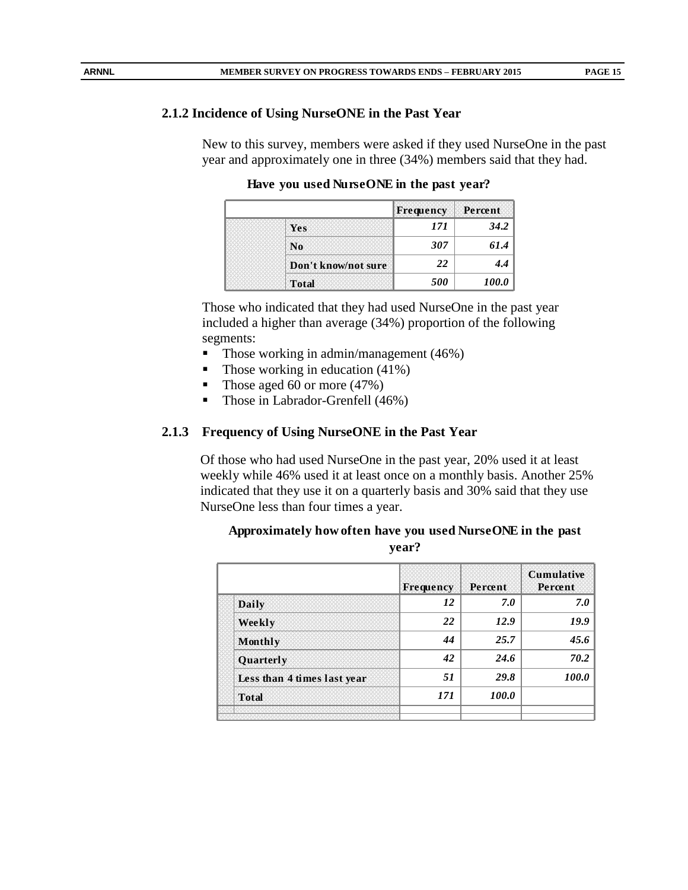### 2.1.2 Incidence of Using NurseONE in the Past Year

New to this survey, members were asked if they used NurseOne in the past year and approximately one in three (34%) members said that they had.

**Have you used NurseONE in the past year?**

| | Frequency | Percent |
|---|---|---|
| Yes | *171* | *34.2* |
| No | *307* | *61.4* |
| Don't know/not sure | *22* | *4.4* |
| Total | *500* | *100.0* |

Those who indicated that they had used NurseOne in the past year included a higher than average (34%) proportion of the following segments:

- Those working in admin/management (46%)
- Those working in education (41%)
- Those aged 60 or more (47%)
- Those in Labrador-Grenfell (46%)

### 2.1.3 Frequency of Using NurseONE in the Past Year

Of those who had used NurseOne in the past year, 20% used it at least weekly while 46% used it at least once on a monthly basis. Another 25% indicated that they use it on a quarterly basis and 30% said that they use NurseOne less than four times a year.

**Approximately how often have you used NurseONE in the past year?**

| | Frequency | Percent | Cumulative Percent |
|---|---|---|---|
| Daily | *12* | *7.0* | *7.0* |
| Weekly | *22* | *12.9* | *19.9* |
| Monthly | *44* | *25.7* | *45.6* |
| Quarterly | *42* | *24.6* | *70.2* |
| Less than 4 times last year | *51* | *29.8* | *100.0* |
| Total | *171* | *100.0* | |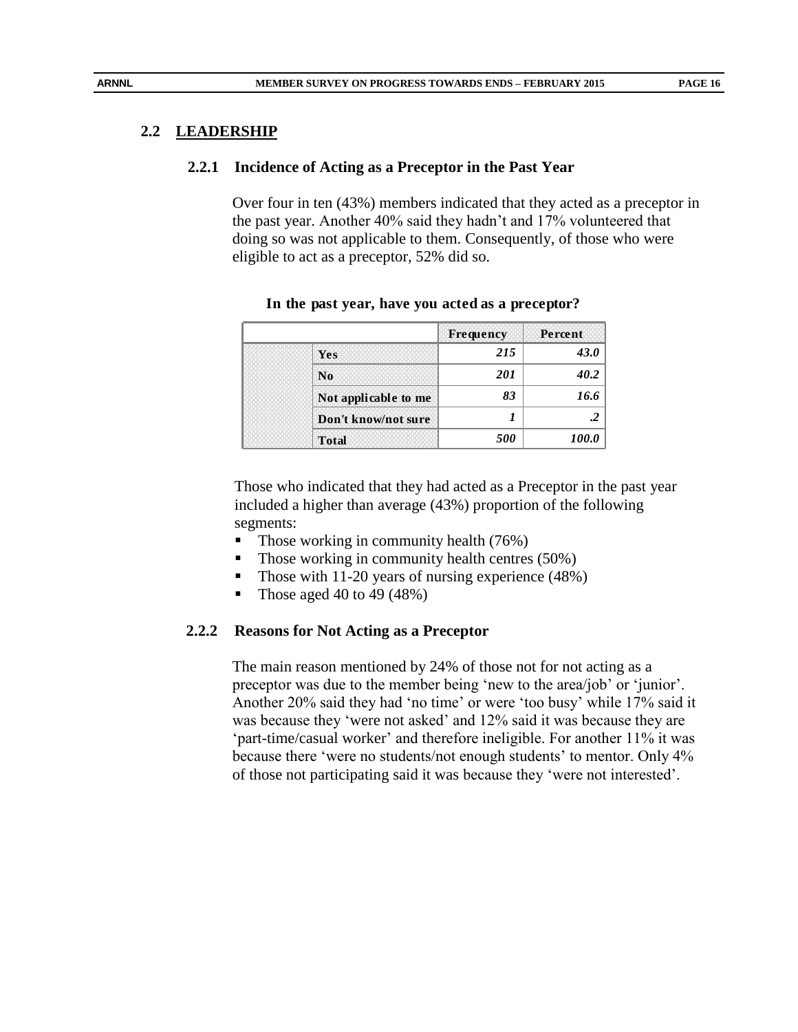## 2.2 LEADERSHIP

### 2.2.1 Incidence of Acting as a Preceptor in the Past Year

Over four in ten (43%) members indicated that they acted as a preceptor in the past year. Another 40% said they hadn't and 17% volunteered that doing so was not applicable to them. Consequently, of those who were eligible to act as a preceptor, 52% did so.

**In the past year, have you acted as a preceptor?**

| | | Frequency | Percent |
|---|---|---|---|
| | Yes | *215* | *43.0* |
| | No | *201* | *40.2* |
| | Not applicable to me | *83* | *16.6* |
| | Don't know/not sure | *1* | *.2* |
| | Total | *500* | *100.0* |

Those who indicated that they had acted as a Preceptor in the past year included a higher than average (43%) proportion of the following segments:

- Those working in community health (76%)
- Those working in community health centres (50%)
- Those with 11-20 years of nursing experience (48%)
- Those aged 40 to 49 (48%)

### 2.2.2 Reasons for Not Acting as a Preceptor

The main reason mentioned by 24% of those not for not acting as a preceptor was due to the member being 'new to the area/job' or 'junior'. Another 20% said they had 'no time' or were 'too busy' while 17% said it was because they 'were not asked' and 12% said it was because they are 'part-time/casual worker' and therefore ineligible. For another 11% it was because there 'were no students/not enough students' to mentor. Only 4% of those not participating said it was because they 'were not interested'.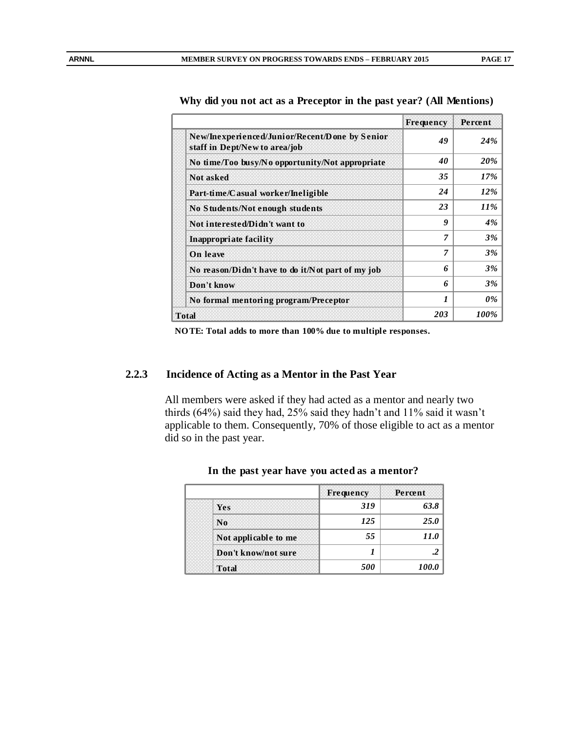**Why did you not act as a Preceptor in the past year? (All Mentions)**

| | Frequency | Percent |
|---|---|---|
| New/Inexperienced/Junior/Recent/Done by Senior staff in Dept/New to area/job | *49* | *24%* |
| No time/Too busy/No opportunity/Not appropriate | *40* | *20%* |
| Not asked | *35* | *17%* |
| Part-time/Casual worker/Ineligible | *24* | *12%* |
| No Students/Not enough students | *23* | *11%* |
| Not interested/Didn't want to | *9* | *4%* |
| Inappropriate facility | *7* | *3%* |
| On leave | *7* | *3%* |
| No reason/Didn't have to do it/Not part of my job | *6* | *3%* |
| Don't know | *6* | *3%* |
| No formal mentoring program/Preceptor | *1* | *0%* |
| Total | *203* | *100%* |

**NOTE: Total adds to more than 100% due to multiple responses.**

### 2.2.3 Incidence of Acting as a Mentor in the Past Year

All members were asked if they had acted as a mentor and nearly two thirds (64%) said they had, 25% said they hadn't and 11% said it wasn't applicable to them. Consequently, 70% of those eligible to act as a mentor did so in the past year.

**In the past year have you acted as a mentor?**

| | Frequency | Percent |
|---|---|---|
| Yes | *319* | *63.8* |
| No | *125* | *25.0* |
| Not applicable to me | *55* | *11.0* |
| Don't know/not sure | *1* | *.2* |
| Total | *500* | *100.0* |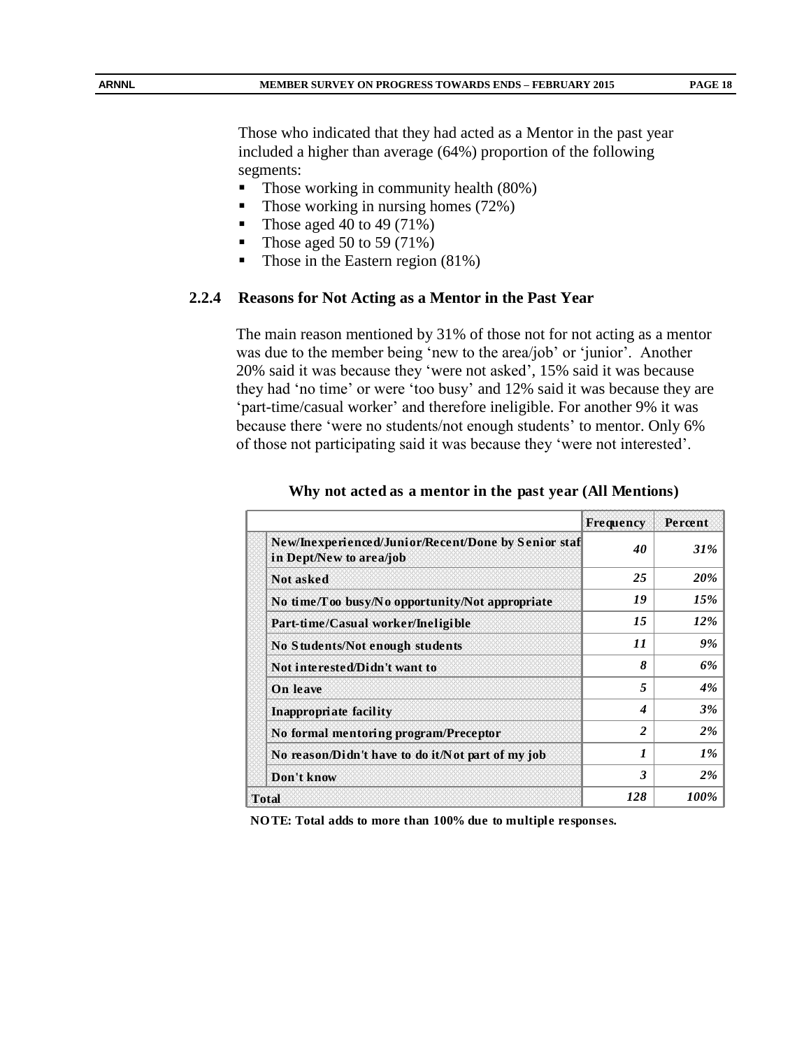Those who indicated that they had acted as a Mentor in the past year included a higher than average (64%) proportion of the following segments:

- Those working in community health (80%)
- Those working in nursing homes (72%)
- Those aged 40 to 49 (71%)
- Those aged 50 to 59 (71%)
- Those in the Eastern region (81%)

### 2.2.4 Reasons for Not Acting as a Mentor in the Past Year

The main reason mentioned by 31% of those not for not acting as a mentor was due to the member being 'new to the area/job' or 'junior'. Another 20% said it was because they 'were not asked', 15% said it was because they had 'no time' or were 'too busy' and 12% said it was because they are 'part-time/casual worker' and therefore ineligible. For another 9% it was because there 'were no students/not enough students' to mentor. Only 6% of those not participating said it was because they 'were not interested'.

**Why not acted as a mentor in the past year (All Mentions)**

| | Frequency | Percent |
|---|---|---|
| New/Inexperienced/Junior/Recent/Done by Senior staf in Dept/New to area/job | *40* | *31%* |
| Not asked | *25* | *20%* |
| No time/Too busy/No opportunity/Not appropriate | *19* | *15%* |
| Part-time/Casual worker/Ineligible | *15* | *12%* |
| No Students/Not enough students | *11* | *9%* |
| Not interested/Didn't want to | *8* | *6%* |
| On leave | *5* | *4%* |
| Inappropriate facility | *4* | *3%* |
| No formal mentoring program/Preceptor | *2* | *2%* |
| No reason/Didn't have to do it/Not part of my job | *1* | *1%* |
| Don't know | *3* | *2%* |
| Total | *128* | *100%* |

**NOTE: Total adds to more than 100% due to multiple responses.**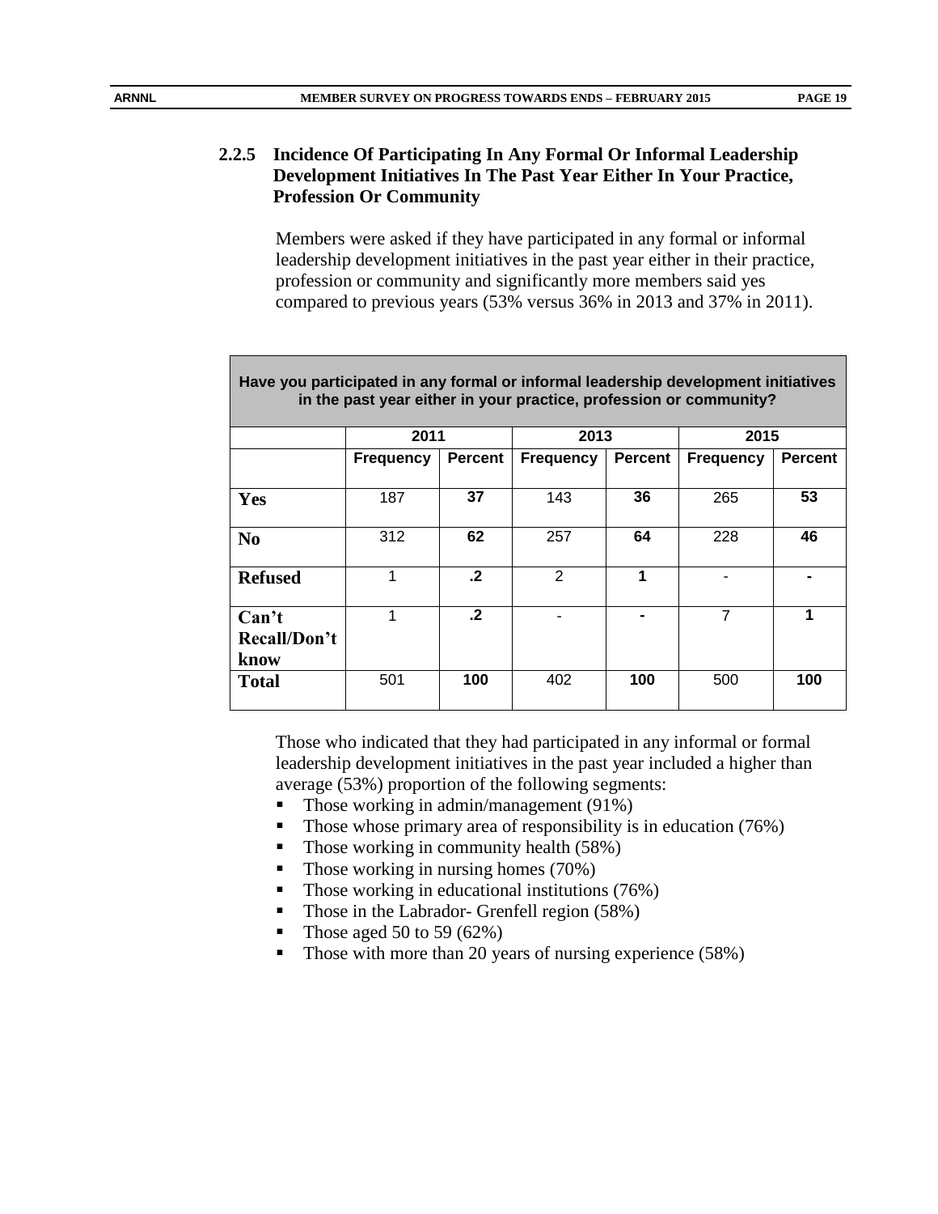### 2.2.5 Incidence Of Participating In Any Formal Or Informal Leadership Development Initiatives In The Past Year Either In Your Practice, Profession Or Community

Members were asked if they have participated in any formal or informal leadership development initiatives in the past year either in their practice, profession or community and significantly more members said yes compared to previous years (53% versus 36% in 2013 and 37% in 2011).

| Have you participated in any formal or informal leadership development initiatives in the past year either in your practice, profession or community? | | | | | | |
|---|---|---|---|---|---|---|
| | 2011 | | 2013 | | 2015 | |
| | Frequency | Percent | Frequency | Percent | Frequency | Percent |
| **Yes** | 187 | **37** | 143 | **36** | 265 | **53** |
| **No** | 312 | **62** | 257 | **64** | 228 | **46** |
| **Refused** | 1 | **.2** | 2 | **1** | - | **-** |
| **Can't Recall/Don't know** | 1 | **.2** | - | **-** | 7 | **1** |
| **Total** | 501 | **100** | 402 | **100** | 500 | **100** |

Those who indicated that they had participated in any informal or formal leadership development initiatives in the past year included a higher than average (53%) proportion of the following segments:

- Those working in admin/management (91%)
- Those whose primary area of responsibility is in education (76%)
- Those working in community health (58%)
- Those working in nursing homes (70%)
- Those working in educational institutions (76%)
- Those in the Labrador- Grenfell region (58%)
- Those aged 50 to 59 (62%)
- Those with more than 20 years of nursing experience (58%)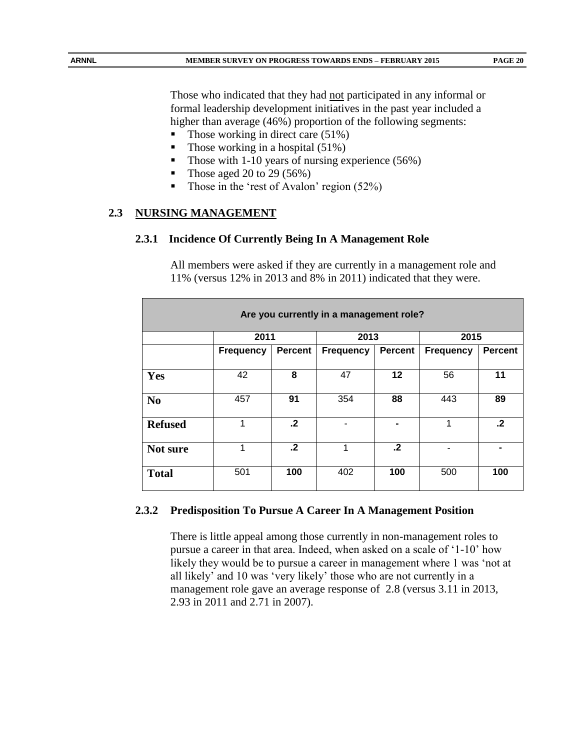Those who indicated that they had not participated in any informal or formal leadership development initiatives in the past year included a higher than average (46%) proportion of the following segments:

- Those working in direct care (51%)
- Those working in a hospital (51%)
- Those with 1-10 years of nursing experience (56%)
- Those aged 20 to 29 (56%)
- Those in the 'rest of Avalon' region (52%)

## 2.3 NURSING MANAGEMENT

### 2.3.1 Incidence Of Currently Being In A Management Role

All members were asked if they are currently in a management role and 11% (versus 12% in 2013 and 8% in 2011) indicated that they were.

| Are you currently in a management role? | | | | | | |
|---|---|---|---|---|---|---|
| | 2011 | | 2013 | | 2015 | |
| | Frequency | Percent | Frequency | Percent | Frequency | Percent |
| **Yes** | 42 | **8** | 47 | **12** | 56 | **11** |
| **No** | 457 | **91** | 354 | **88** | 443 | **89** |
| **Refused** | 1 | **.2** | - | **-** | 1 | **.2** |
| **Not sure** | 1 | **.2** | 1 | **.2** | - | **-** |
| **Total** | 501 | **100** | 402 | **100** | 500 | **100** |

### 2.3.2 Predisposition To Pursue A Career In A Management Position

There is little appeal among those currently in non-management roles to pursue a career in that area. Indeed, when asked on a scale of '1-10' how likely they would be to pursue a career in management where 1 was 'not at all likely' and 10 was 'very likely' those who are not currently in a management role gave an average response of 2.8 (versus 3.11 in 2013, 2.93 in 2011 and 2.71 in 2007).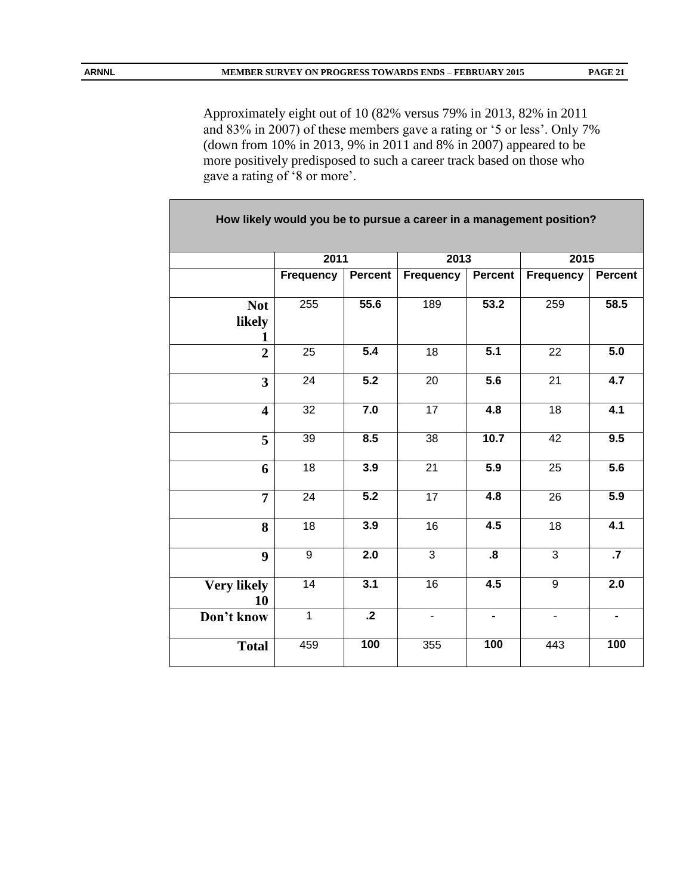Approximately eight out of 10 (82% versus 79% in 2013, 82% in 2011 and 83% in 2007) of these members gave a rating or '5 or less'. Only 7% (down from 10% in 2013, 9% in 2011 and 8% in 2007) appeared to be more positively predisposed to such a career track based on those who gave a rating of '8 or more'.

| How likely would you be to pursue a career in a management position? | | | | | | |
|---|---|---|---|---|---|---|
| | **2011** | | **2013** | | **2015** | |
| | **Frequency** | **Percent** | **Frequency** | **Percent** | **Frequency** | **Percent** |
| **Not likely 1** | 255 | **55.6** | 189 | **53.2** | 259 | **58.5** |
| **2** | 25 | **5.4** | 18 | **5.1** | 22 | **5.0** |
| **3** | 24 | **5.2** | 20 | **5.6** | 21 | **4.7** |
| **4** | 32 | **7.0** | 17 | **4.8** | 18 | **4.1** |
| **5** | 39 | **8.5** | 38 | **10.7** | 42 | **9.5** |
| **6** | 18 | **3.9** | 21 | **5.9** | 25 | **5.6** |
| **7** | 24 | **5.2** | 17 | **4.8** | 26 | **5.9** |
| **8** | 18 | **3.9** | 16 | **4.5** | 18 | **4.1** |
| **9** | 9 | **2.0** | 3 | **.8** | 3 | **.7** |
| **Very likely 10** | 14 | **3.1** | 16 | **4.5** | 9 | **2.0** |
| **Don't know** | 1 | **.2** | - | **-** | - | **-** |
| **Total** | 459 | **100** | 355 | **100** | 443 | **100** |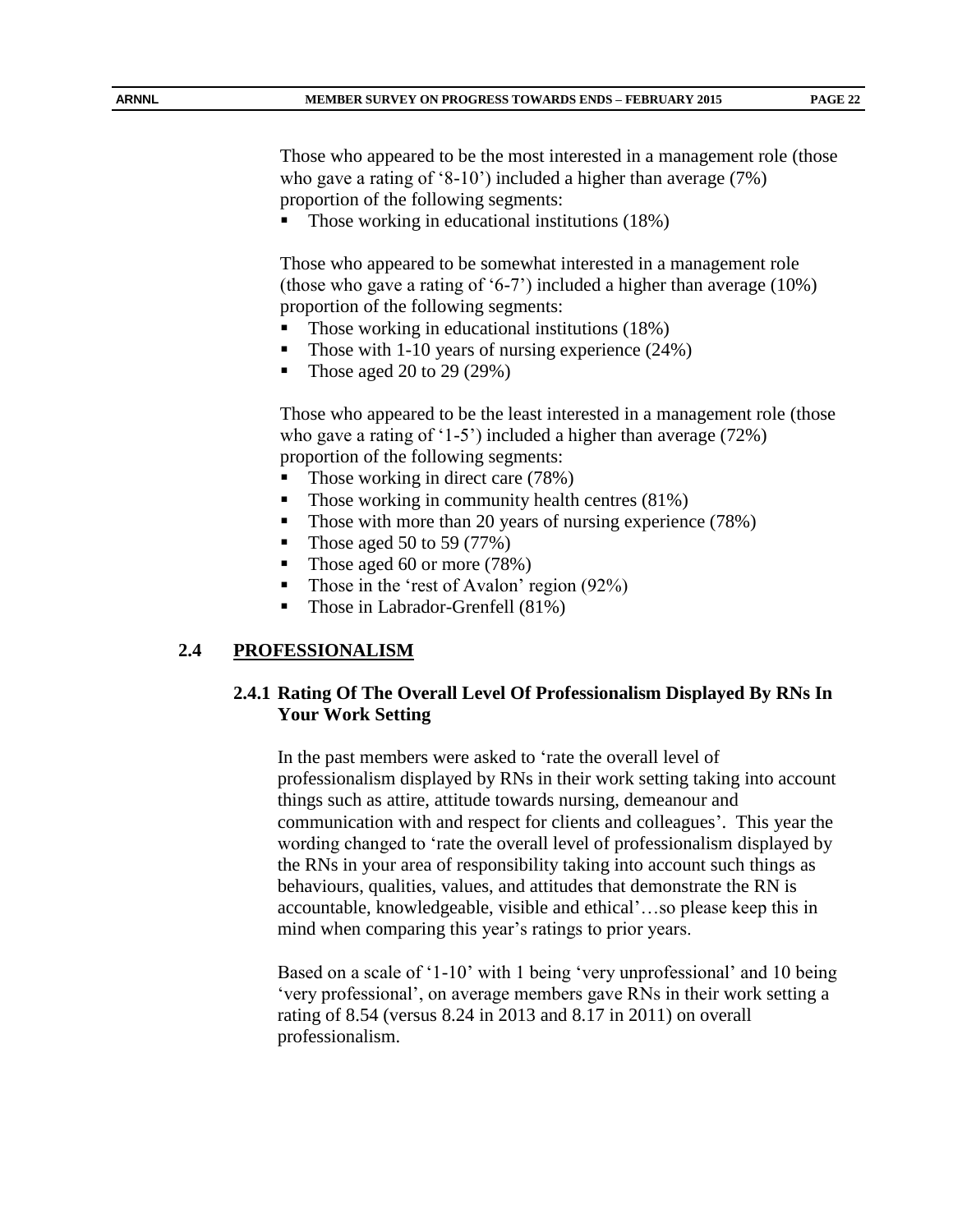Those who appeared to be the most interested in a management role (those who gave a rating of '8-10') included a higher than average (7%) proportion of the following segments:

- Those working in educational institutions (18%)

Those who appeared to be somewhat interested in a management role (those who gave a rating of '6-7') included a higher than average (10%) proportion of the following segments:

- Those working in educational institutions (18%)
- Those with 1-10 years of nursing experience (24%)
- Those aged 20 to 29 (29%)

Those who appeared to be the least interested in a management role (those who gave a rating of '1-5') included a higher than average (72%) proportion of the following segments:

- Those working in direct care (78%)
- Those working in community health centres (81%)
- Those with more than 20 years of nursing experience (78%)
- Those aged 50 to 59 (77%)
- Those aged 60 or more (78%)
- Those in the 'rest of Avalon' region (92%)
- Those in Labrador-Grenfell (81%)

## 2.4 PROFESSIONALISM

### 2.4.1 Rating Of The Overall Level Of Professionalism Displayed By RNs In Your Work Setting

In the past members were asked to 'rate the overall level of professionalism displayed by RNs in their work setting taking into account things such as attire, attitude towards nursing, demeanour and communication with and respect for clients and colleagues'. This year the wording changed to 'rate the overall level of professionalism displayed by the RNs in your area of responsibility taking into account such things as behaviours, qualities, values, and attitudes that demonstrate the RN is accountable, knowledgeable, visible and ethical'…so please keep this in mind when comparing this year's ratings to prior years.

Based on a scale of '1-10' with 1 being 'very unprofessional' and 10 being 'very professional', on average members gave RNs in their work setting a rating of 8.54 (versus 8.24 in 2013 and 8.17 in 2011) on overall professionalism.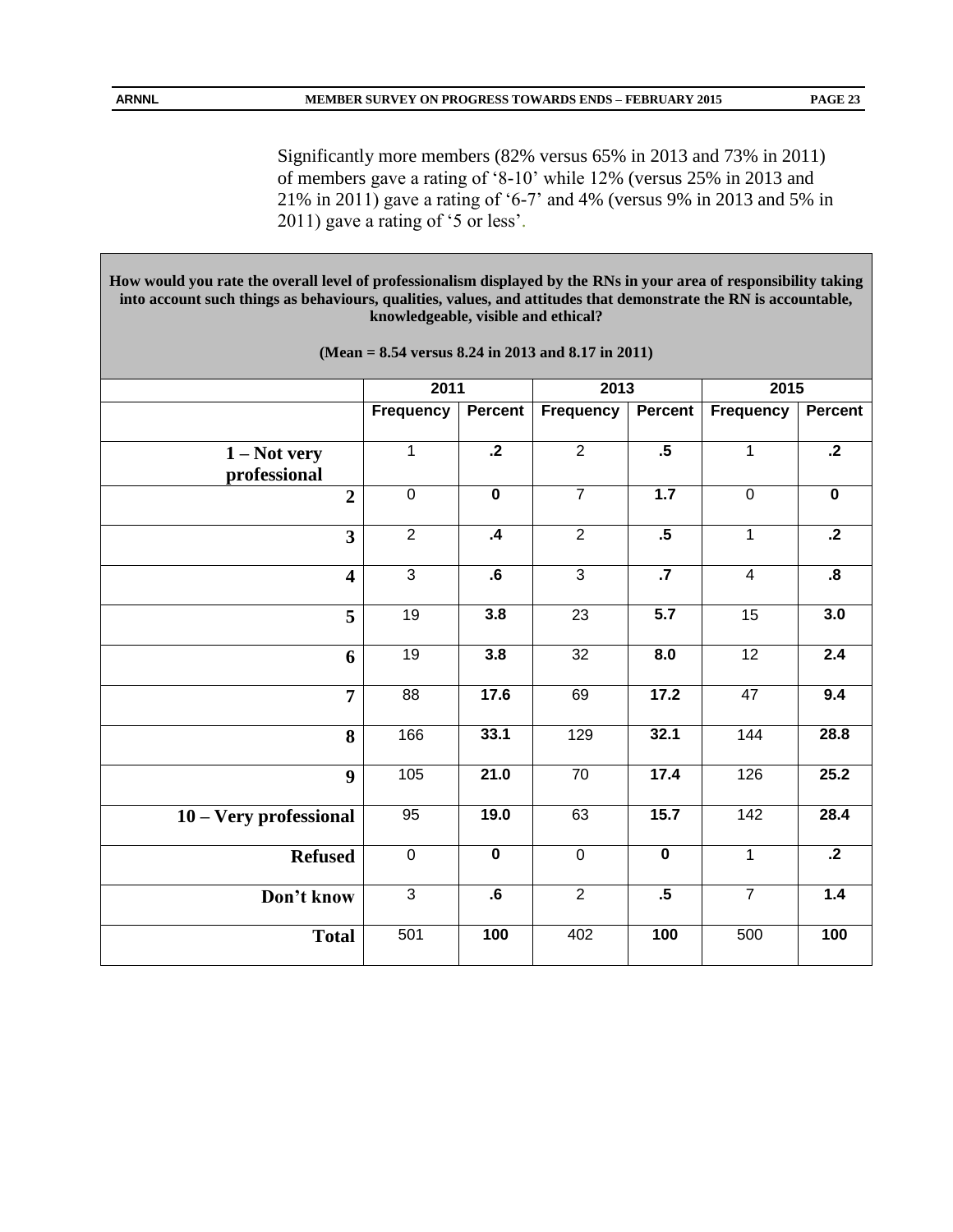Significantly more members (82% versus 65% in 2013 and 73% in 2011) of members gave a rating of '8-10' while 12% (versus 25% in 2013 and 21% in 2011) gave a rating of '6-7' and 4% (versus 9% in 2013 and 5% in 2011) gave a rating of '5 or less'.

**How would you rate the overall level of professionalism displayed by the RNs in your area of responsibility taking into account such things as behaviours, qualities, values, and attitudes that demonstrate the RN is accountable, knowledgeable, visible and ethical?**

**(Mean = 8.54 versus 8.24 in 2013 and 8.17 in 2011)**

| | 2011 | | 2013 | | 2015 | |
|---|---|---|---|---|---|---|
| | Frequency | Percent | Frequency | Percent | Frequency | Percent |
| 1 – Not very professional | 1 | .2 | 2 | .5 | 1 | .2 |
| 2 | 0 | 0 | 7 | 1.7 | 0 | 0 |
| 3 | 2 | .4 | 2 | .5 | 1 | .2 |
| 4 | 3 | .6 | 3 | .7 | 4 | .8 |
| 5 | 19 | 3.8 | 23 | 5.7 | 15 | 3.0 |
| 6 | 19 | 3.8 | 32 | 8.0 | 12 | 2.4 |
| 7 | 88 | 17.6 | 69 | 17.2 | 47 | 9.4 |
| 8 | 166 | 33.1 | 129 | 32.1 | 144 | 28.8 |
| 9 | 105 | 21.0 | 70 | 17.4 | 126 | 25.2 |
| 10 – Very professional | 95 | 19.0 | 63 | 15.7 | 142 | 28.4 |
| Refused | 0 | 0 | 0 | 0 | 1 | .2 |
| Don't know | 3 | .6 | 2 | .5 | 7 | 1.4 |
| Total | 501 | 100 | 402 | 100 | 500 | 100 |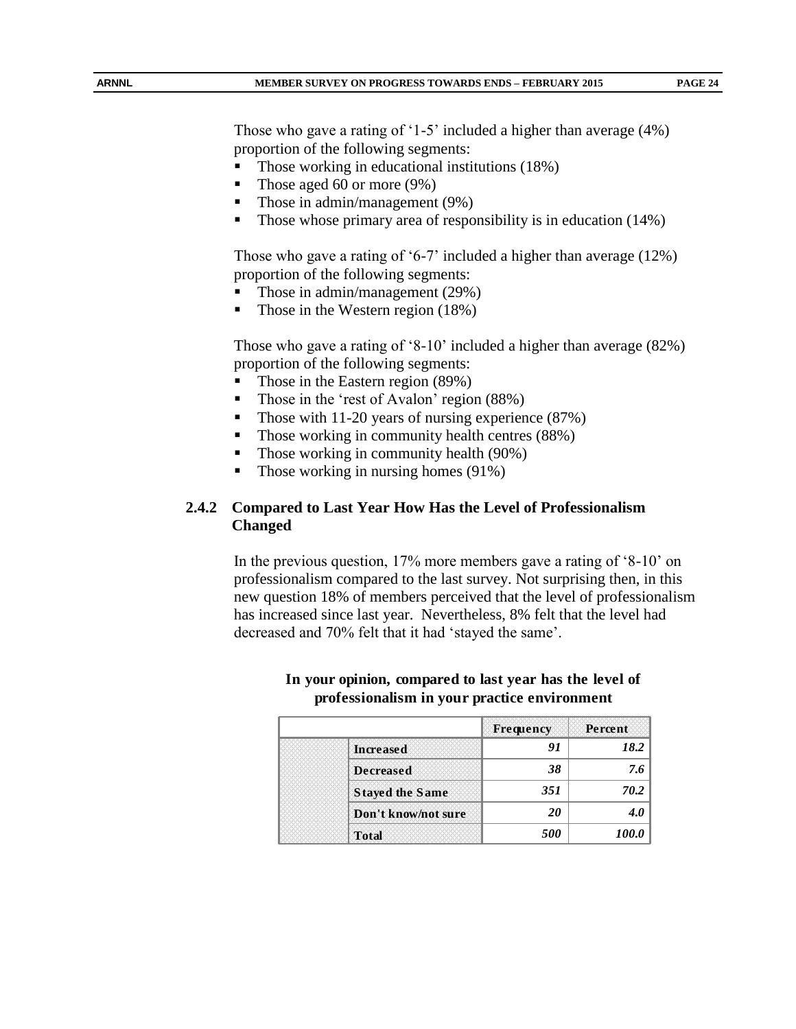Those who gave a rating of '1-5' included a higher than average (4%) proportion of the following segments:

- Those working in educational institutions (18%)
- Those aged 60 or more (9%)
- Those in admin/management (9%)
- Those whose primary area of responsibility is in education (14%)

Those who gave a rating of '6-7' included a higher than average (12%) proportion of the following segments:

- Those in admin/management (29%)
- Those in the Western region (18%)

Those who gave a rating of '8-10' included a higher than average (82%) proportion of the following segments:

- Those in the Eastern region (89%)
- Those in the 'rest of Avalon' region (88%)
- Those with 11-20 years of nursing experience (87%)
- Those working in community health centres (88%)
- Those working in community health (90%)
- Those working in nursing homes (91%)

### 2.4.2 Compared to Last Year How Has the Level of Professionalism Changed

In the previous question, 17% more members gave a rating of '8-10' on professionalism compared to the last survey. Not surprising then, in this new question 18% of members perceived that the level of professionalism has increased since last year. Nevertheless, 8% felt that the level had decreased and 70% felt that it had 'stayed the same'.

**In your opinion, compared to last year has the level of professionalism in your practice environment**

| | | Frequency | Percent |
|---|---|---|---|
| | Increased | 91 | 18.2 |
| | Decreased | 38 | 7.6 |
| | Stayed the Same | 351 | 70.2 |
| | Don't know/not sure | 20 | 4.0 |
| | Total | 500 | 100.0 |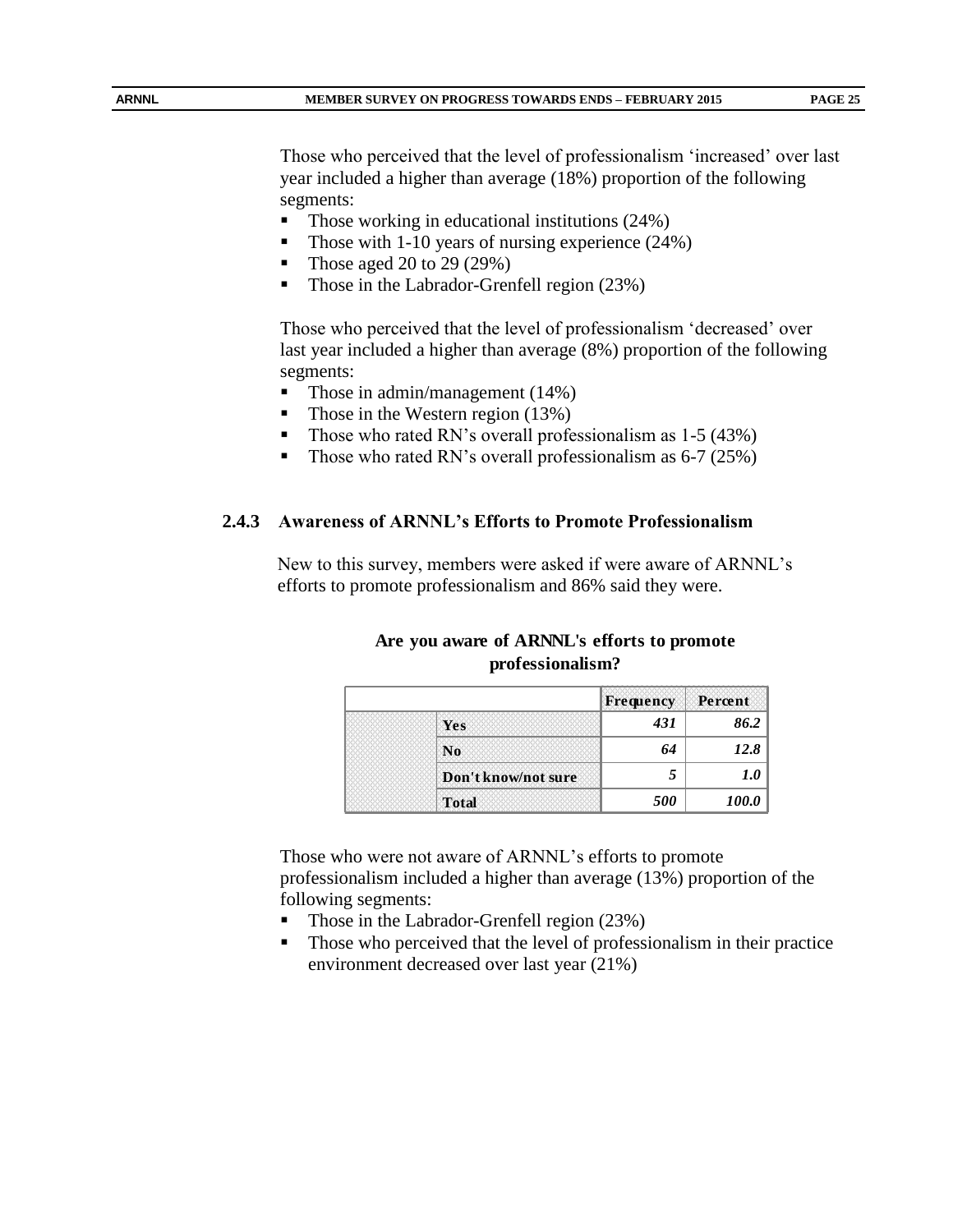Those who perceived that the level of professionalism 'increased' over last year included a higher than average (18%) proportion of the following segments:

- Those working in educational institutions (24%)
- Those with 1-10 years of nursing experience (24%)
- Those aged 20 to 29 (29%)
- Those in the Labrador-Grenfell region (23%)

Those who perceived that the level of professionalism 'decreased' over last year included a higher than average (8%) proportion of the following segments:

- Those in admin/management (14%)
- Those in the Western region (13%)
- Those who rated RN's overall professionalism as 1-5 (43%)
- Those who rated RN's overall professionalism as 6-7 (25%)

### 2.4.3 Awareness of ARNNL's Efforts to Promote Professionalism

New to this survey, members were asked if were aware of ARNNL's efforts to promote professionalism and 86% said they were.

**Are you aware of ARNNL's efforts to promote professionalism?**

| | | Frequency | Percent |
|---|---|---|---|
| | Yes | *431* | *86.2* |
| | No | *64* | *12.8* |
| | Don't know/not sure | *5* | *1.0* |
| | Total | *500* | *100.0* |

Those who were not aware of ARNNL's efforts to promote professionalism included a higher than average (13%) proportion of the following segments:

- Those in the Labrador-Grenfell region (23%)
- Those who perceived that the level of professionalism in their practice environment decreased over last year (21%)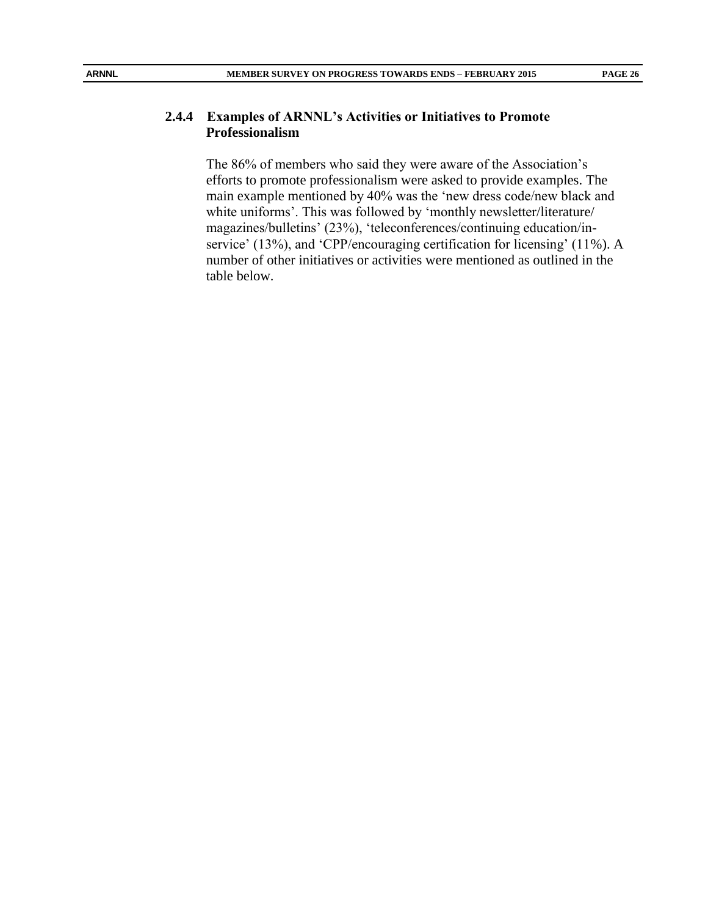### 2.4.4 Examples of ARNNL's Activities or Initiatives to Promote Professionalism

The 86% of members who said they were aware of the Association's efforts to promote professionalism were asked to provide examples. The main example mentioned by 40% was the 'new dress code/new black and white uniforms'. This was followed by 'monthly newsletter/literature/ magazines/bulletins' (23%), 'teleconferences/continuing education/in-service' (13%), and 'CPP/encouraging certification for licensing' (11%). A number of other initiatives or activities were mentioned as outlined in the table below.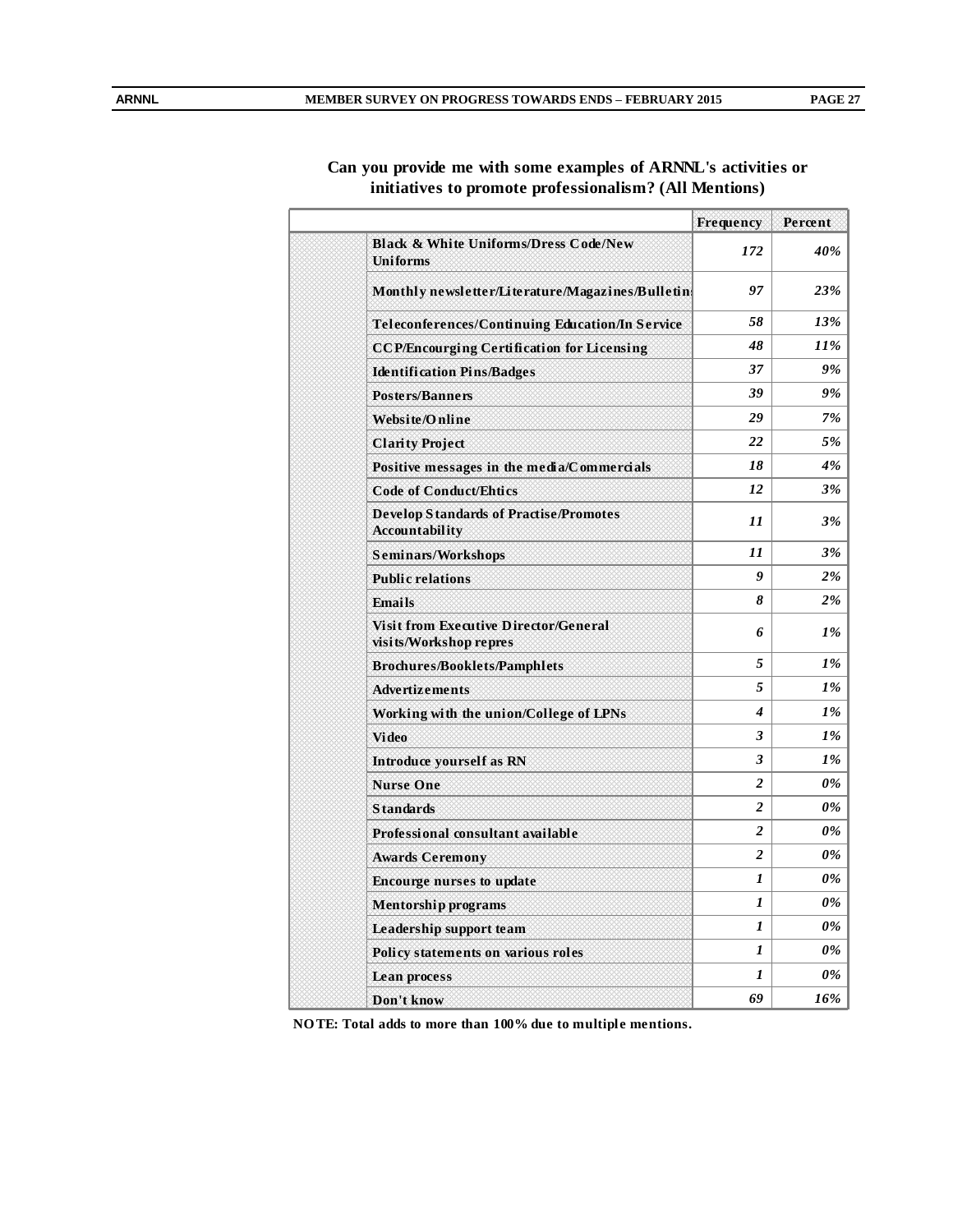**Can you provide me with some examples of ARNNL's activities or initiatives to promote professionalism? (All Mentions)**

| | Frequency | Percent |
|---|---|---|
| Black & White Uniforms/Dress Code/New Uniforms | *172* | *40%* |
| Monthly newsletter/Literature/Magazines/Bulletins | *97* | *23%* |
| Teleconferences/Continuing Education/In Service | *58* | *13%* |
| CCP/Encourging Certification for Licensing | *48* | *11%* |
| Identification Pins/Badges | *37* | *9%* |
| Posters/Banners | *39* | *9%* |
| Website/Online | *29* | *7%* |
| Clarity Project | *22* | *5%* |
| Positive messages in the media/Commercials | *18* | *4%* |
| Code of Conduct/Ehtics | *12* | *3%* |
| Develop Standards of Practise/Promotes Accountability | *11* | *3%* |
| Seminars/Workshops | *11* | *3%* |
| Public relations | *9* | *2%* |
| Emails | *8* | *2%* |
| Visit from Executive Director/General visits/Workshop repres | *6* | *1%* |
| Brochures/Booklets/Pamphlets | *5* | *1%* |
| Advertizements | *5* | *1%* |
| Working with the union/College of LPNs | *4* | *1%* |
| Video | *3* | *1%* |
| Introduce yourself as RN | *3* | *1%* |
| Nurse One | *2* | *0%* |
| Standards | *2* | *0%* |
| Professional consultant available | *2* | *0%* |
| Awards Ceremony | *2* | *0%* |
| Encourge nurses to update | *1* | *0%* |
| Mentorship programs | *1* | *0%* |
| Leadership support team | *1* | *0%* |
| Policy statements on various roles | *1* | *0%* |
| Lean process | *1* | *0%* |
| Don't know | *69* | *16%* |

**NOTE: Total adds to more than 100% due to multiple mentions.**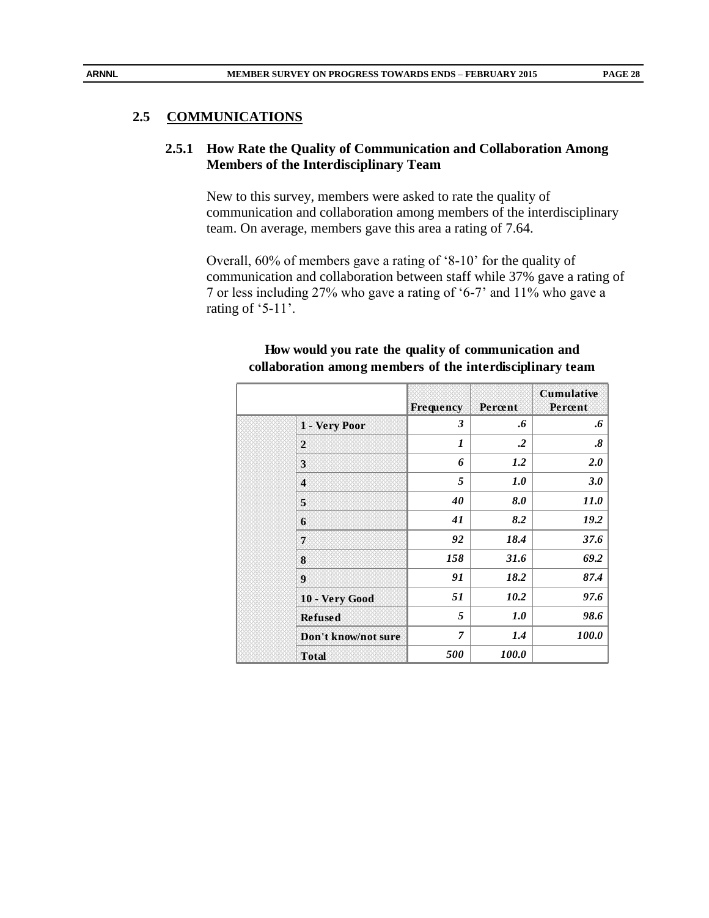## 2.5 COMMUNICATIONS

### 2.5.1 How Rate the Quality of Communication and Collaboration Among Members of the Interdisciplinary Team

New to this survey, members were asked to rate the quality of communication and collaboration among members of the interdisciplinary team. On average, members gave this area a rating of 7.64.

Overall, 60% of members gave a rating of '8-10' for the quality of communication and collaboration between staff while 37% gave a rating of 7 or less including 27% who gave a rating of '6-7' and 11% who gave a rating of '5-11'.

**How would you rate the quality of communication and collaboration among members of the interdisciplinary team**

| | | Frequency | Percent | Cumulative Percent |
|---|---|---|---|---|
| | 1 - Very Poor | 3 | .6 | .6 |
| | 2 | 1 | .2 | .8 |
| | 3 | 6 | 1.2 | 2.0 |
| | 4 | 5 | 1.0 | 3.0 |
| | 5 | 40 | 8.0 | 11.0 |
| | 6 | 41 | 8.2 | 19.2 |
| | 7 | 92 | 18.4 | 37.6 |
| | 8 | 158 | 31.6 | 69.2 |
| | 9 | 91 | 18.2 | 87.4 |
| | 10 - Very Good | 51 | 10.2 | 97.6 |
| | Refused | 5 | 1.0 | 98.6 |
| | Don't know/not sure | 7 | 1.4 | 100.0 |
| | Total | 500 | 100.0 | |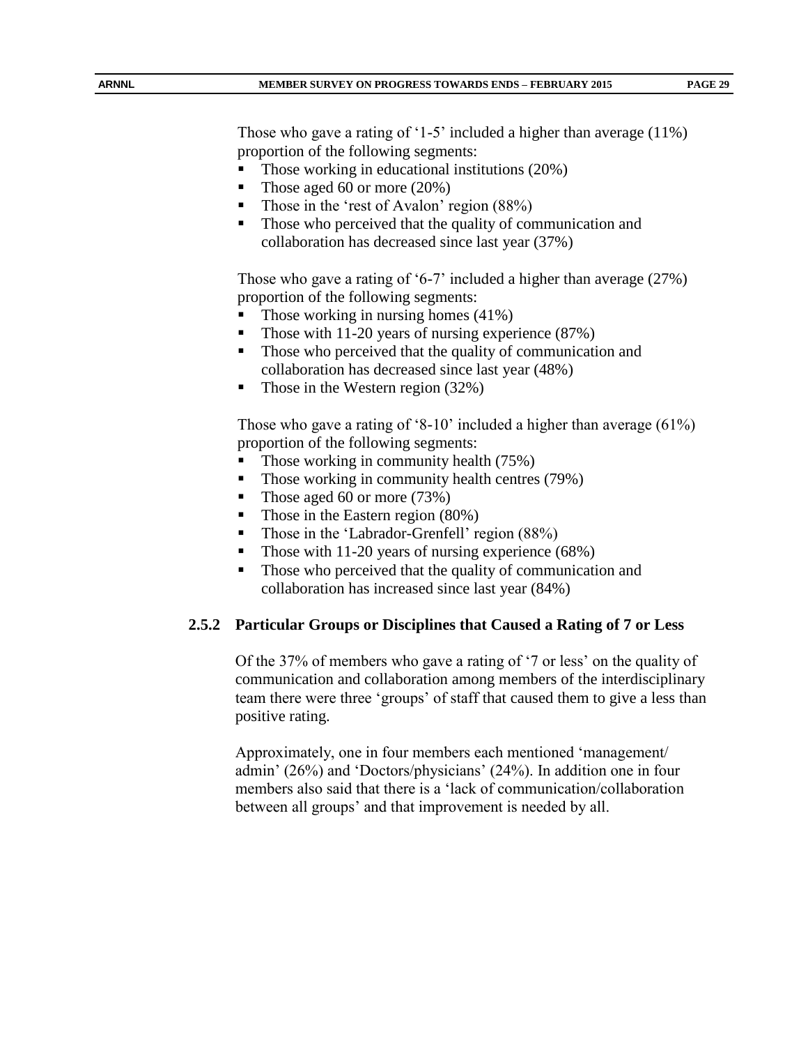Those who gave a rating of '1-5' included a higher than average (11%) proportion of the following segments:

- Those working in educational institutions (20%)
- Those aged 60 or more (20%)
- Those in the 'rest of Avalon' region (88%)
- Those who perceived that the quality of communication and collaboration has decreased since last year (37%)

Those who gave a rating of '6-7' included a higher than average (27%) proportion of the following segments:

- Those working in nursing homes (41%)
- Those with 11-20 years of nursing experience (87%)
- Those who perceived that the quality of communication and collaboration has decreased since last year (48%)
- Those in the Western region (32%)

Those who gave a rating of '8-10' included a higher than average (61%) proportion of the following segments:

- Those working in community health (75%)
- Those working in community health centres (79%)
- Those aged 60 or more (73%)
- Those in the Eastern region (80%)
- Those in the 'Labrador-Grenfell' region (88%)
- Those with 11-20 years of nursing experience (68%)
- Those who perceived that the quality of communication and collaboration has increased since last year (84%)

### 2.5.2 Particular Groups or Disciplines that Caused a Rating of 7 or Less

Of the 37% of members who gave a rating of '7 or less' on the quality of communication and collaboration among members of the interdisciplinary team there were three 'groups' of staff that caused them to give a less than positive rating.

Approximately, one in four members each mentioned 'management/ admin' (26%) and 'Doctors/physicians' (24%). In addition one in four members also said that there is a 'lack of communication/collaboration between all groups' and that improvement is needed by all.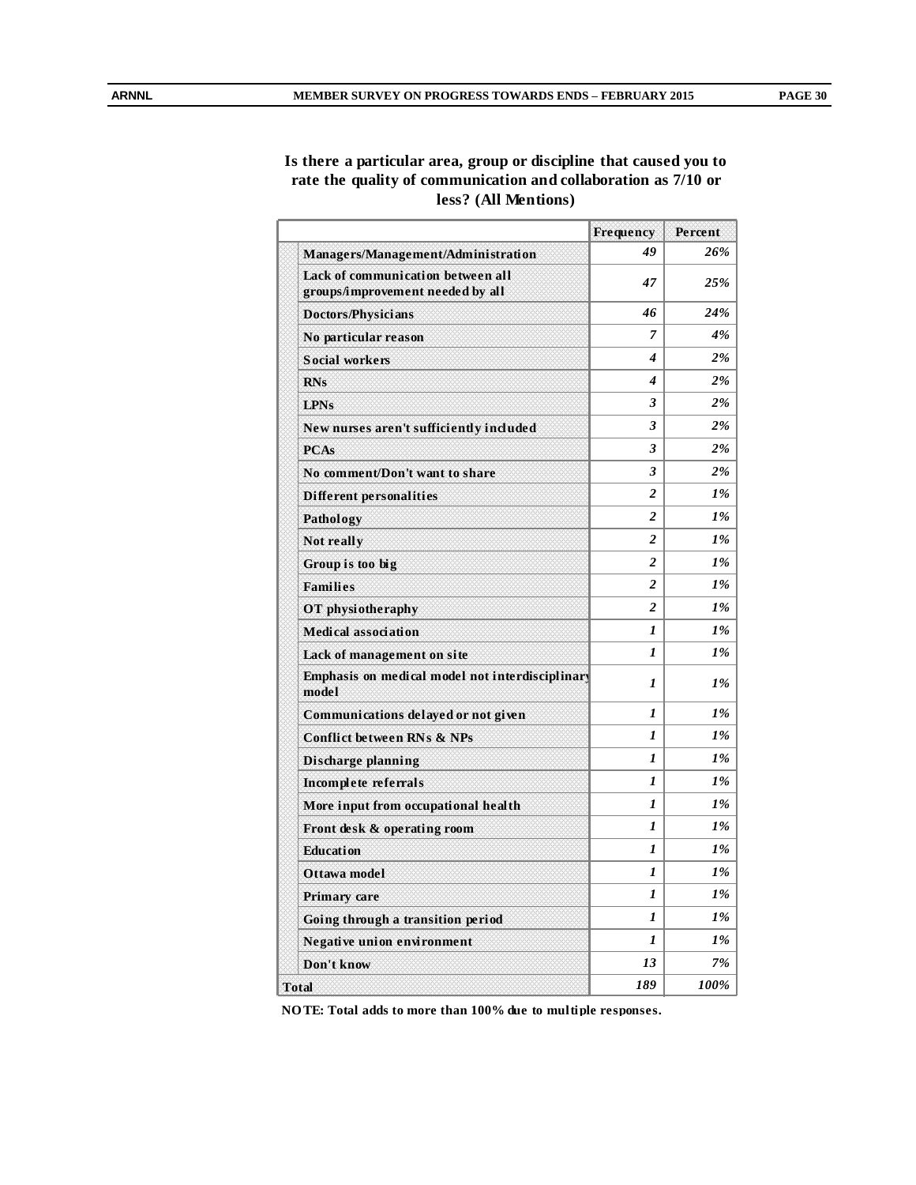**Is there a particular area, group or discipline that caused you to rate the quality of communication and collaboration as 7/10 or less? (All Mentions)**

| | Frequency | Percent |
|---|---|---|
| Managers/Management/Administration | 49 | 26% |
| Lack of communication between all groups/improvement needed by all | 47 | 25% |
| Doctors/Physicians | 46 | 24% |
| No particular reason | 7 | 4% |
| Social workers | 4 | 2% |
| RNs | 4 | 2% |
| LPNs | 3 | 2% |
| New nurses aren't sufficiently included | 3 | 2% |
| PCAs | 3 | 2% |
| No comment/Don't want to share | 3 | 2% |
| Different personalities | 2 | 1% |
| Pathology | 2 | 1% |
| Not really | 2 | 1% |
| Group is too big | 2 | 1% |
| Families | 2 | 1% |
| OT physiotheraphy | 2 | 1% |
| Medical association | 1 | 1% |
| Lack of management on site | 1 | 1% |
| Emphasis on medical model not interdisciplinary model | 1 | 1% |
| Communications delayed or not given | 1 | 1% |
| Conflict between RNs & NPs | 1 | 1% |
| Discharge planning | 1 | 1% |
| Incomplete referrals | 1 | 1% |
| More input from occupational health | 1 | 1% |
| Front desk & operating room | 1 | 1% |
| Education | 1 | 1% |
| Ottawa model | 1 | 1% |
| Primary care | 1 | 1% |
| Going through a transition period | 1 | 1% |
| Negative union environment | 1 | 1% |
| Don't know | 13 | 7% |
| Total | 189 | 100% |

**NOTE: Total adds to more than 100% due to multiple responses.**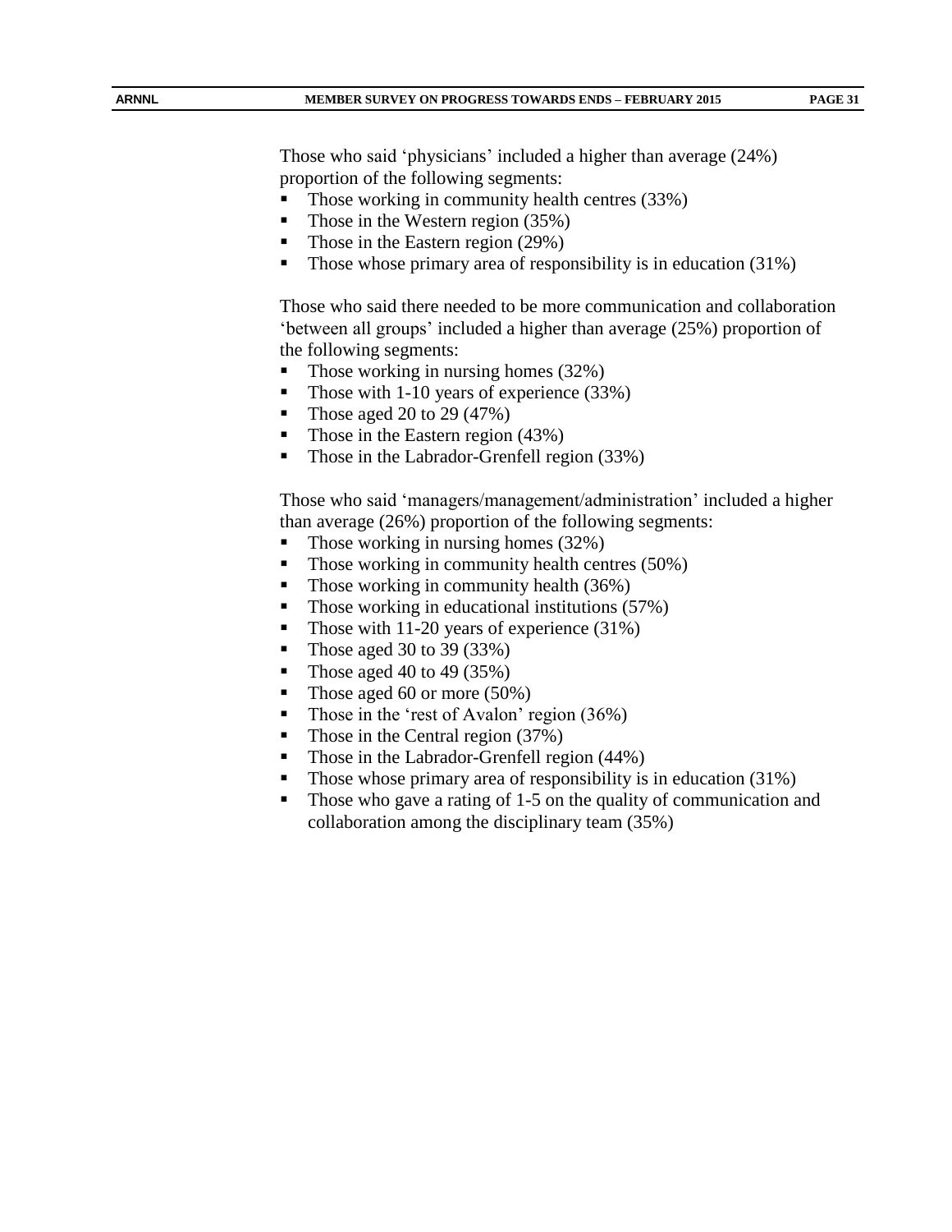Those who said 'physicians' included a higher than average (24%) proportion of the following segments:

- Those working in community health centres (33%)
- Those in the Western region (35%)
- Those in the Eastern region (29%)
- Those whose primary area of responsibility is in education (31%)

Those who said there needed to be more communication and collaboration 'between all groups' included a higher than average (25%) proportion of the following segments:

- Those working in nursing homes (32%)
- Those with 1-10 years of experience (33%)
- Those aged 20 to 29 (47%)
- Those in the Eastern region (43%)
- Those in the Labrador-Grenfell region (33%)

Those who said 'managers/management/administration' included a higher than average (26%) proportion of the following segments:

- Those working in nursing homes (32%)
- Those working in community health centres (50%)
- Those working in community health (36%)
- Those working in educational institutions (57%)
- Those with 11-20 years of experience (31%)
- Those aged 30 to 39 (33%)
- Those aged 40 to 49 (35%)
- Those aged 60 or more (50%)
- Those in the 'rest of Avalon' region (36%)
- Those in the Central region (37%)
- Those in the Labrador-Grenfell region (44%)
- Those whose primary area of responsibility is in education (31%)
- Those who gave a rating of 1-5 on the quality of communication and collaboration among the disciplinary team (35%)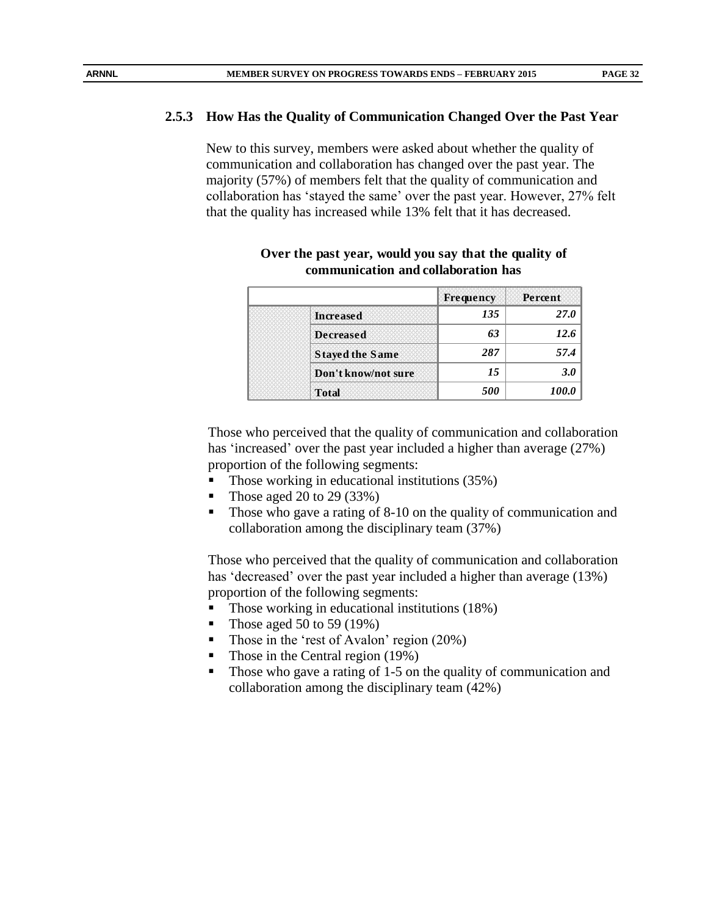### 2.5.3 How Has the Quality of Communication Changed Over the Past Year

New to this survey, members were asked about whether the quality of communication and collaboration has changed over the past year. The majority (57%) of members felt that the quality of communication and collaboration has 'stayed the same' over the past year. However, 27% felt that the quality has increased while 13% felt that it has decreased.

**Over the past year, would you say that the quality of communication and collaboration has**

| | | Frequency | Percent |
|---|---|---|---|
| | **Increased** | *135* | *27.0* |
| | **Decreased** | *63* | *12.6* |
| | **Stayed the Same** | *287* | *57.4* |
| | **Don't know/not sure** | *15* | *3.0* |
| | **Total** | *500* | *100.0* |

Those who perceived that the quality of communication and collaboration has 'increased' over the past year included a higher than average (27%) proportion of the following segments:

- Those working in educational institutions (35%)
- Those aged 20 to 29 (33%)
- Those who gave a rating of 8-10 on the quality of communication and collaboration among the disciplinary team (37%)

Those who perceived that the quality of communication and collaboration has 'decreased' over the past year included a higher than average (13%) proportion of the following segments:

- Those working in educational institutions (18%)
- Those aged 50 to 59 (19%)
- Those in the 'rest of Avalon' region (20%)
- Those in the Central region (19%)
- Those who gave a rating of 1-5 on the quality of communication and collaboration among the disciplinary team (42%)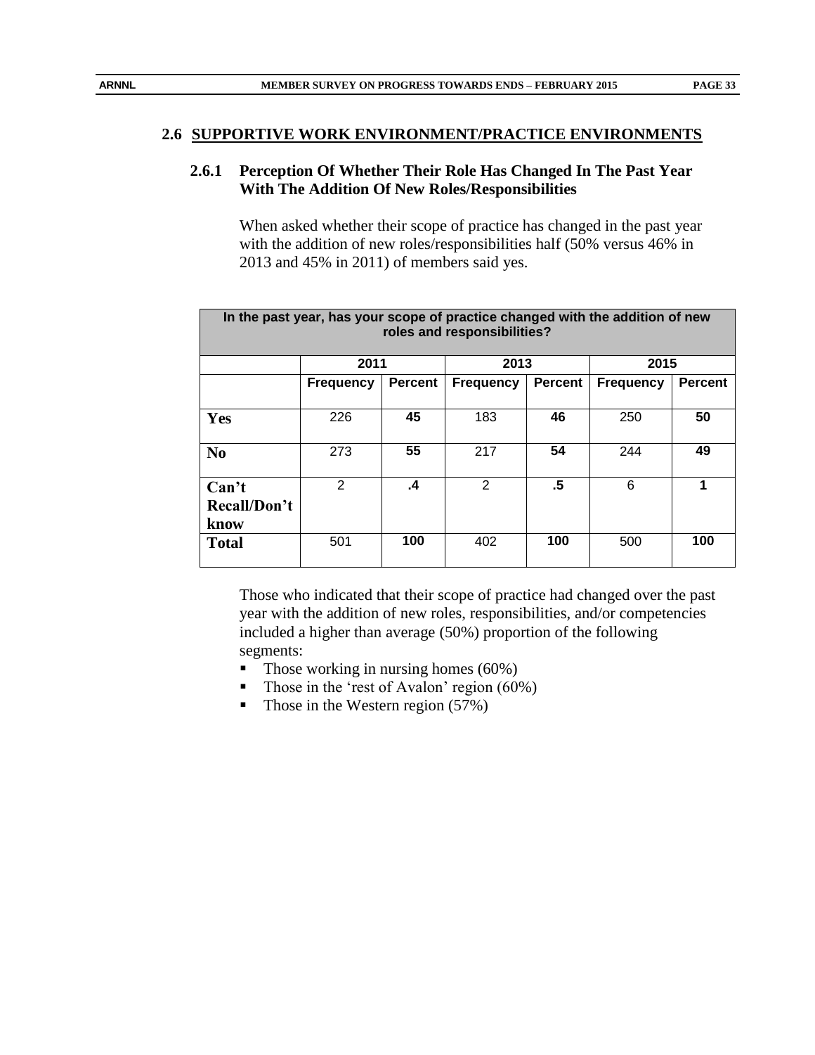## 2.6 SUPPORTIVE WORK ENVIRONMENT/PRACTICE ENVIRONMENTS

### 2.6.1 Perception Of Whether Their Role Has Changed In The Past Year With The Addition Of New Roles/Responsibilities

When asked whether their scope of practice has changed in the past year with the addition of new roles/responsibilities half (50% versus 46% in 2013 and 45% in 2011) of members said yes.

| In the past year, has your scope of practice changed with the addition of new roles and responsibilities? | | | | | | |
|---|---|---|---|---|---|---|
| | 2011 | | 2013 | | 2015 | |
| | **Frequency** | **Percent** | **Frequency** | **Percent** | **Frequency** | **Percent** |
| **Yes** | 226 | **45** | 183 | **46** | 250 | **50** |
| **No** | 273 | **55** | 217 | **54** | 244 | **49** |
| **Can't Recall/Don't know** | 2 | **.4** | 2 | **.5** | 6 | **1** |
| **Total** | 501 | **100** | 402 | **100** | 500 | **100** |

Those who indicated that their scope of practice had changed over the past year with the addition of new roles, responsibilities, and/or competencies included a higher than average (50%) proportion of the following segments:

- Those working in nursing homes (60%)
- Those in the 'rest of Avalon' region (60%)
- Those in the Western region (57%)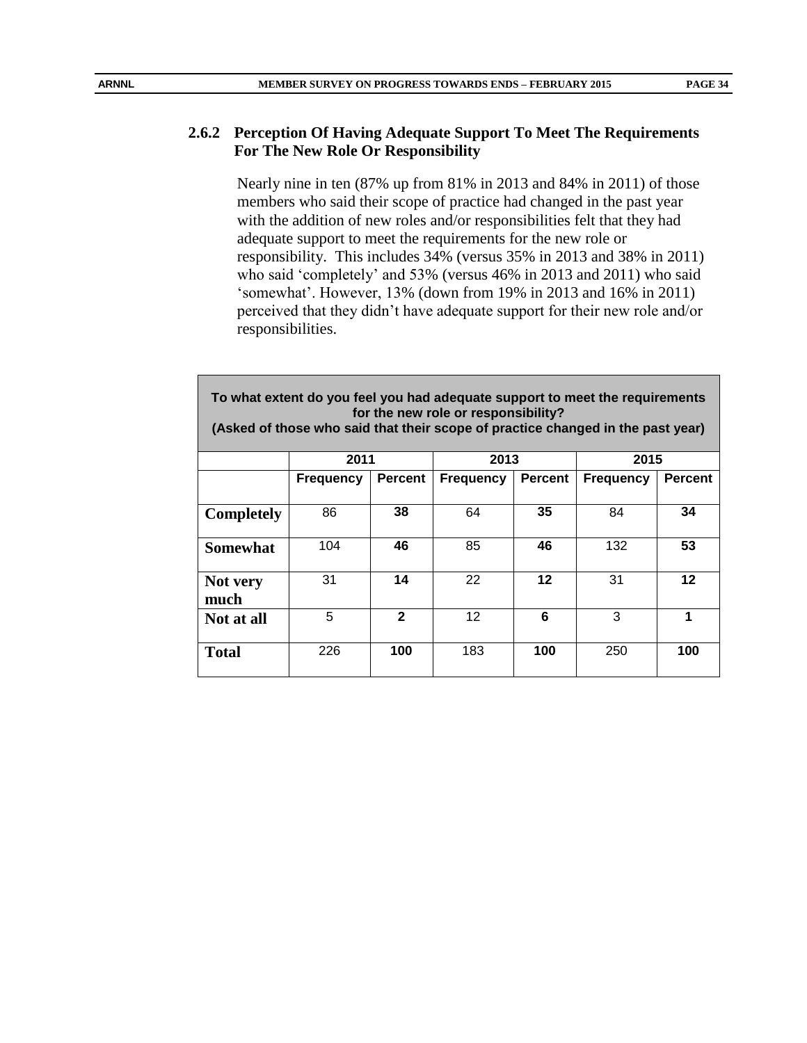### 2.6.2 Perception Of Having Adequate Support To Meet The Requirements For The New Role Or Responsibility

Nearly nine in ten (87% up from 81% in 2013 and 84% in 2011) of those members who said their scope of practice had changed in the past year with the addition of new roles and/or responsibilities felt that they had adequate support to meet the requirements for the new role or responsibility. This includes 34% (versus 35% in 2013 and 38% in 2011) who said 'completely' and 53% (versus 46% in 2013 and 2011) who said 'somewhat'. However, 13% (down from 19% in 2013 and 16% in 2011) perceived that they didn't have adequate support for their new role and/or responsibilities.

**To what extent do you feel you had adequate support to meet the requirements for the new role or responsibility?**
**(Asked of those who said that their scope of practice changed in the past year)**

| | 2011 | | 2013 | | 2015 | |
|---|---|---|---|---|---|---|
| | **Frequency** | **Percent** | **Frequency** | **Percent** | **Frequency** | **Percent** |
| **Completely** | 86 | **38** | 64 | **35** | 84 | **34** |
| **Somewhat** | 104 | **46** | 85 | **46** | 132 | **53** |
| **Not very much** | 31 | **14** | 22 | **12** | 31 | **12** |
| **Not at all** | 5 | **2** | 12 | **6** | 3 | **1** |
| **Total** | 226 | **100** | 183 | **100** | 250 | **100** |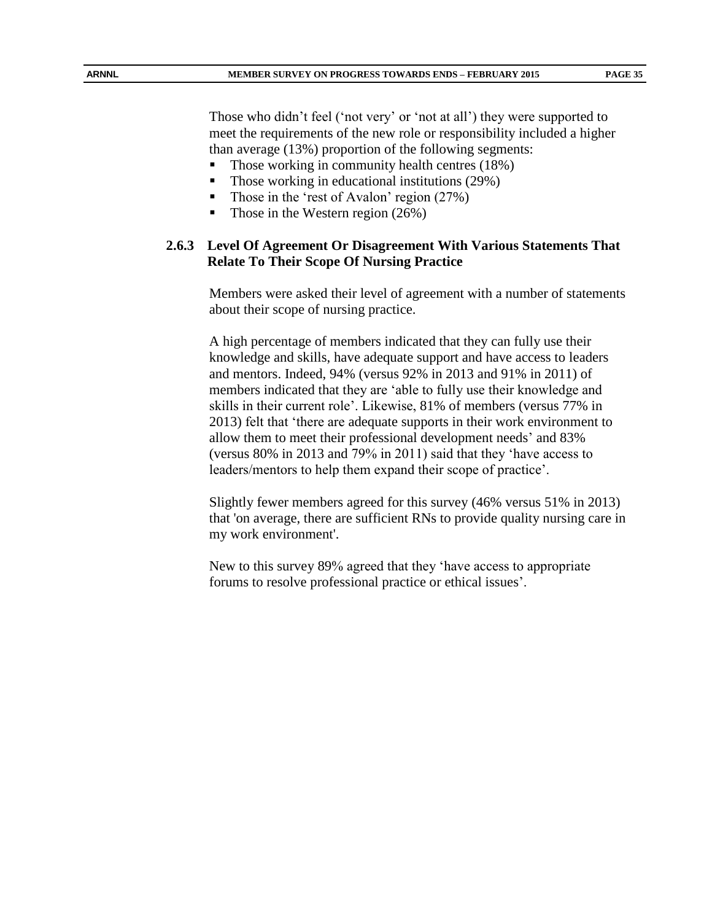Those who didn't feel ('not very' or 'not at all') they were supported to meet the requirements of the new role or responsibility included a higher than average (13%) proportion of the following segments:

- Those working in community health centres (18%)
- Those working in educational institutions (29%)
- Those in the 'rest of Avalon' region (27%)
- Those in the Western region (26%)

### 2.6.3 Level Of Agreement Or Disagreement With Various Statements That Relate To Their Scope Of Nursing Practice

Members were asked their level of agreement with a number of statements about their scope of nursing practice.

A high percentage of members indicated that they can fully use their knowledge and skills, have adequate support and have access to leaders and mentors. Indeed, 94% (versus 92% in 2013 and 91% in 2011) of members indicated that they are 'able to fully use their knowledge and skills in their current role'. Likewise, 81% of members (versus 77% in 2013) felt that 'there are adequate supports in their work environment to allow them to meet their professional development needs' and 83% (versus 80% in 2013 and 79% in 2011) said that they 'have access to leaders/mentors to help them expand their scope of practice'.

Slightly fewer members agreed for this survey (46% versus 51% in 2013) that 'on average, there are sufficient RNs to provide quality nursing care in my work environment'.

New to this survey 89% agreed that they 'have access to appropriate forums to resolve professional practice or ethical issues'.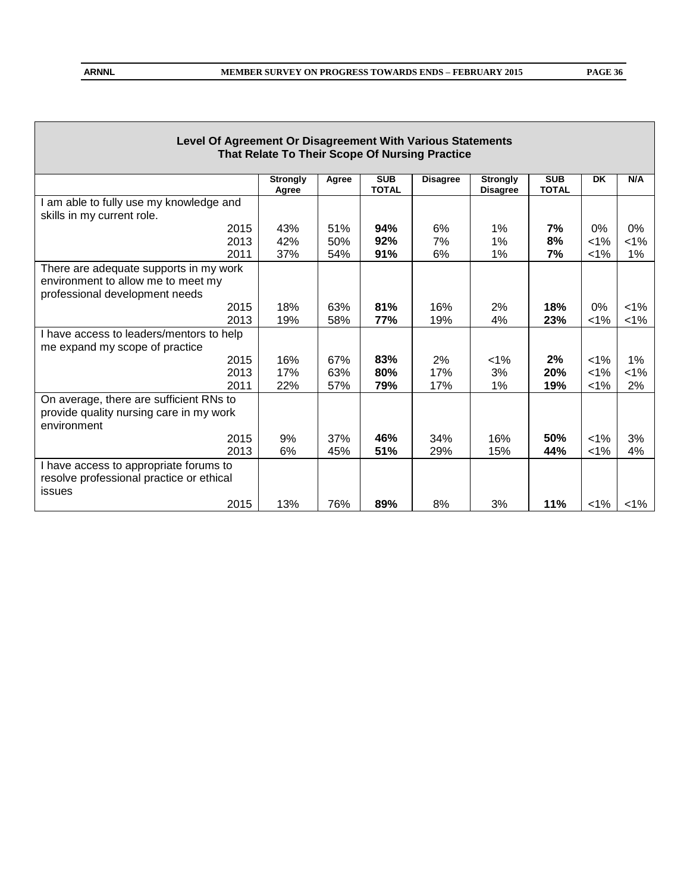| Level Of Agreement Or Disagreement With Various Statements That Relate To Their Scope Of Nursing Practice | | | | | | | | |
|---|---|---|---|---|---|---|---|---|
| | **Strongly Agree** | **Agree** | **SUB TOTAL** | **Disagree** | **Strongly Disagree** | **SUB TOTAL** | **DK** | **N/A** |
| I am able to fully use my knowledge and skills in my current role. | | | | | | | | |
| 2015 | 43% | 51% | **94%** | 6% | 1% | **7%** | 0% | 0% |
| 2013 | 42% | 50% | **92%** | 7% | 1% | **8%** | <1% | <1% |
| 2011 | 37% | 54% | **91%** | 6% | 1% | **7%** | <1% | 1% |
| There are adequate supports in my work environment to allow me to meet my professional development needs | | | | | | | | |
| 2015 | 18% | 63% | **81%** | 16% | 2% | **18%** | 0% | <1% |
| 2013 | 19% | 58% | **77%** | 19% | 4% | **23%** | <1% | <1% |
| I have access to leaders/mentors to help me expand my scope of practice | | | | | | | | |
| 2015 | 16% | 67% | **83%** | 2% | <1% | **2%** | <1% | 1% |
| 2013 | 17% | 63% | **80%** | 17% | 3% | **20%** | <1% | <1% |
| 2011 | 22% | 57% | **79%** | 17% | 1% | **19%** | <1% | 2% |
| On average, there are sufficient RNs to provide quality nursing care in my work environment | | | | | | | | |
| 2015 | 9% | 37% | **46%** | 34% | 16% | **50%** | <1% | 3% |
| 2013 | 6% | 45% | **51%** | 29% | 15% | **44%** | <1% | 4% |
| I have access to appropriate forums to resolve professional practice or ethical issues | | | | | | | | |
| 2015 | 13% | 76% | **89%** | 8% | 3% | **11%** | <1% | <1% |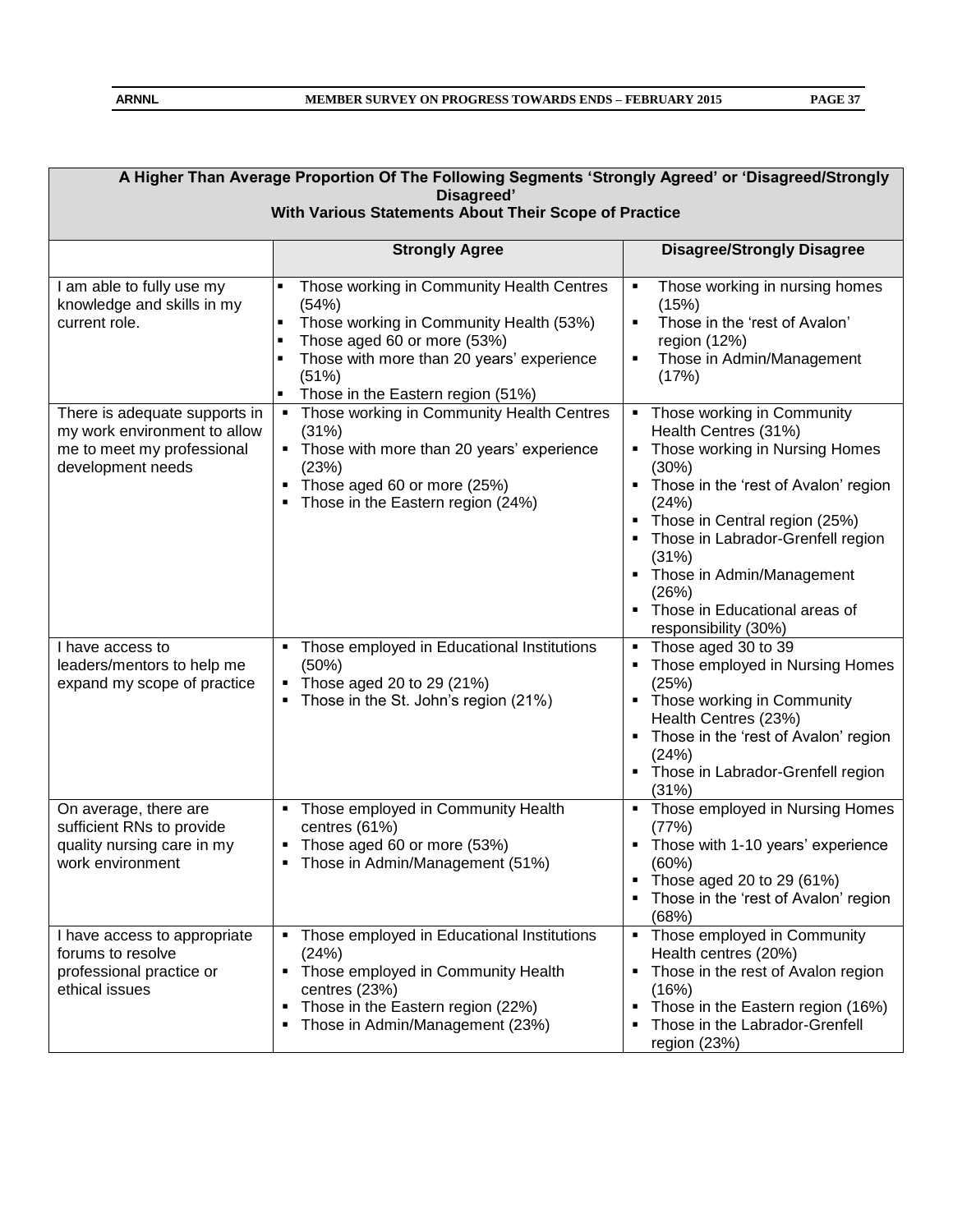| A Higher Than Average Proportion Of The Following Segments 'Strongly Agreed' or 'Disagreed/Strongly Disagreed' With Various Statements About Their Scope of Practice | | |
|---|---|---|
| | **Strongly Agree** | **Disagree/Strongly Disagree** |
| I am able to fully use my knowledge and skills in my current role. | ▪ Those working in Community Health Centres (54%)<br>▪ Those working in Community Health (53%)<br>▪ Those aged 60 or more (53%)<br>▪ Those with more than 20 years' experience (51%)<br>▪ Those in the Eastern region (51%) | ▪ Those working in nursing homes (15%)<br>▪ Those in the 'rest of Avalon' region (12%)<br>▪ Those in Admin/Management (17%) |
| There is adequate supports in my work environment to allow me to meet my professional development needs | ▪ Those working in Community Health Centres (31%)<br>▪ Those with more than 20 years' experience (23%)<br>▪ Those aged 60 or more (25%)<br>▪ Those in the Eastern region (24%) | ▪ Those working in Community Health Centres (31%)<br>▪ Those working in Nursing Homes (30%)<br>▪ Those in the 'rest of Avalon' region (24%)<br>▪ Those in Central region (25%)<br>▪ Those in Labrador-Grenfell region (31%)<br>▪ Those in Admin/Management (26%)<br>▪ Those in Educational areas of responsibility (30%) |
| I have access to leaders/mentors to help me expand my scope of practice | ▪ Those employed in Educational Institutions (50%)<br>▪ Those aged 20 to 29 (21%)<br>▪ Those in the St. John's region (21%) | ▪ Those aged 30 to 39<br>▪ Those employed in Nursing Homes (25%)<br>▪ Those working in Community Health Centres (23%)<br>▪ Those in the 'rest of Avalon' region (24%)<br>▪ Those in Labrador-Grenfell region (31%) |
| On average, there are sufficient RNs to provide quality nursing care in my work environment | ▪ Those employed in Community Health centres (61%)<br>▪ Those aged 60 or more (53%)<br>▪ Those in Admin/Management (51%) | ▪ Those employed in Nursing Homes (77%)<br>▪ Those with 1-10 years' experience (60%)<br>▪ Those aged 20 to 29 (61%)<br>▪ Those in the 'rest of Avalon' region (68%) |
| I have access to appropriate forums to resolve professional practice or ethical issues | ▪ Those employed in Educational Institutions (24%)<br>▪ Those employed in Community Health centres (23%)<br>▪ Those in the Eastern region (22%)<br>▪ Those in Admin/Management (23%) | ▪ Those employed in Community Health centres (20%)<br>▪ Those in the rest of Avalon region (16%)<br>▪ Those in the Eastern region (16%)<br>▪ Those in the Labrador-Grenfell region (23%) |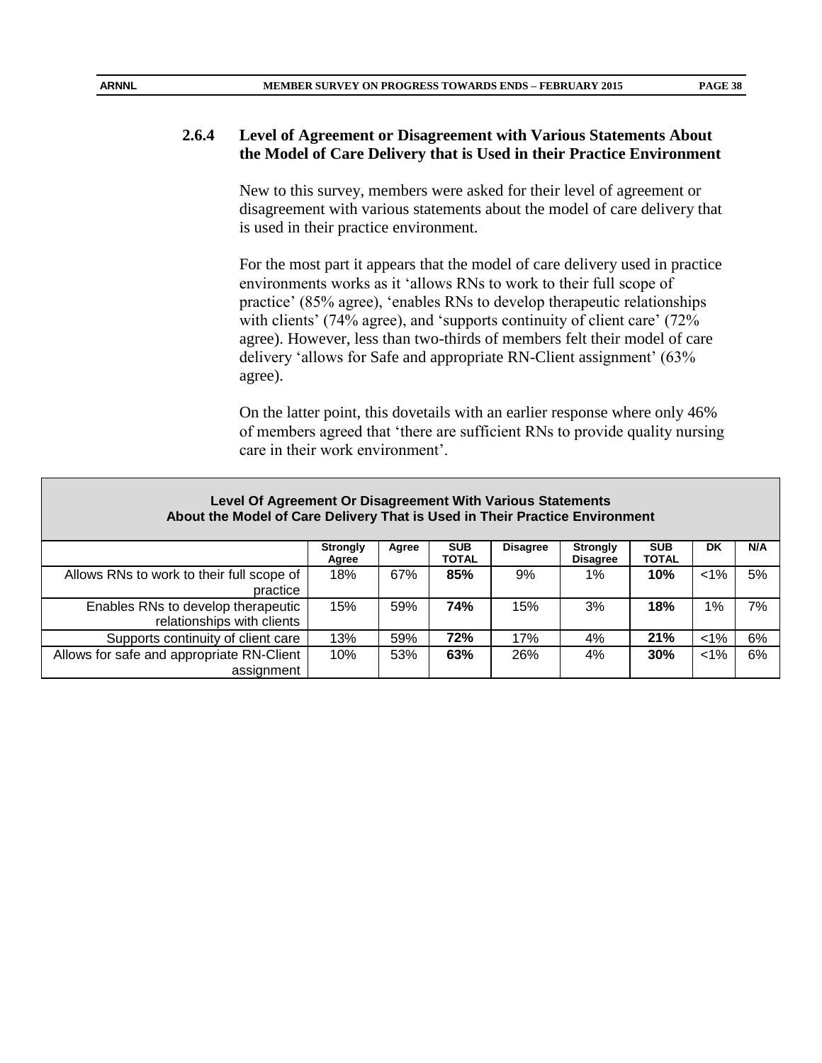### 2.6.4 Level of Agreement or Disagreement with Various Statements About the Model of Care Delivery that is Used in their Practice Environment

New to this survey, members were asked for their level of agreement or disagreement with various statements about the model of care delivery that is used in their practice environment.

For the most part it appears that the model of care delivery used in practice environments works as it 'allows RNs to work to their full scope of practice' (85% agree), 'enables RNs to develop therapeutic relationships with clients' (74% agree), and 'supports continuity of client care' (72% agree). However, less than two-thirds of members felt their model of care delivery 'allows for Safe and appropriate RN-Client assignment' (63% agree).

On the latter point, this dovetails with an earlier response where only 46% of members agreed that 'there are sufficient RNs to provide quality nursing care in their work environment'.

**Level Of Agreement Or Disagreement With Various Statements About the Model of Care Delivery That is Used in Their Practice Environment**

| | Strongly Agree | Agree | SUB TOTAL | Disagree | Strongly Disagree | SUB TOTAL | DK | N/A |
|---|---|---|---|---|---|---|---|---|
| Allows RNs to work to their full scope of practice | 18% | 67% | **85%** | 9% | 1% | **10%** | <1% | 5% |
| Enables RNs to develop therapeutic relationships with clients | 15% | 59% | **74%** | 15% | 3% | **18%** | 1% | 7% |
| Supports continuity of client care | 13% | 59% | **72%** | 17% | 4% | **21%** | <1% | 6% |
| Allows for safe and appropriate RN-Client assignment | 10% | 53% | **63%** | 26% | 4% | **30%** | <1% | 6% |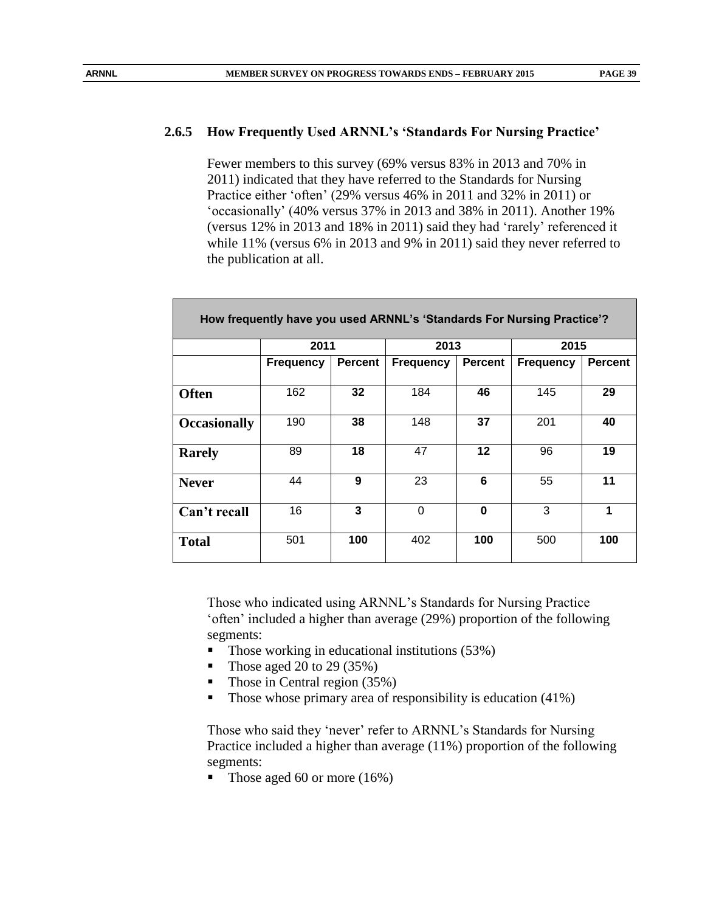### 2.6.5 How Frequently Used ARNNL's 'Standards For Nursing Practice'

Fewer members to this survey (69% versus 83% in 2013 and 70% in 2011) indicated that they have referred to the Standards for Nursing Practice either 'often' (29% versus 46% in 2011 and 32% in 2011) or 'occasionally' (40% versus 37% in 2013 and 38% in 2011). Another 19% (versus 12% in 2013 and 18% in 2011) said they had 'rarely' referenced it while 11% (versus 6% in 2013 and 9% in 2011) said they never referred to the publication at all.

| How frequently have you used ARNNL's 'Standards For Nursing Practice'? | | | | | | |
|---|---|---|---|---|---|---|
| | 2011 | | 2013 | | 2015 | |
| | Frequency | Percent | Frequency | Percent | Frequency | Percent |
| **Often** | 162 | **32** | 184 | **46** | 145 | **29** |
| **Occasionally** | 190 | **38** | 148 | **37** | 201 | **40** |
| **Rarely** | 89 | **18** | 47 | **12** | 96 | **19** |
| **Never** | 44 | **9** | 23 | **6** | 55 | **11** |
| **Can't recall** | 16 | **3** | 0 | **0** | 3 | **1** |
| **Total** | 501 | **100** | 402 | **100** | 500 | **100** |

Those who indicated using ARNNL's Standards for Nursing Practice 'often' included a higher than average (29%) proportion of the following segments:

- Those working in educational institutions (53%)
- Those aged 20 to 29 (35%)
- Those in Central region (35%)
- Those whose primary area of responsibility is education (41%)

Those who said they 'never' refer to ARNNL's Standards for Nursing Practice included a higher than average (11%) proportion of the following segments:

- Those aged 60 or more (16%)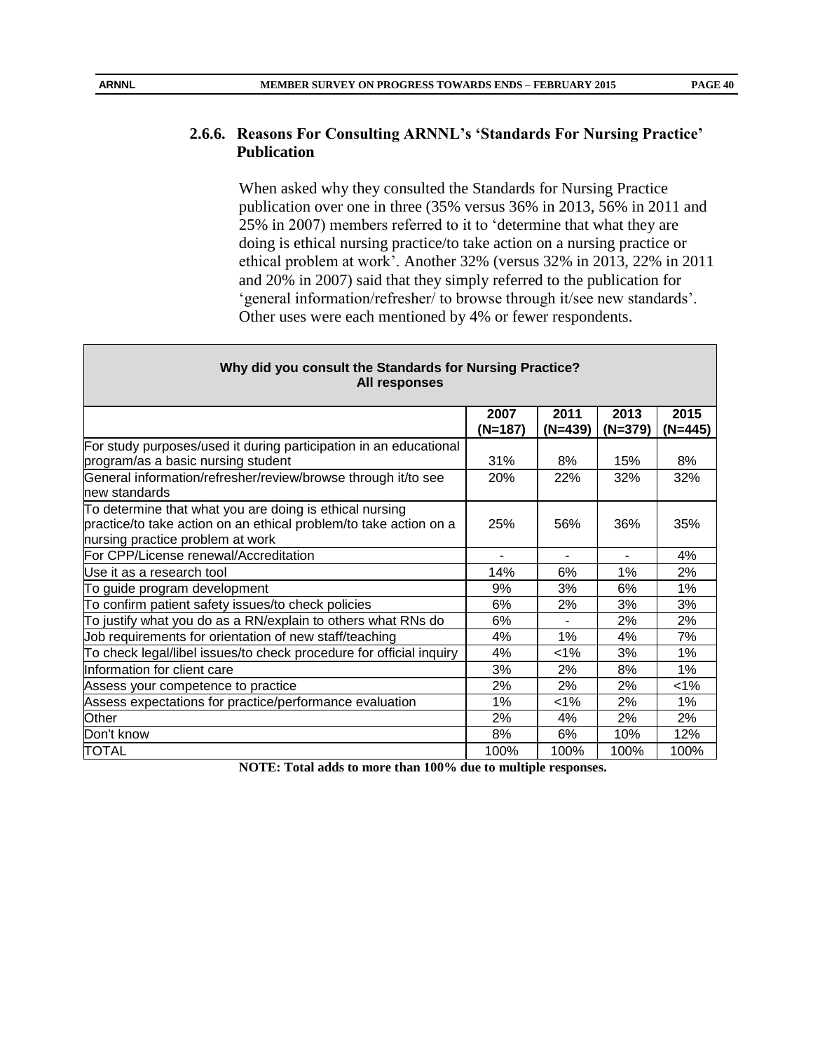### 2.6.6. Reasons For Consulting ARNNL's 'Standards For Nursing Practice' Publication

When asked why they consulted the Standards for Nursing Practice publication over one in three (35% versus 36% in 2013, 56% in 2011 and 25% in 2007) members referred to it to 'determine that what they are doing is ethical nursing practice/to take action on a nursing practice or ethical problem at work'. Another 32% (versus 32% in 2013, 22% in 2011 and 20% in 2007) said that they simply referred to the publication for 'general information/refresher/ to browse through it/see new standards'. Other uses were each mentioned by 4% or fewer respondents.

**Why did you consult the Standards for Nursing Practice?**
**All responses**

| | 2007 (N=187) | 2011 (N=439) | 2013 (N=379) | 2015 (N=445) |
|---|---|---|---|---|
| For study purposes/used it during participation in an educational program/as a basic nursing student | 31% | 8% | 15% | 8% |
| General information/refresher/review/browse through it/to see new standards | 20% | 22% | 32% | 32% |
| To determine that what you are doing is ethical nursing practice/to take action on an ethical problem/to take action on a nursing practice problem at work | 25% | 56% | 36% | 35% |
| For CPP/License renewal/Accreditation | - | - | - | 4% |
| Use it as a research tool | 14% | 6% | 1% | 2% |
| To guide program development | 9% | 3% | 6% | 1% |
| To confirm patient safety issues/to check policies | 6% | 2% | 3% | 3% |
| To justify what you do as a RN/explain to others what RNs do | 6% | - | 2% | 2% |
| Job requirements for orientation of new staff/teaching | 4% | 1% | 4% | 7% |
| To check legal/libel issues/to check procedure for official inquiry | 4% | <1% | 3% | 1% |
| Information for client care | 3% | 2% | 8% | 1% |
| Assess your competence to practice | 2% | 2% | 2% | <1% |
| Assess expectations for practice/performance evaluation | 1% | <1% | 2% | 1% |
| Other | 2% | 4% | 2% | 2% |
| Don't know | 8% | 6% | 10% | 12% |
| TOTAL | 100% | 100% | 100% | 100% |

**NOTE: Total adds to more than 100% due to multiple responses.**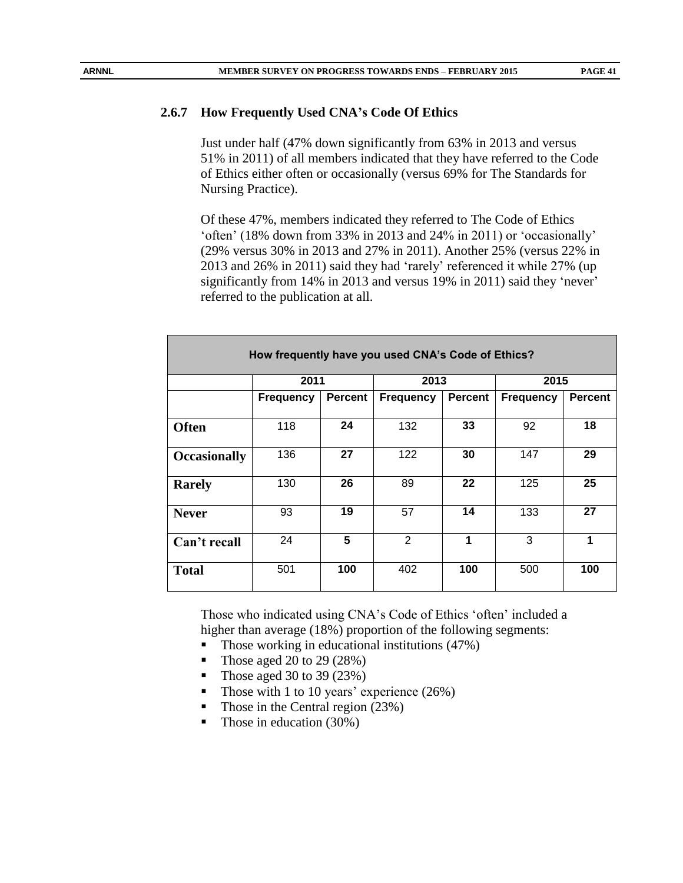### 2.6.7 How Frequently Used CNA's Code Of Ethics

Just under half (47% down significantly from 63% in 2013 and versus 51% in 2011) of all members indicated that they have referred to the Code of Ethics either often or occasionally (versus 69% for The Standards for Nursing Practice).

Of these 47%, members indicated they referred to The Code of Ethics 'often' (18% down from 33% in 2013 and 24% in 2011) or 'occasionally' (29% versus 30% in 2013 and 27% in 2011). Another 25% (versus 22% in 2013 and 26% in 2011) said they had 'rarely' referenced it while 27% (up significantly from 14% in 2013 and versus 19% in 2011) said they 'never' referred to the publication at all.

| How frequently have you used CNA's Code of Ethics? | | | | | | |
|---|---|---|---|---|---|---|
| | 2011 | | 2013 | | 2015 | |
| | Frequency | Percent | Frequency | Percent | Frequency | Percent |
| **Often** | 118 | **24** | 132 | **33** | 92 | **18** |
| **Occasionally** | 136 | **27** | 122 | **30** | 147 | **29** |
| **Rarely** | 130 | **26** | 89 | **22** | 125 | **25** |
| **Never** | 93 | **19** | 57 | **14** | 133 | **27** |
| **Can't recall** | 24 | **5** | 2 | **1** | 3 | **1** |
| **Total** | 501 | **100** | 402 | **100** | 500 | **100** |

Those who indicated using CNA's Code of Ethics 'often' included a higher than average (18%) proportion of the following segments:

- Those working in educational institutions (47%)
- Those aged 20 to 29 (28%)
- Those aged 30 to 39 (23%)
- Those with 1 to 10 years' experience (26%)
- Those in the Central region (23%)
- Those in education (30%)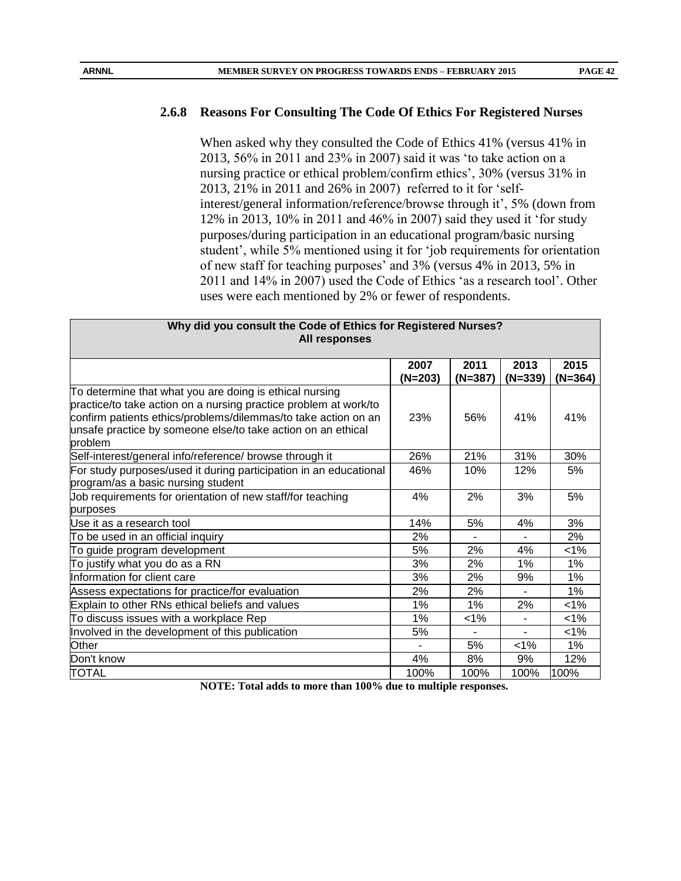### 2.6.8 Reasons For Consulting The Code Of Ethics For Registered Nurses

When asked why they consulted the Code of Ethics 41% (versus 41% in 2013, 56% in 2011 and 23% in 2007) said it was 'to take action on a nursing practice or ethical problem/confirm ethics', 30% (versus 31% in 2013, 21% in 2011 and 26% in 2007) referred to it for 'self-interest/general information/reference/browse through it', 5% (down from 12% in 2013, 10% in 2011 and 46% in 2007) said they used it 'for study purposes/during participation in an educational program/basic nursing student', while 5% mentioned using it for 'job requirements for orientation of new staff for teaching purposes' and 3% (versus 4% in 2013, 5% in 2011 and 14% in 2007) used the Code of Ethics 'as a research tool'. Other uses were each mentioned by 2% or fewer of respondents.

| Why did you consult the Code of Ethics for Registered Nurses? All responses | | | | |
|---|---|---|---|---|
| | 2007 (N=203) | 2011 (N=387) | 2013 (N=339) | 2015 (N=364) |
| To determine that what you are doing is ethical nursing practice/to take action on a nursing practice problem at work/to confirm patients ethics/problems/dilemmas/to take action on an unsafe practice by someone else/to take action on an ethical problem | 23% | 56% | 41% | 41% |
| Self-interest/general info/reference/ browse through it | 26% | 21% | 31% | 30% |
| For study purposes/used it during participation in an educational program/as a basic nursing student | 46% | 10% | 12% | 5% |
| Job requirements for orientation of new staff/for teaching purposes | 4% | 2% | 3% | 5% |
| Use it as a research tool | 14% | 5% | 4% | 3% |
| To be used in an official inquiry | 2% | - | - | 2% |
| To guide program development | 5% | 2% | 4% | <1% |
| To justify what you do as a RN | 3% | 2% | 1% | 1% |
| Information for client care | 3% | 2% | 9% | 1% |
| Assess expectations for practice/for evaluation | 2% | 2% | - | 1% |
| Explain to other RNs ethical beliefs and values | 1% | 1% | 2% | <1% |
| To discuss issues with a workplace Rep | 1% | <1% | - | <1% |
| Involved in the development of this publication | 5% | - | - | <1% |
| Other | - | 5% | <1% | 1% |
| Don't know | 4% | 8% | 9% | 12% |
| TOTAL | 100% | 100% | 100% | 100% |

**NOTE: Total adds to more than 100% due to multiple responses.**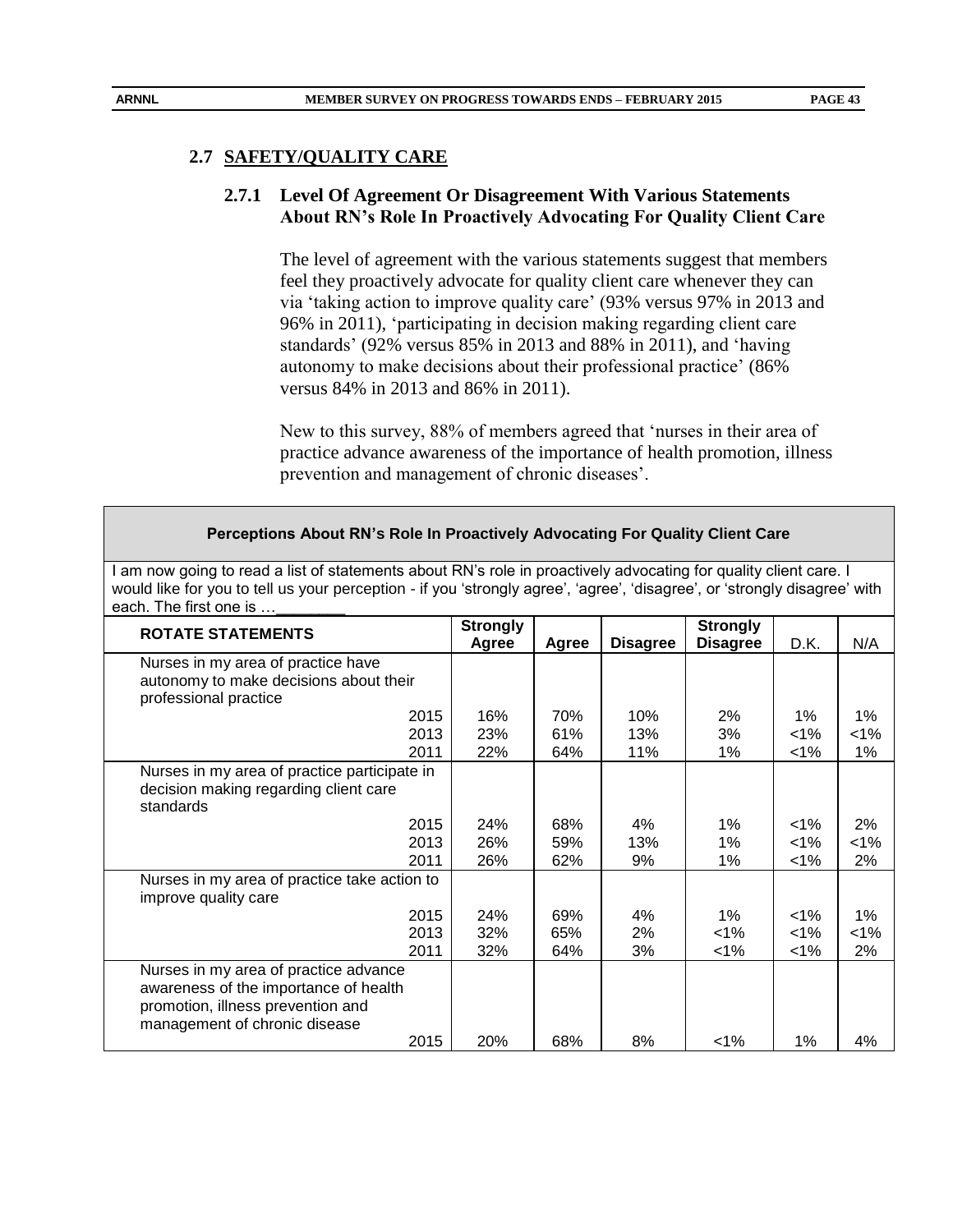## 2.7 SAFETY/QUALITY CARE

### 2.7.1 Level Of Agreement Or Disagreement With Various Statements About RN's Role In Proactively Advocating For Quality Client Care

The level of agreement with the various statements suggest that members feel they proactively advocate for quality client care whenever they can via 'taking action to improve quality care' (93% versus 97% in 2013 and 96% in 2011), 'participating in decision making regarding client care standards' (92% versus 85% in 2013 and 88% in 2011), and 'having autonomy to make decisions about their professional practice' (86% versus 84% in 2013 and 86% in 2011).

New to this survey, 88% of members agreed that 'nurses in their area of practice advance awareness of the importance of health promotion, illness prevention and management of chronic diseases'.

**Perceptions About RN's Role In Proactively Advocating For Quality Client Care**

I am now going to read a list of statements about RN's role in proactively advocating for quality client care. I would like for you to tell us your perception - if you 'strongly agree', 'agree', 'disagree', or 'strongly disagree' with each. The first one is …________

| ROTATE STATEMENTS | | Strongly Agree | Agree | Disagree | Strongly Disagree | D.K. | N/A |
|---|---|---|---|---|---|---|---|
| Nurses in my area of practice have autonomy to make decisions about their professional practice | | | | | | | |
| | 2015 | 16% | 70% | 10% | 2% | 1% | 1% |
| | 2013 | 23% | 61% | 13% | 3% | <1% | <1% |
| | 2011 | 22% | 64% | 11% | 1% | <1% | 1% |
| Nurses in my area of practice participate in decision making regarding client care standards | | | | | | | |
| | 2015 | 24% | 68% | 4% | 1% | <1% | 2% |
| | 2013 | 26% | 59% | 13% | 1% | <1% | <1% |
| | 2011 | 26% | 62% | 9% | 1% | <1% | 2% |
| Nurses in my area of practice take action to improve quality care | | | | | | | |
| | 2015 | 24% | 69% | 4% | 1% | <1% | 1% |
| | 2013 | 32% | 65% | 2% | <1% | <1% | <1% |
| | 2011 | 32% | 64% | 3% | <1% | <1% | 2% |
| Nurses in my area of practice advance awareness of the importance of health promotion, illness prevention and management of chronic disease | | | | | | | |
| | 2015 | 20% | 68% | 8% | <1% | 1% | 4% |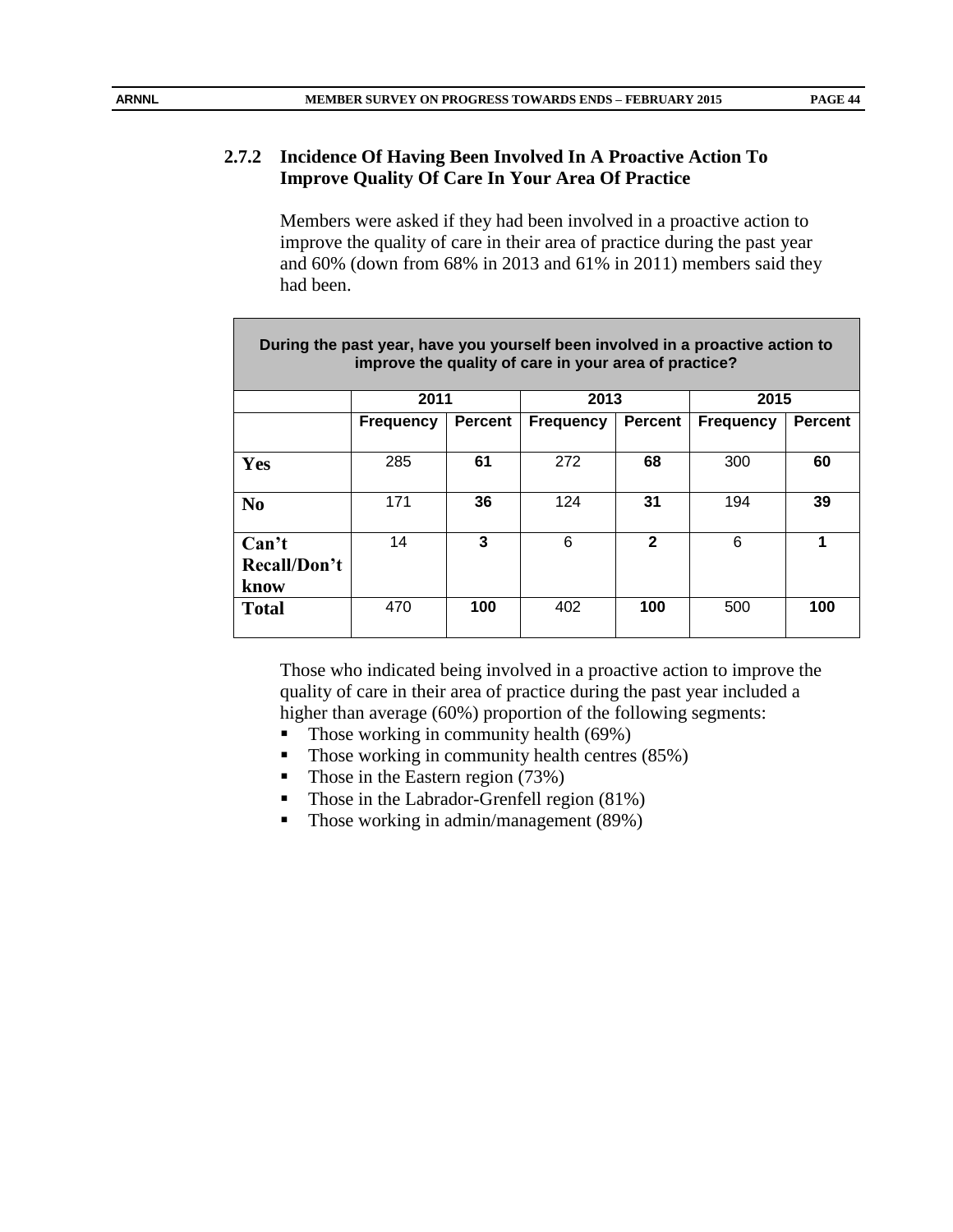### 2.7.2 Incidence Of Having Been Involved In A Proactive Action To Improve Quality Of Care In Your Area Of Practice

Members were asked if they had been involved in a proactive action to improve the quality of care in their area of practice during the past year and 60% (down from 68% in 2013 and 61% in 2011) members said they had been.

| During the past year, have you yourself been involved in a proactive action to improve the quality of care in your area of practice? | | | | | | |
|---|---|---|---|---|---|---|
| | 2011 | | 2013 | | 2015 | |
| | Frequency | Percent | Frequency | Percent | Frequency | Percent |
| **Yes** | 285 | **61** | 272 | **68** | 300 | **60** |
| **No** | 171 | **36** | 124 | **31** | 194 | **39** |
| **Can't Recall/Don't know** | 14 | **3** | 6 | **2** | 6 | **1** |
| **Total** | 470 | **100** | 402 | **100** | 500 | **100** |

Those who indicated being involved in a proactive action to improve the quality of care in their area of practice during the past year included a higher than average (60%) proportion of the following segments:

- Those working in community health (69%)
- Those working in community health centres (85%)
- Those in the Eastern region (73%)
- Those in the Labrador-Grenfell region (81%)
- Those working in admin/management (89%)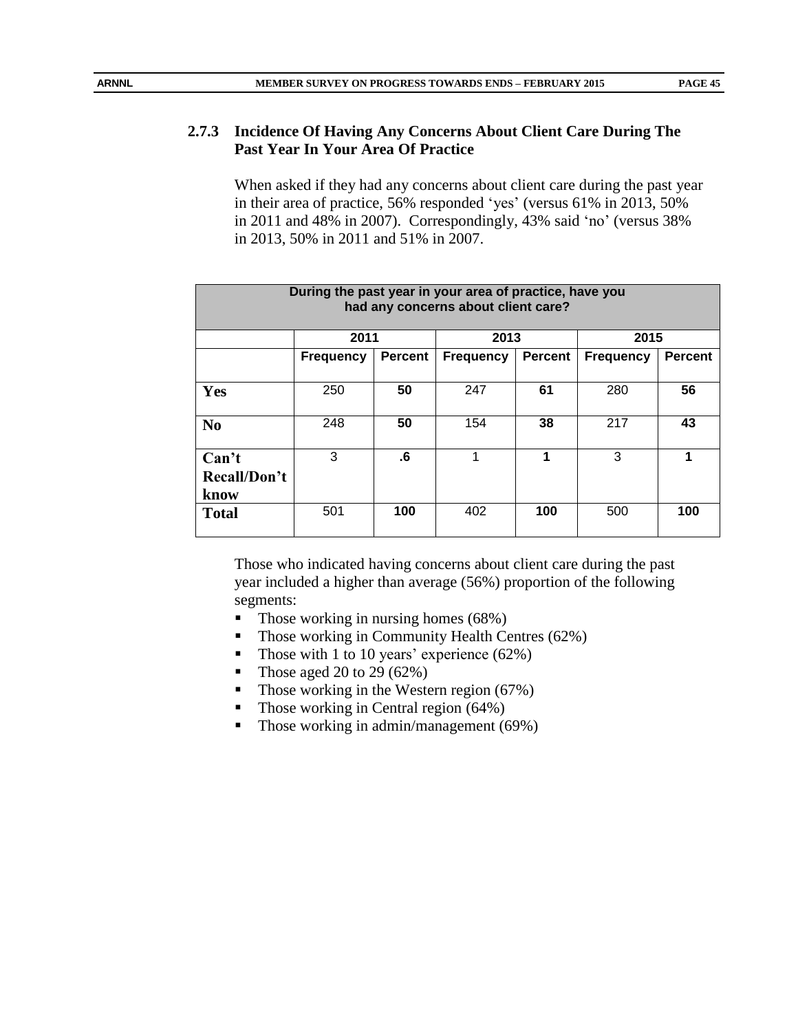### 2.7.3 Incidence Of Having Any Concerns About Client Care During The Past Year In Your Area Of Practice

When asked if they had any concerns about client care during the past year in their area of practice, 56% responded 'yes' (versus 61% in 2013, 50% in 2011 and 48% in 2007). Correspondingly, 43% said 'no' (versus 38% in 2013, 50% in 2011 and 51% in 2007.

| During the past year in your area of practice, have you had any concerns about client care? | | | | | | |
|---|---|---|---|---|---|---|
| | 2011 | | 2013 | | 2015 | |
| | Frequency | Percent | Frequency | Percent | Frequency | Percent |
| **Yes** | 250 | **50** | 247 | **61** | 280 | **56** |
| **No** | 248 | **50** | 154 | **38** | 217 | **43** |
| **Can't Recall/Don't know** | 3 | **.6** | 1 | **1** | 3 | **1** |
| **Total** | 501 | **100** | 402 | **100** | 500 | **100** |

Those who indicated having concerns about client care during the past year included a higher than average (56%) proportion of the following segments:

- Those working in nursing homes (68%)
- Those working in Community Health Centres (62%)
- Those with 1 to 10 years' experience (62%)
- Those aged 20 to 29 (62%)
- Those working in the Western region (67%)
- Those working in Central region (64%)
- Those working in admin/management (69%)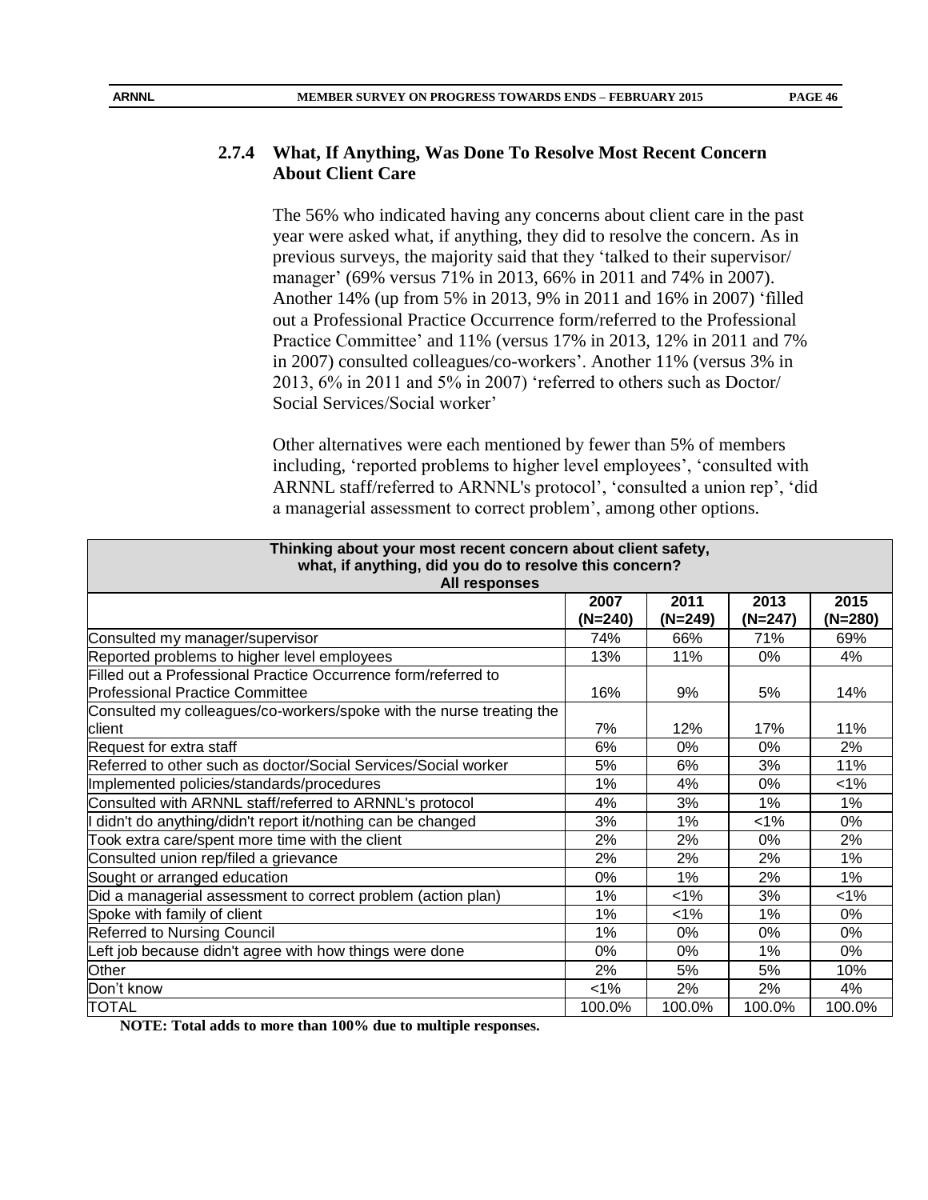### 2.7.4 What, If Anything, Was Done To Resolve Most Recent Concern About Client Care

The 56% who indicated having any concerns about client care in the past year were asked what, if anything, they did to resolve the concern. As in previous surveys, the majority said that they 'talked to their supervisor/ manager' (69% versus 71% in 2013, 66% in 2011 and 74% in 2007). Another 14% (up from 5% in 2013, 9% in 2011 and 16% in 2007) 'filled out a Professional Practice Occurrence form/referred to the Professional Practice Committee' and 11% (versus 17% in 2013, 12% in 2011 and 7% in 2007) consulted colleagues/co-workers'. Another 11% (versus 3% in 2013, 6% in 2011 and 5% in 2007) 'referred to others such as Doctor/ Social Services/Social worker'

Other alternatives were each mentioned by fewer than 5% of members including, 'reported problems to higher level employees', 'consulted with ARNNL staff/referred to ARNNL's protocol', 'consulted a union rep', 'did a managerial assessment to correct problem', among other options.

**Thinking about your most recent concern about client safety, what, if anything, did you do to resolve this concern? All responses**

| | 2007 (N=240) | 2011 (N=249) | 2013 (N=247) | 2015 (N=280) |
|---|---|---|---|---|
| Consulted my manager/supervisor | 74% | 66% | 71% | 69% |
| Reported problems to higher level employees | 13% | 11% | 0% | 4% |
| Filled out a Professional Practice Occurrence form/referred to Professional Practice Committee | 16% | 9% | 5% | 14% |
| Consulted my colleagues/co-workers/spoke with the nurse treating the client | 7% | 12% | 17% | 11% |
| Request for extra staff | 6% | 0% | 0% | 2% |
| Referred to other such as doctor/Social Services/Social worker | 5% | 6% | 3% | 11% |
| Implemented policies/standards/procedures | 1% | 4% | 0% | <1% |
| Consulted with ARNNL staff/referred to ARNNL's protocol | 4% | 3% | 1% | 1% |
| I didn't do anything/didn't report it/nothing can be changed | 3% | 1% | <1% | 0% |
| Took extra care/spent more time with the client | 2% | 2% | 0% | 2% |
| Consulted union rep/filed a grievance | 2% | 2% | 2% | 1% |
| Sought or arranged education | 0% | 1% | 2% | 1% |
| Did a managerial assessment to correct problem (action plan) | 1% | <1% | 3% | <1% |
| Spoke with family of client | 1% | <1% | 1% | 0% |
| Referred to Nursing Council | 1% | 0% | 0% | 0% |
| Left job because didn't agree with how things were done | 0% | 0% | 1% | 0% |
| Other | 2% | 5% | 5% | 10% |
| Don't know | <1% | 2% | 2% | 4% |
| TOTAL | 100.0% | 100.0% | 100.0% | 100.0% |

**NOTE: Total adds to more than 100% due to multiple responses.**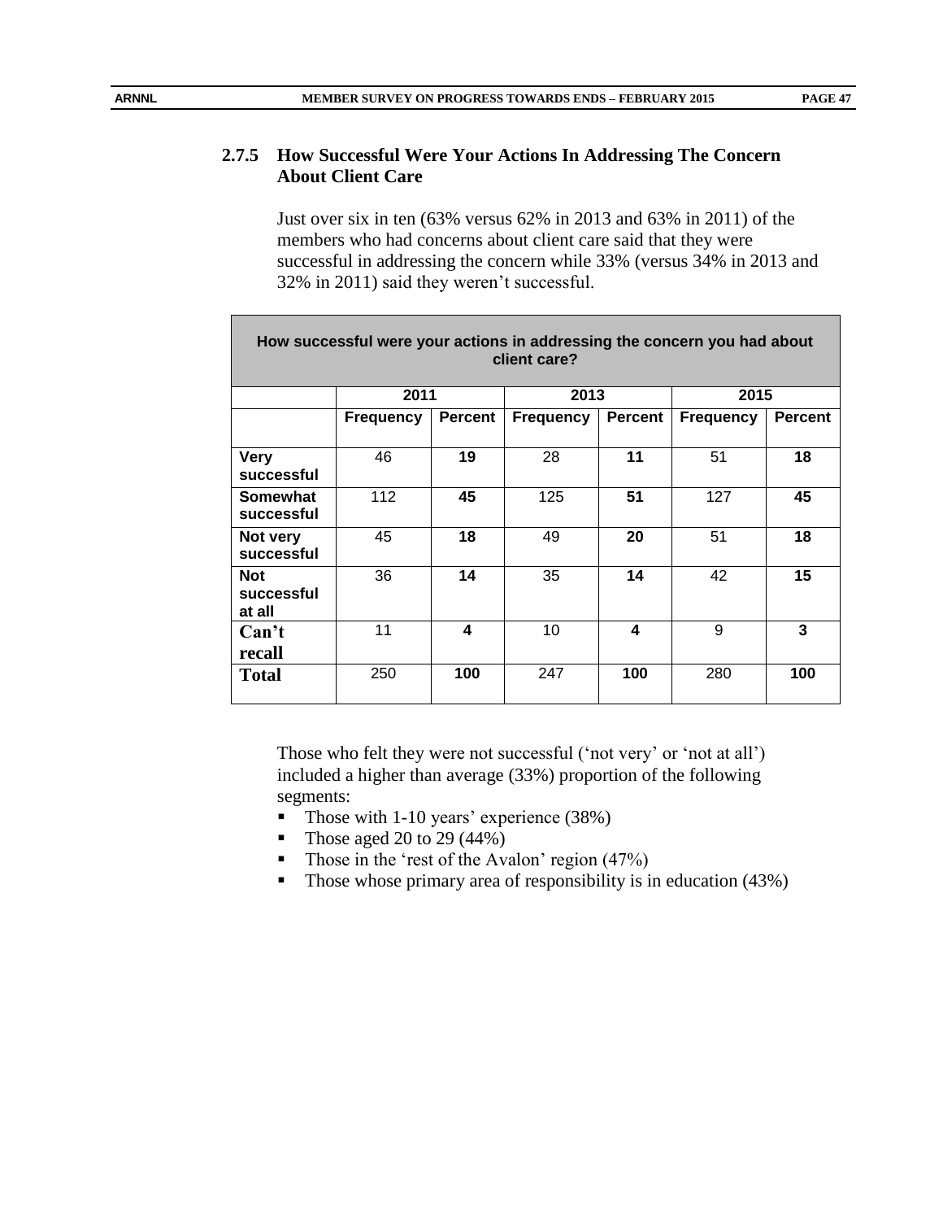### 2.7.5 How Successful Were Your Actions In Addressing The Concern About Client Care

Just over six in ten (63% versus 62% in 2013 and 63% in 2011) of the members who had concerns about client care said that they were successful in addressing the concern while 33% (versus 34% in 2013 and 32% in 2011) said they weren't successful.

| How successful were your actions in addressing the concern you had about client care? | | | | | | |
|---|---|---|---|---|---|---|
| | 2011 | | 2013 | | 2015 | |
| | **Frequency** | **Percent** | **Frequency** | **Percent** | **Frequency** | **Percent** |
| **Very successful** | 46 | **19** | 28 | **11** | 51 | **18** |
| **Somewhat successful** | 112 | **45** | 125 | **51** | 127 | **45** |
| **Not very successful** | 45 | **18** | 49 | **20** | 51 | **18** |
| **Not successful at all** | 36 | **14** | 35 | **14** | 42 | **15** |
| **Can't recall** | 11 | **4** | 10 | **4** | 9 | **3** |
| **Total** | 250 | **100** | 247 | **100** | 280 | **100** |

Those who felt they were not successful ('not very' or 'not at all') included a higher than average (33%) proportion of the following segments:

- Those with 1-10 years' experience (38%)
- Those aged 20 to 29 (44%)
- Those in the 'rest of the Avalon' region (47%)
- Those whose primary area of responsibility is in education (43%)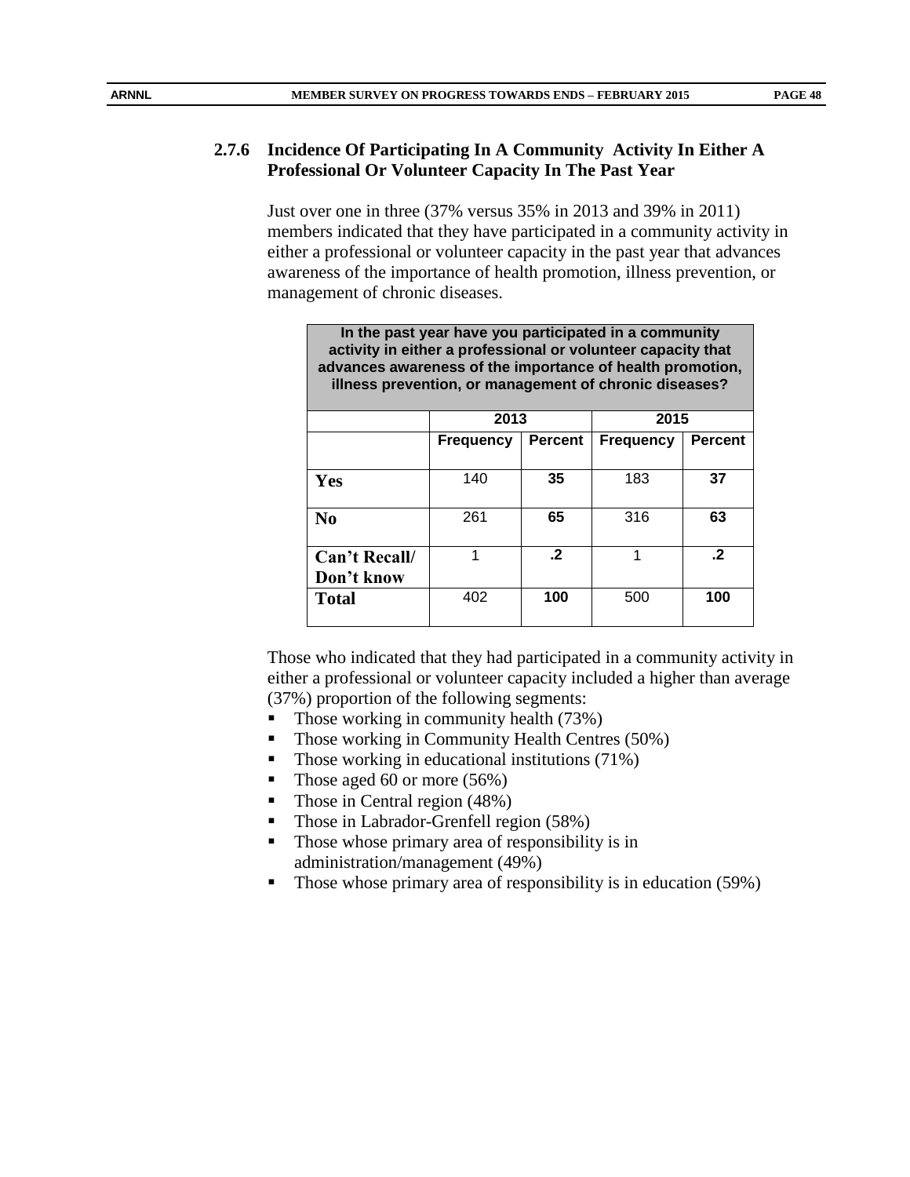### 2.7.6 Incidence Of Participating In A Community Activity In Either A Professional Or Volunteer Capacity In The Past Year

Just over one in three (37% versus 35% in 2013 and 39% in 2011) members indicated that they have participated in a community activity in either a professional or volunteer capacity in the past year that advances awareness of the importance of health promotion, illness prevention, or management of chronic diseases.

| In the past year have you participated in a community activity in either a professional or volunteer capacity that advances awareness of the importance of health promotion, illness prevention, or management of chronic diseases? | | | | |
|---|---|---|---|---|
| | 2013 | | 2015 | |
| | Frequency | Percent | Frequency | Percent |
| **Yes** | 140 | **35** | 183 | **37** |
| **No** | 261 | **65** | 316 | **63** |
| **Can't Recall/ Don't know** | 1 | **.2** | 1 | **.2** |
| **Total** | 402 | **100** | 500 | **100** |

Those who indicated that they had participated in a community activity in either a professional or volunteer capacity included a higher than average (37%) proportion of the following segments:

- Those working in community health (73%)
- Those working in Community Health Centres (50%)
- Those working in educational institutions (71%)
- Those aged 60 or more (56%)
- Those in Central region (48%)
- Those in Labrador-Grenfell region (58%)
- Those whose primary area of responsibility is in administration/management (49%)
- Those whose primary area of responsibility is in education (59%)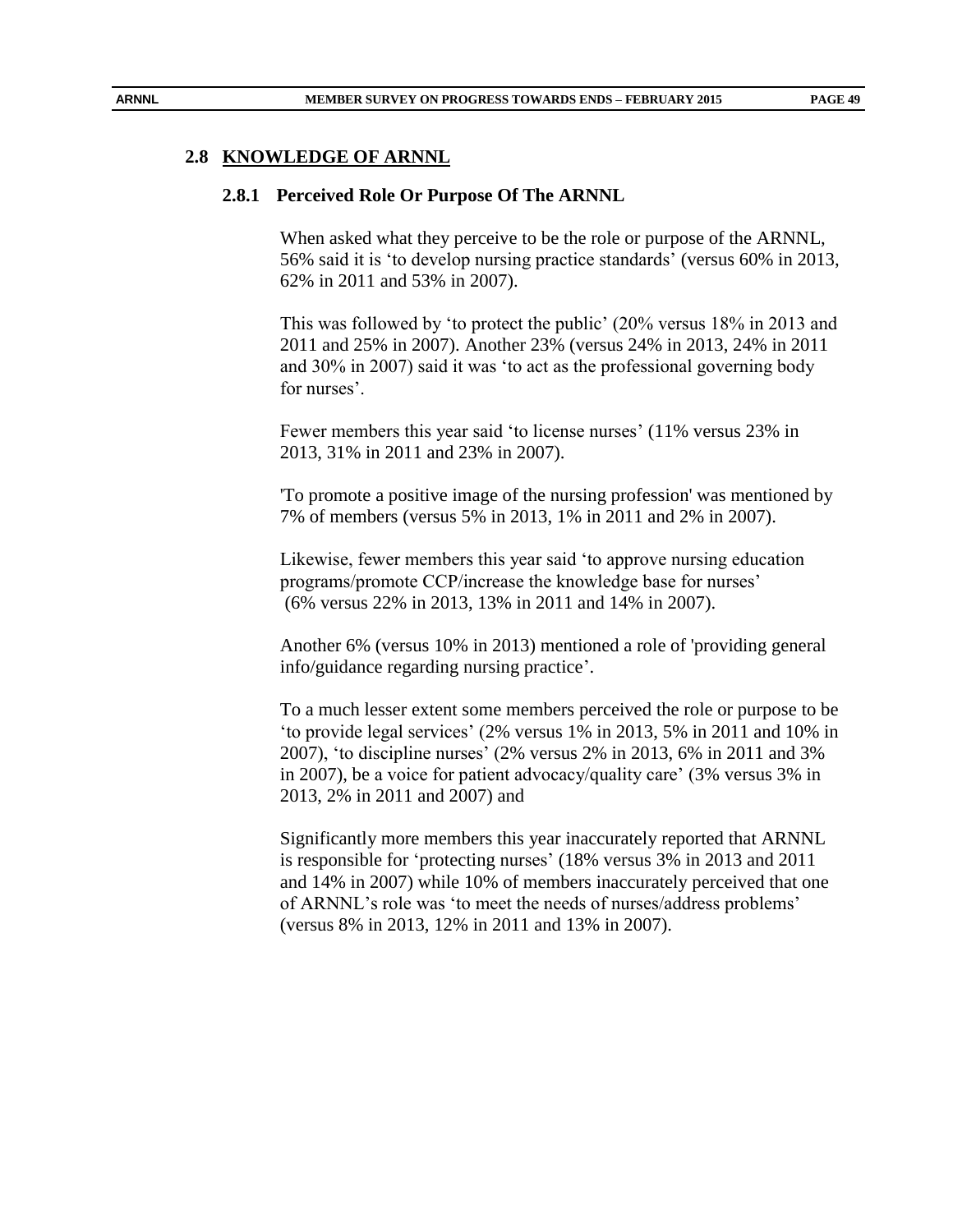## 2.8 KNOWLEDGE OF ARNNL

### 2.8.1 Perceived Role Or Purpose Of The ARNNL

When asked what they perceive to be the role or purpose of the ARNNL, 56% said it is 'to develop nursing practice standards' (versus 60% in 2013, 62% in 2011 and 53% in 2007).

This was followed by 'to protect the public' (20% versus 18% in 2013 and 2011 and 25% in 2007). Another 23% (versus 24% in 2013, 24% in 2011 and 30% in 2007) said it was 'to act as the professional governing body for nurses'.

Fewer members this year said 'to license nurses' (11% versus 23% in 2013, 31% in 2011 and 23% in 2007).

'To promote a positive image of the nursing profession' was mentioned by 7% of members (versus 5% in 2013, 1% in 2011 and 2% in 2007).

Likewise, fewer members this year said 'to approve nursing education programs/promote CCP/increase the knowledge base for nurses' (6% versus 22% in 2013, 13% in 2011 and 14% in 2007).

Another 6% (versus 10% in 2013) mentioned a role of 'providing general info/guidance regarding nursing practice'.

To a much lesser extent some members perceived the role or purpose to be 'to provide legal services' (2% versus 1% in 2013, 5% in 2011 and 10% in 2007), 'to discipline nurses' (2% versus 2% in 2013, 6% in 2011 and 3% in 2007), be a voice for patient advocacy/quality care' (3% versus 3% in 2013, 2% in 2011 and 2007) and

Significantly more members this year inaccurately reported that ARNNL is responsible for 'protecting nurses' (18% versus 3% in 2013 and 2011 and 14% in 2007) while 10% of members inaccurately perceived that one of ARNNL's role was 'to meet the needs of nurses/address problems' (versus 8% in 2013, 12% in 2011 and 13% in 2007).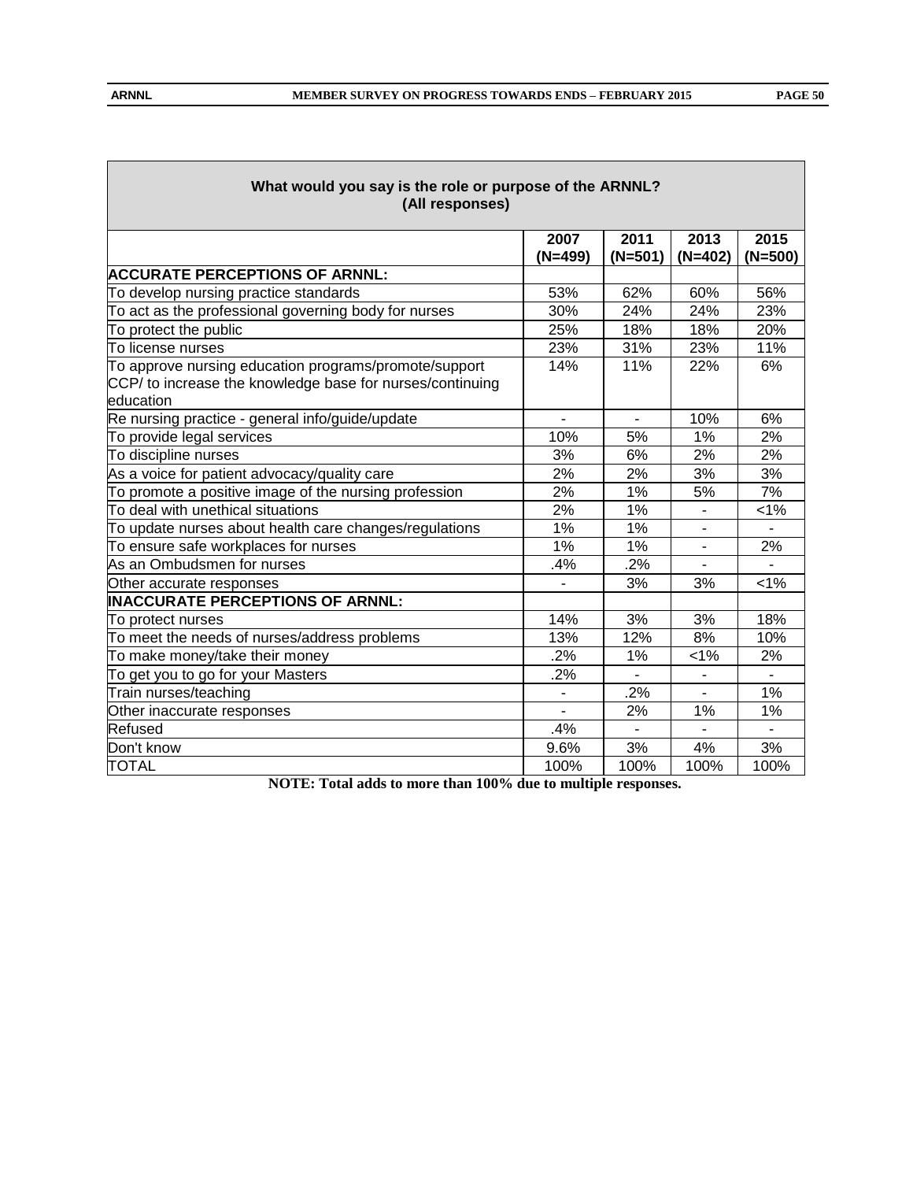| What would you say is the role or purpose of the ARNNL? (All responses) | | | | |
|---|---|---|---|---|
| | 2007 (N=499) | 2011 (N=501) | 2013 (N=402) | 2015 (N=500) |
| **ACCURATE PERCEPTIONS OF ARNNL:** | | | | |
| To develop nursing practice standards | 53% | 62% | 60% | 56% |
| To act as the professional governing body for nurses | 30% | 24% | 24% | 23% |
| To protect the public | 25% | 18% | 18% | 20% |
| To license nurses | 23% | 31% | 23% | 11% |
| To approve nursing education programs/promote/support CCP/ to increase the knowledge base for nurses/continuing education | 14% | 11% | 22% | 6% |
| Re nursing practice - general info/guide/update | - | - | 10% | 6% |
| To provide legal services | 10% | 5% | 1% | 2% |
| To discipline nurses | 3% | 6% | 2% | 2% |
| As a voice for patient advocacy/quality care | 2% | 2% | 3% | 3% |
| To promote a positive image of the nursing profession | 2% | 1% | 5% | 7% |
| To deal with unethical situations | 2% | 1% | - | <1% |
| To update nurses about health care changes/regulations | 1% | 1% | - | - |
| To ensure safe workplaces for nurses | 1% | 1% | - | 2% |
| As an Ombudsmen for nurses | .4% | .2% | - | - |
| Other accurate responses | - | 3% | 3% | <1% |
| **INACCURATE PERCEPTIONS OF ARNNL:** | | | | |
| To protect nurses | 14% | 3% | 3% | 18% |
| To meet the needs of nurses/address problems | 13% | 12% | 8% | 10% |
| To make money/take their money | .2% | 1% | <1% | 2% |
| To get you to go for your Masters | .2% | - | - | - |
| Train nurses/teaching | - | .2% | - | 1% |
| Other inaccurate responses | - | 2% | 1% | 1% |
| Refused | .4% | - | - | - |
| Don't know | 9.6% | 3% | 4% | 3% |
| TOTAL | 100% | 100% | 100% | 100% |

**NOTE: Total adds to more than 100% due to multiple responses.**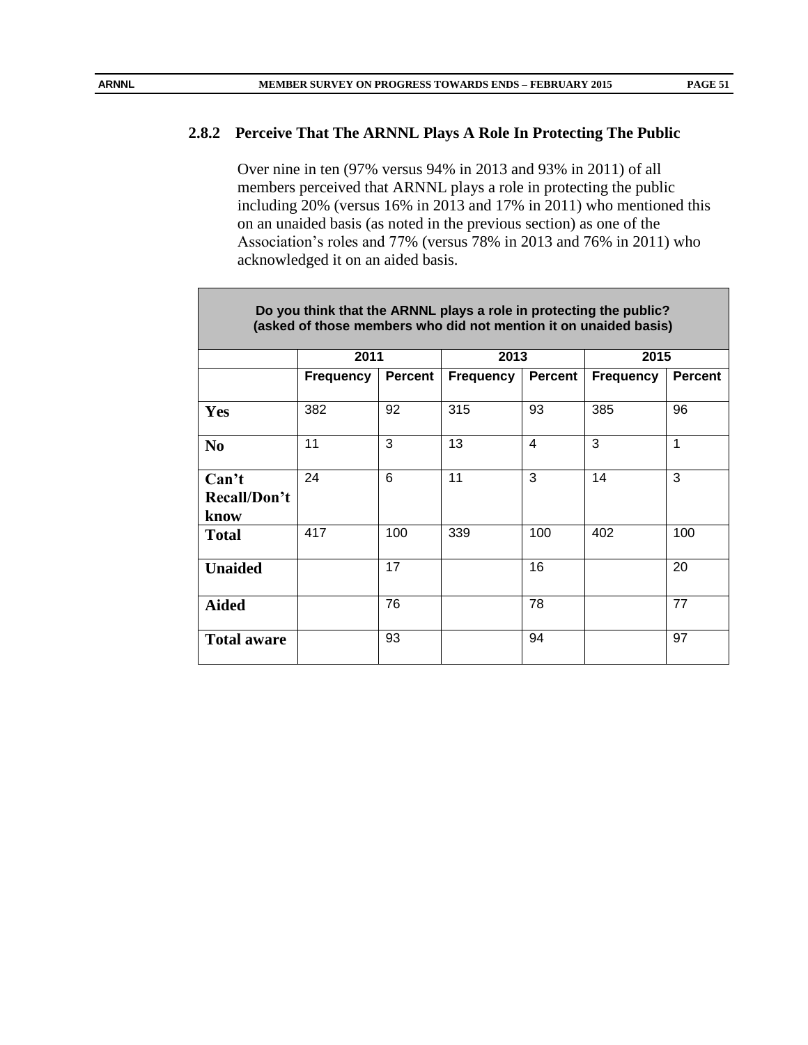### 2.8.2 Perceive That The ARNNL Plays A Role In Protecting The Public

Over nine in ten (97% versus 94% in 2013 and 93% in 2011) of all members perceived that ARNNL plays a role in protecting the public including 20% (versus 16% in 2013 and 17% in 2011) who mentioned this on an unaided basis (as noted in the previous section) as one of the Association's roles and 77% (versus 78% in 2013 and 76% in 2011) who acknowledged it on an aided basis.

**Do you think that the ARNNL plays a role in protecting the public? (asked of those members who did not mention it on unaided basis)**

| | 2011 | | 2013 | | 2015 | |
|---|---|---|---|---|---|---|
| | Frequency | Percent | Frequency | Percent | Frequency | Percent |
| **Yes** | 382 | 92 | 315 | 93 | 385 | 96 |
| **No** | 11 | 3 | 13 | 4 | 3 | 1 |
| **Can't Recall/Don't know** | 24 | 6 | 11 | 3 | 14 | 3 |
| **Total** | 417 | 100 | 339 | 100 | 402 | 100 |
| **Unaided** | | 17 | | 16 | | 20 |
| **Aided** | | 76 | | 78 | | 77 |
| **Total aware** | | 93 | | 94 | | 97 |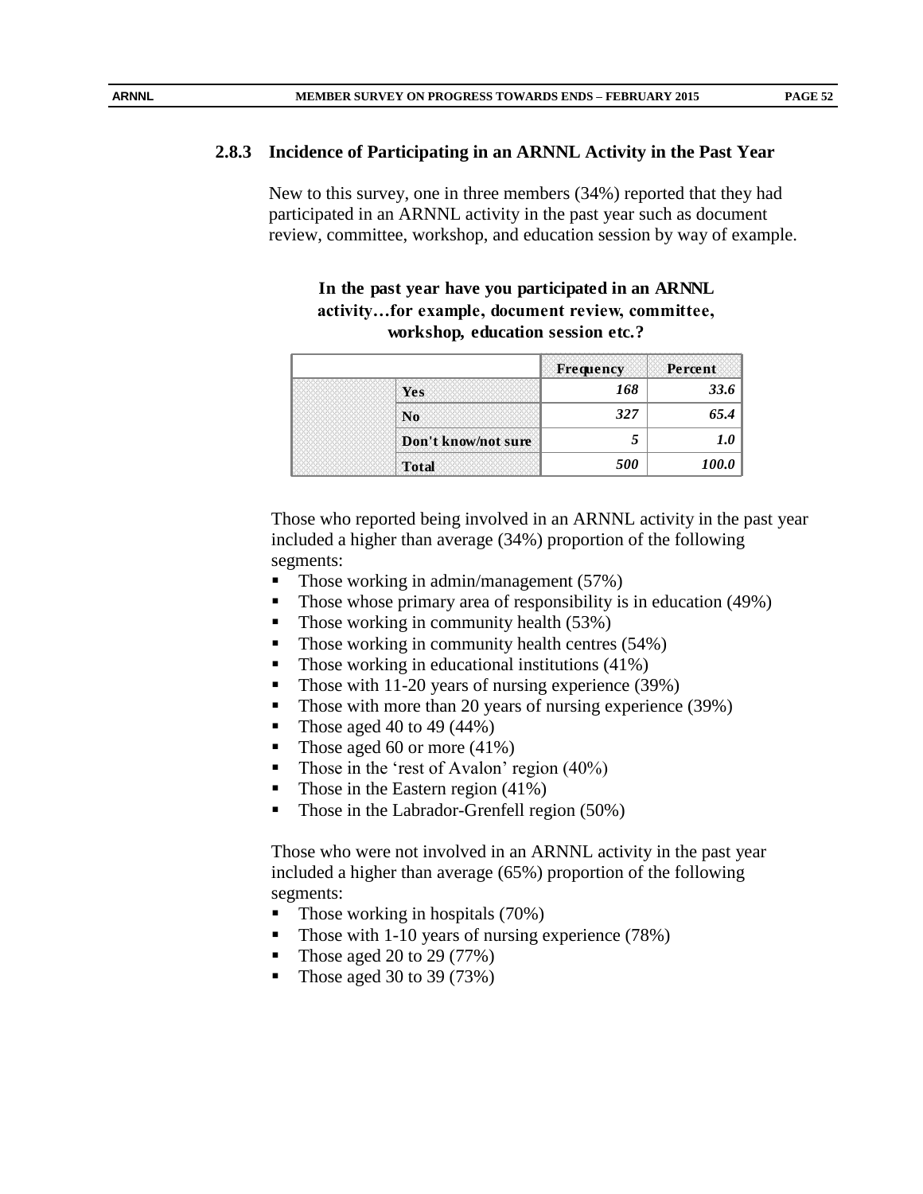### 2.8.3 Incidence of Participating in an ARNNL Activity in the Past Year

New to this survey, one in three members (34%) reported that they had participated in an ARNNL activity in the past year such as document review, committee, workshop, and education session by way of example.

**In the past year have you participated in an ARNNL activity…for example, document review, committee, workshop, education session etc.?**

| | | Frequency | Percent |
|---|---|---|---|
| | Yes | *168* | *33.6* |
| | No | *327* | *65.4* |
| | Don't know/not sure | *5* | *1.0* |
| | Total | *500* | *100.0* |

Those who reported being involved in an ARNNL activity in the past year included a higher than average (34%) proportion of the following segments:

- Those working in admin/management (57%)
- Those whose primary area of responsibility is in education (49%)
- Those working in community health (53%)
- Those working in community health centres (54%)
- Those working in educational institutions (41%)
- Those with 11-20 years of nursing experience (39%)
- Those with more than 20 years of nursing experience (39%)
- Those aged 40 to 49 (44%)
- Those aged 60 or more (41%)
- Those in the 'rest of Avalon' region (40%)
- Those in the Eastern region (41%)
- Those in the Labrador-Grenfell region (50%)

Those who were not involved in an ARNNL activity in the past year included a higher than average (65%) proportion of the following segments:

- Those working in hospitals (70%)
- Those with 1-10 years of nursing experience (78%)
- Those aged 20 to 29 (77%)
- Those aged 30 to 39 (73%)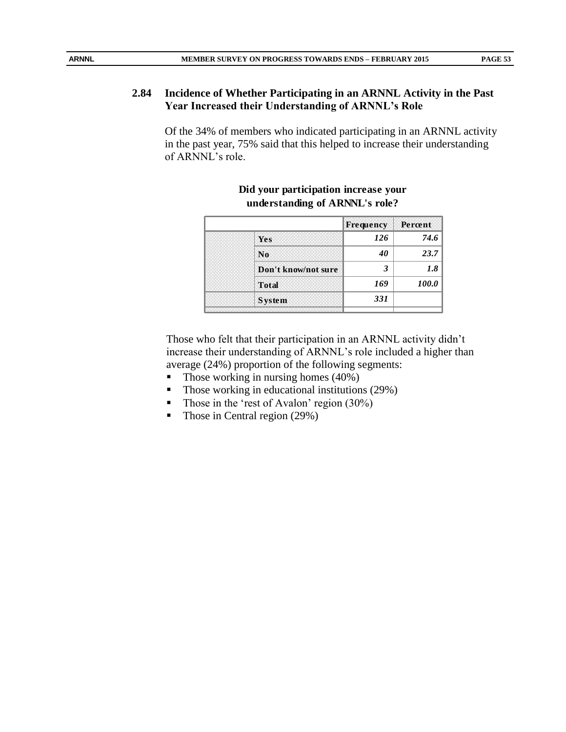## 2.84 Incidence of Whether Participating in an ARNNL Activity in the Past Year Increased their Understanding of ARNNL's Role

Of the 34% of members who indicated participating in an ARNNL activity in the past year, 75% said that this helped to increase their understanding of ARNNL's role.

**Did your participation increase your understanding of ARNNL's role?**

| | | Frequency | Percent |
|---|---|---|---|
| | Yes | 126 | 74.6 |
| | No | 40 | 23.7 |
| | Don't know/not sure | 3 | 1.8 |
| | Total | 169 | 100.0 |
| | System | 331 | |

Those who felt that their participation in an ARNNL activity didn't increase their understanding of ARNNL's role included a higher than average (24%) proportion of the following segments:

- Those working in nursing homes (40%)
- Those working in educational institutions (29%)
- Those in the 'rest of Avalon' region (30%)
- Those in Central region (29%)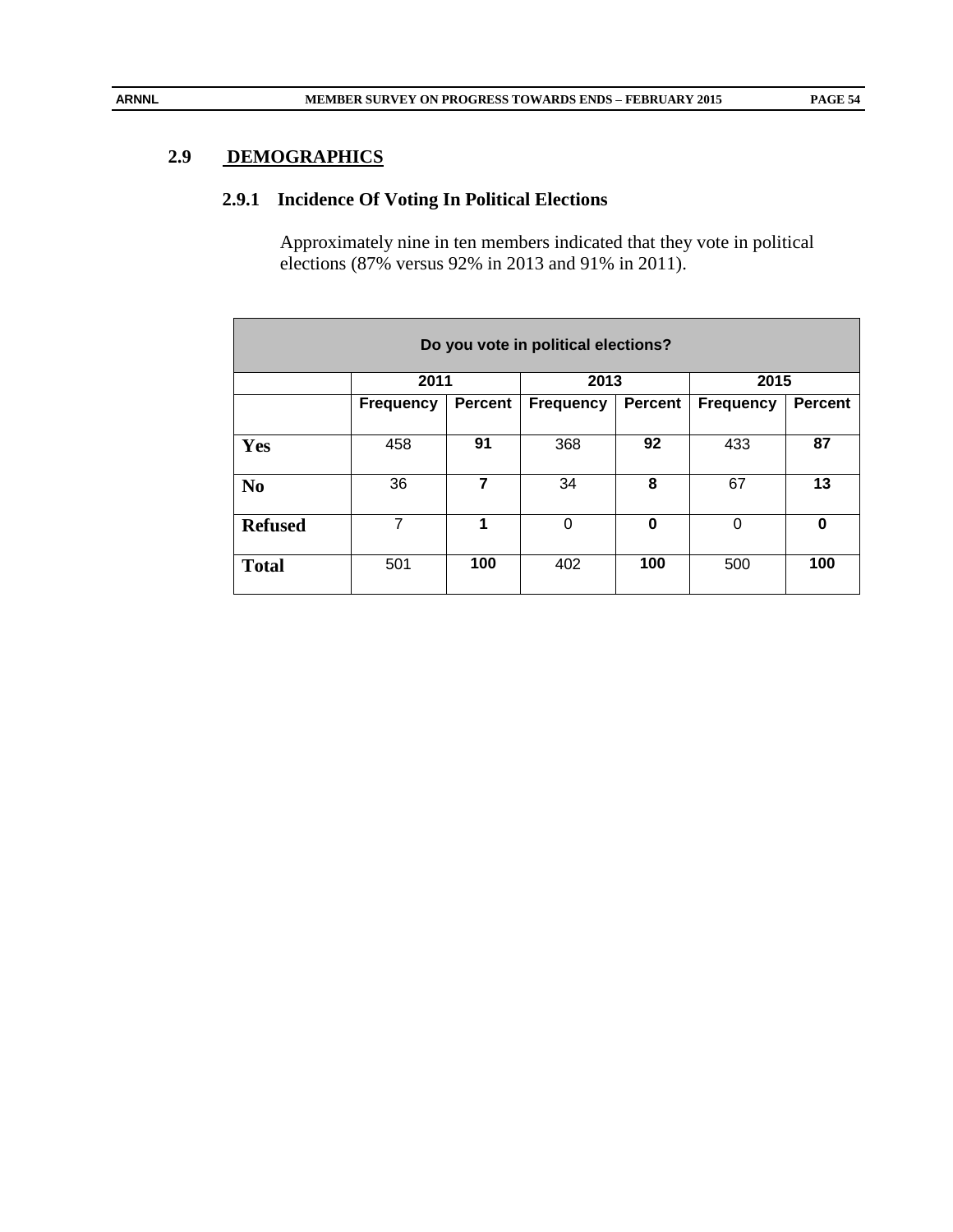## 2.9 DEMOGRAPHICS

### 2.9.1 Incidence Of Voting In Political Elections

Approximately nine in ten members indicated that they vote in political elections (87% versus 92% in 2013 and 91% in 2011).

| Do you vote in political elections? | | | | | | |
|---|---|---|---|---|---|---|
| | 2011 | | 2013 | | 2015 | |
| | Frequency | Percent | Frequency | Percent | Frequency | Percent |
| **Yes** | 458 | **91** | 368 | **92** | 433 | **87** |
| **No** | 36 | **7** | 34 | **8** | 67 | **13** |
| **Refused** | 7 | **1** | 0 | **0** | 0 | **0** |
| **Total** | 501 | **100** | 402 | **100** | 500 | **100** |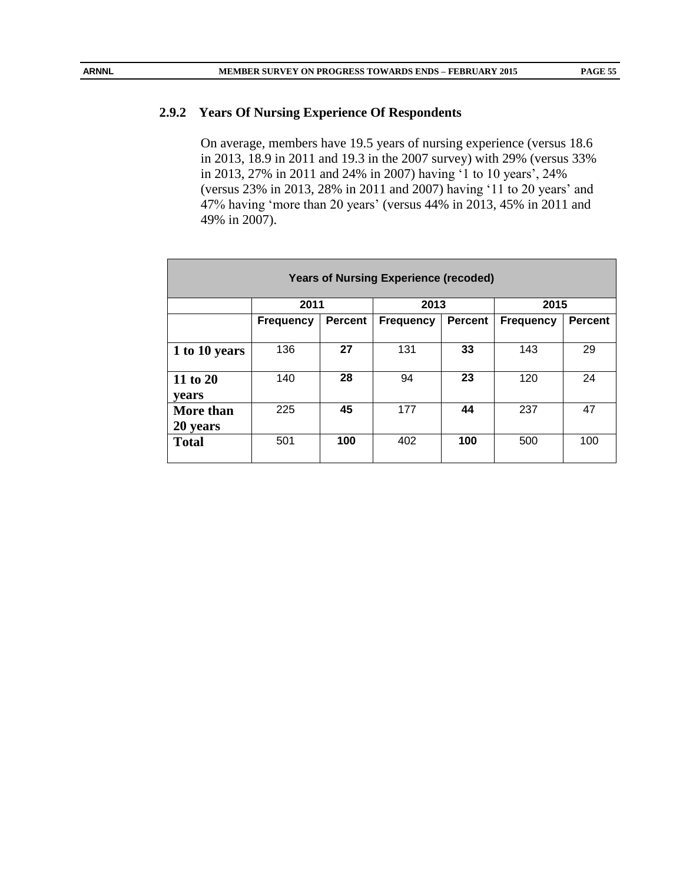### 2.9.2 Years Of Nursing Experience Of Respondents

On average, members have 19.5 years of nursing experience (versus 18.6 in 2013, 18.9 in 2011 and 19.3 in the 2007 survey) with 29% (versus 33% in 2013, 27% in 2011 and 24% in 2007) having '1 to 10 years', 24% (versus 23% in 2013, 28% in 2011 and 2007) having '11 to 20 years' and 47% having 'more than 20 years' (versus 44% in 2013, 45% in 2011 and 49% in 2007).

| Years of Nursing Experience (recoded) | | | | | | |
|---|---|---|---|---|---|---|
| | 2011 | | 2013 | | 2015 | |
| | Frequency | Percent | Frequency | Percent | Frequency | Percent |
| **1 to 10 years** | 136 | **27** | 131 | **33** | 143 | 29 |
| **11 to 20 years** | 140 | **28** | 94 | **23** | 120 | 24 |
| **More than 20 years** | 225 | **45** | 177 | **44** | 237 | 47 |
| **Total** | 501 | **100** | 402 | **100** | 500 | 100 |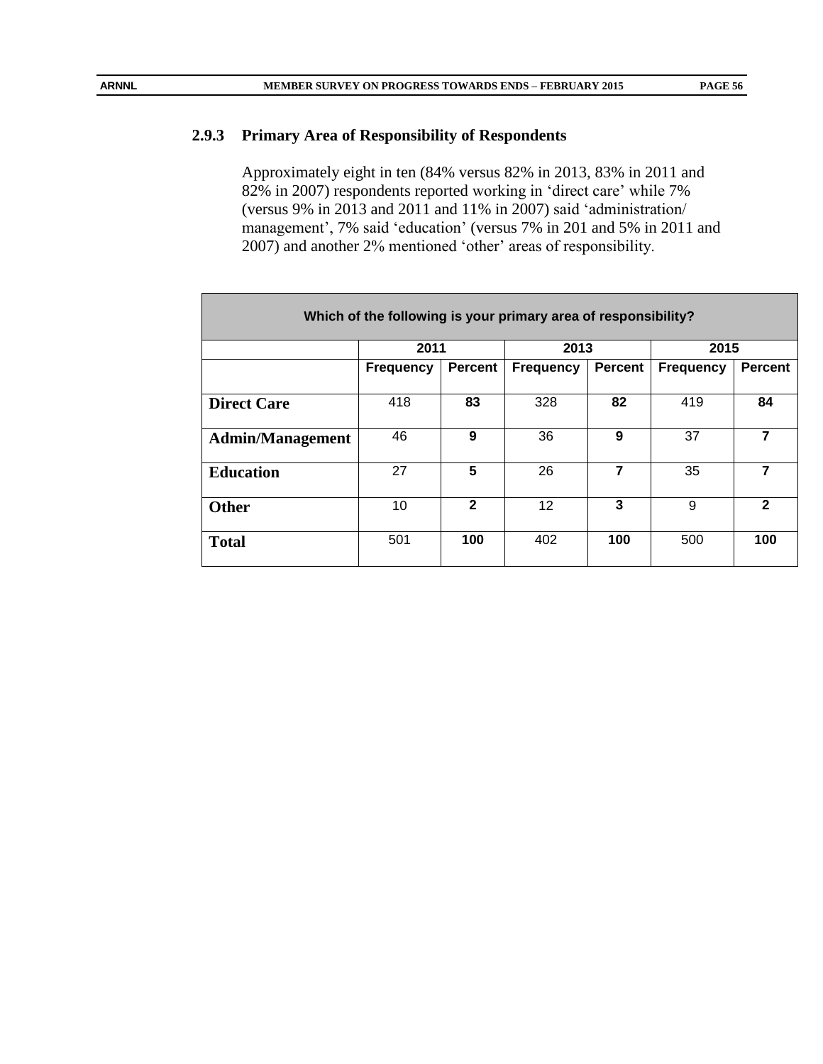### 2.9.3 Primary Area of Responsibility of Respondents

Approximately eight in ten (84% versus 82% in 2013, 83% in 2011 and 82% in 2007) respondents reported working in 'direct care' while 7% (versus 9% in 2013 and 2011 and 11% in 2007) said 'administration/ management', 7% said 'education' (versus 7% in 201 and 5% in 2011 and 2007) and another 2% mentioned 'other' areas of responsibility.

| Which of the following is your primary area of responsibility? | | | | | | |
|---|---|---|---|---|---|---|
| | 2011 | | 2013 | | 2015 | |
| | Frequency | Percent | Frequency | Percent | Frequency | Percent |
| **Direct Care** | 418 | **83** | 328 | **82** | 419 | **84** |
| **Admin/Management** | 46 | **9** | 36 | **9** | 37 | **7** |
| **Education** | 27 | **5** | 26 | **7** | 35 | **7** |
| **Other** | 10 | **2** | 12 | **3** | 9 | **2** |
| **Total** | 501 | **100** | 402 | **100** | 500 | **100** |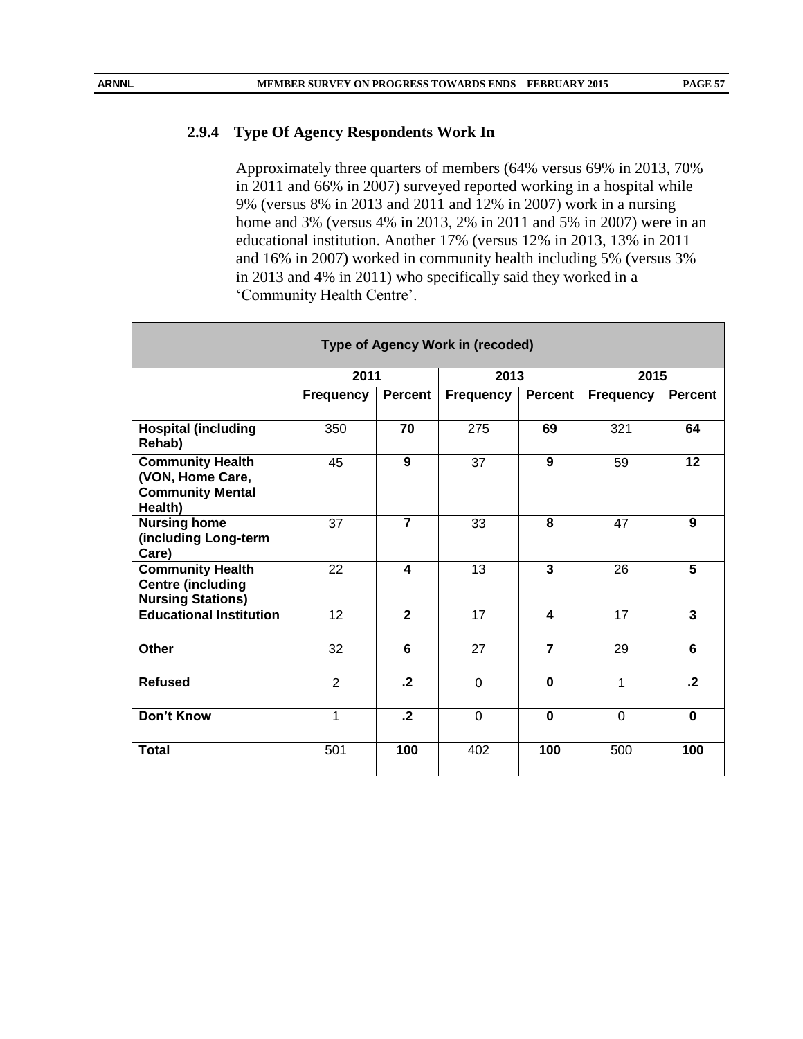### 2.9.4 Type Of Agency Respondents Work In

Approximately three quarters of members (64% versus 69% in 2013, 70% in 2011 and 66% in 2007) surveyed reported working in a hospital while 9% (versus 8% in 2013 and 2011 and 12% in 2007) work in a nursing home and 3% (versus 4% in 2013, 2% in 2011 and 5% in 2007) were in an educational institution. Another 17% (versus 12% in 2013, 13% in 2011 and 16% in 2007) worked in community health including 5% (versus 3% in 2013 and 4% in 2011) who specifically said they worked in a 'Community Health Centre'.

| Type of Agency Work in (recoded) | | | | | | |
|---|---|---|---|---|---|---|
| | 2011 | | 2013 | | 2015 | |
| | Frequency | Percent | Frequency | Percent | Frequency | Percent |
| **Hospital (including Rehab)** | 350 | **70** | 275 | **69** | 321 | **64** |
| **Community Health (VON, Home Care, Community Mental Health)** | 45 | **9** | 37 | **9** | 59 | **12** |
| **Nursing home (including Long-term Care)** | 37 | **7** | 33 | **8** | 47 | **9** |
| **Community Health Centre (including Nursing Stations)** | 22 | **4** | 13 | **3** | 26 | **5** |
| **Educational Institution** | 12 | **2** | 17 | **4** | 17 | **3** |
| **Other** | 32 | **6** | 27 | **7** | 29 | **6** |
| **Refused** | 2 | **.2** | 0 | **0** | 1 | **.2** |
| **Don't Know** | 1 | **.2** | 0 | **0** | 0 | **0** |
| **Total** | 501 | **100** | 402 | **100** | 500 | **100** |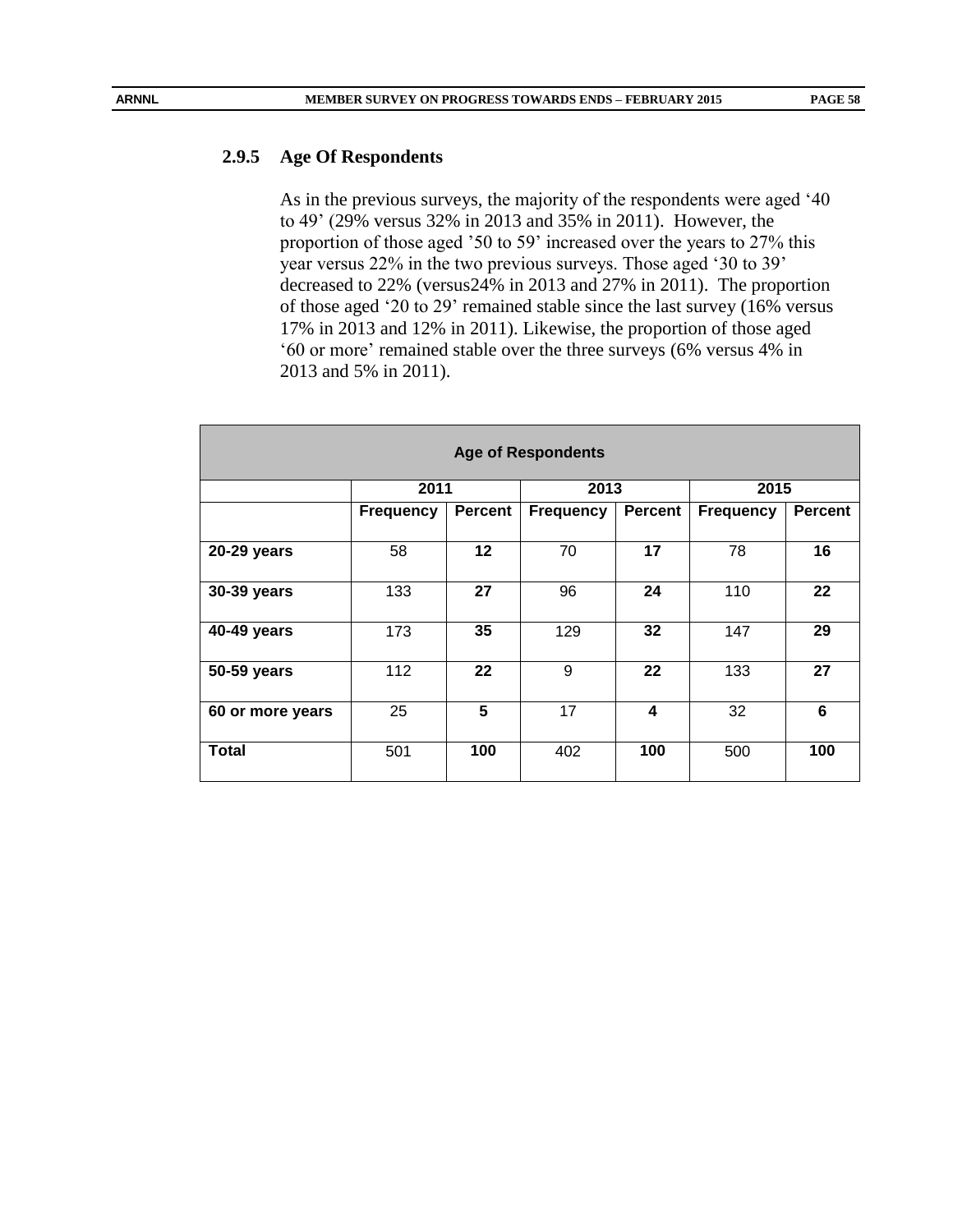### 2.9.5 Age Of Respondents

As in the previous surveys, the majority of the respondents were aged '40 to 49' (29% versus 32% in 2013 and 35% in 2011). However, the proportion of those aged '50 to 59' increased over the years to 27% this year versus 22% in the two previous surveys. Those aged '30 to 39' decreased to 22% (versus24% in 2013 and 27% in 2011). The proportion of those aged '20 to 29' remained stable since the last survey (16% versus 17% in 2013 and 12% in 2011). Likewise, the proportion of those aged '60 or more' remained stable over the three surveys (6% versus 4% in 2013 and 5% in 2011).

| **Age of Respondents** | | | | | | |
|---|---|---|---|---|---|---|
| | **2011** | | **2013** | | **2015** | |
| | **Frequency** | **Percent** | **Frequency** | **Percent** | **Frequency** | **Percent** |
| **20-29 years** | 58 | **12** | 70 | **17** | 78 | **16** |
| **30-39 years** | 133 | **27** | 96 | **24** | 110 | **22** |
| **40-49 years** | 173 | **35** | 129 | **32** | 147 | **29** |
| **50-59 years** | 112 | **22** | 9 | **22** | 133 | **27** |
| **60 or more years** | 25 | **5** | 17 | **4** | 32 | **6** |
| **Total** | 501 | **100** | 402 | **100** | 500 | **100** |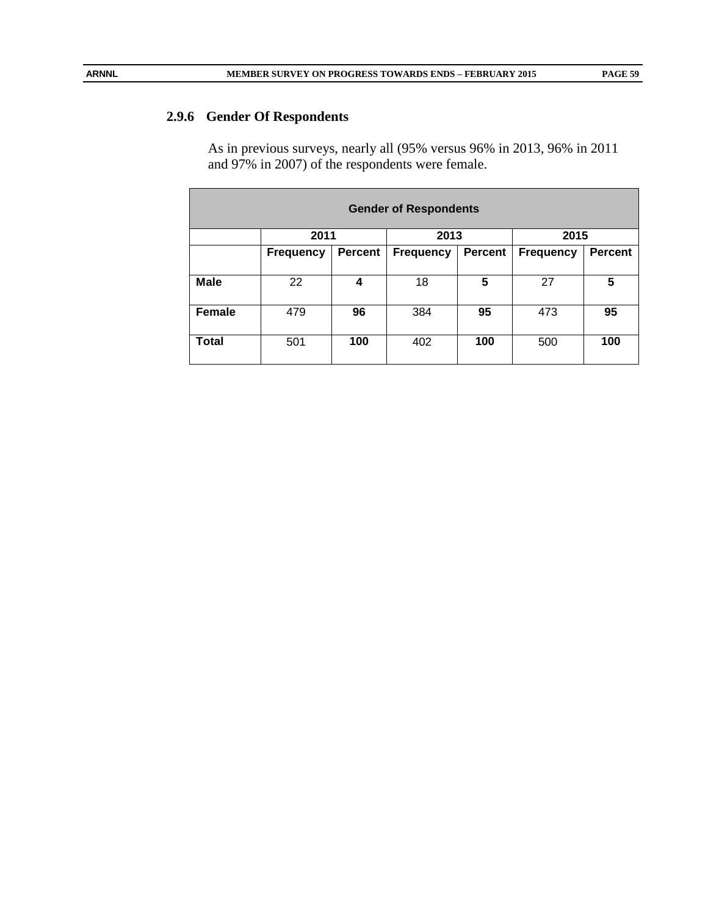### 2.9.6 Gender Of Respondents

As in previous surveys, nearly all (95% versus 96% in 2013, 96% in 2011 and 97% in 2007) of the respondents were female.

| Gender of Respondents | | | | | | |
|---|---|---|---|---|---|---|
| | 2011 | | 2013 | | 2015 | |
| | Frequency | Percent | Frequency | Percent | Frequency | Percent |
| **Male** | 22 | **4** | 18 | **5** | 27 | **5** |
| **Female** | 479 | **96** | 384 | **95** | 473 | **95** |
| **Total** | 501 | **100** | 402 | **100** | 500 | **100** |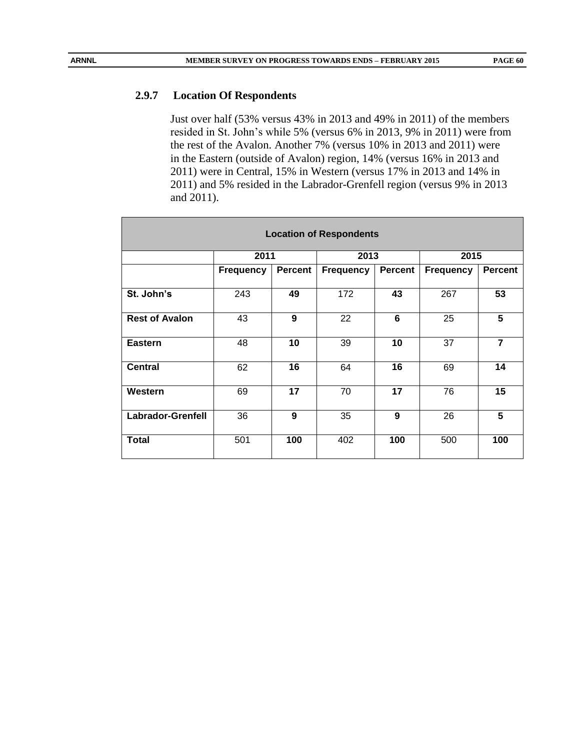### 2.9.7 Location Of Respondents

Just over half (53% versus 43% in 2013 and 49% in 2011) of the members resided in St. John's while 5% (versus 6% in 2013, 9% in 2011) were from the rest of the Avalon. Another 7% (versus 10% in 2013 and 2011) were in the Eastern (outside of Avalon) region, 14% (versus 16% in 2013 and 2011) were in Central, 15% in Western (versus 17% in 2013 and 14% in 2011) and 5% resided in the Labrador-Grenfell region (versus 9% in 2013 and 2011).

| Location of Respondents | | | | | | |
|---|---|---|---|---|---|---|
| | 2011 | | 2013 | | 2015 | |
| | **Frequency** | **Percent** | **Frequency** | **Percent** | **Frequency** | **Percent** |
| **St. John's** | 243 | **49** | 172 | **43** | 267 | **53** |
| **Rest of Avalon** | 43 | **9** | 22 | **6** | 25 | **5** |
| **Eastern** | 48 | **10** | 39 | **10** | 37 | **7** |
| **Central** | 62 | **16** | 64 | **16** | 69 | **14** |
| **Western** | 69 | **17** | 70 | **17** | 76 | **15** |
| **Labrador-Grenfell** | 36 | **9** | 35 | **9** | 26 | **5** |
| **Total** | 501 | **100** | 402 | **100** | 500 | **100** |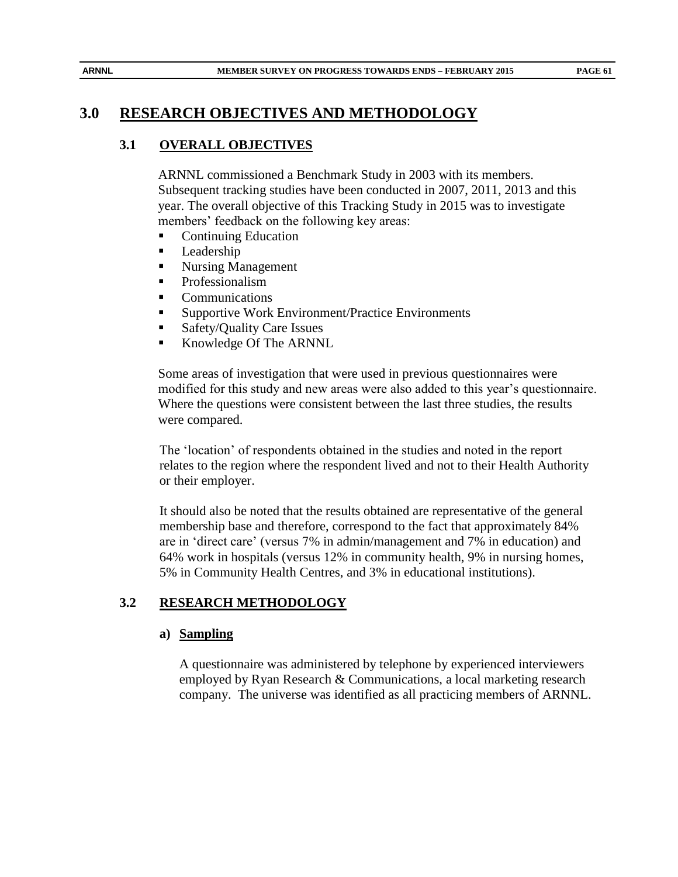# 3.0 RESEARCH OBJECTIVES AND METHODOLOGY

## 3.1 OVERALL OBJECTIVES

ARNNL commissioned a Benchmark Study in 2003 with its members. Subsequent tracking studies have been conducted in 2007, 2011, 2013 and this year. The overall objective of this Tracking Study in 2015 was to investigate members' feedback on the following key areas:

- Continuing Education
- Leadership
- Nursing Management
- Professionalism
- Communications
- Supportive Work Environment/Practice Environments
- Safety/Quality Care Issues
- Knowledge Of The ARNNL

Some areas of investigation that were used in previous questionnaires were modified for this study and new areas were also added to this year's questionnaire. Where the questions were consistent between the last three studies, the results were compared.

The 'location' of respondents obtained in the studies and noted in the report relates to the region where the respondent lived and not to their Health Authority or their employer.

It should also be noted that the results obtained are representative of the general membership base and therefore, correspond to the fact that approximately 84% are in 'direct care' (versus 7% in admin/management and 7% in education) and 64% work in hospitals (versus 12% in community health, 9% in nursing homes, 5% in Community Health Centres, and 3% in educational institutions).

## 3.2 RESEARCH METHODOLOGY

### a) Sampling

A questionnaire was administered by telephone by experienced interviewers employed by Ryan Research & Communications, a local marketing research company. The universe was identified as all practicing members of ARNNL.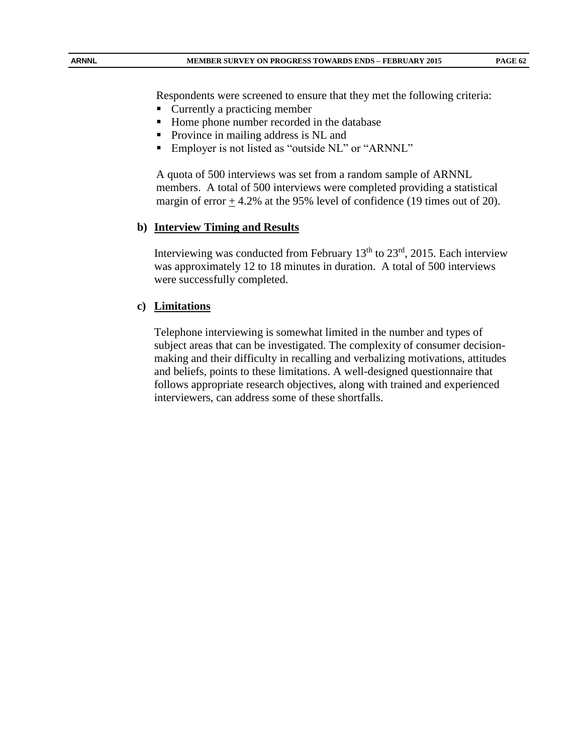Respondents were screened to ensure that they met the following criteria:

- Currently a practicing member
- Home phone number recorded in the database
- Province in mailing address is NL and
- Employer is not listed as "outside NL" or "ARNNL"

A quota of 500 interviews was set from a random sample of ARNNL members. A total of 500 interviews were completed providing a statistical margin of error $\pm$ 4.2% at the 95% level of confidence (19 times out of 20).

**b) Interview Timing and Results**

Interviewing was conducted from February 13th to 23rd, 2015. Each interview was approximately 12 to 18 minutes in duration. A total of 500 interviews were successfully completed.

**c) Limitations**

Telephone interviewing is somewhat limited in the number and types of subject areas that can be investigated. The complexity of consumer decision-making and their difficulty in recalling and verbalizing motivations, attitudes and beliefs, points to these limitations. A well-designed questionnaire that follows appropriate research objectives, along with trained and experienced interviewers, can address some of these shortfalls.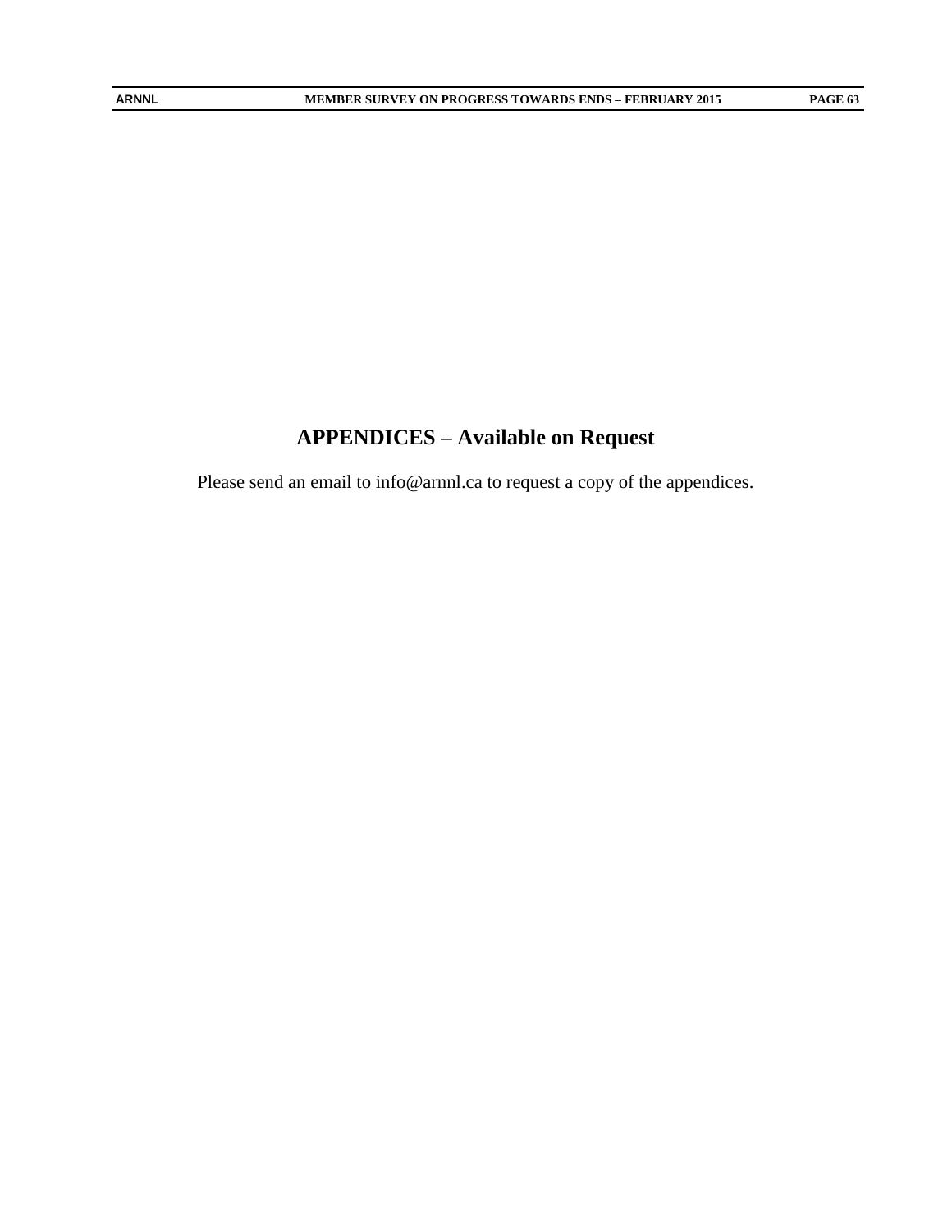# APPENDICES – Available on Request

Please send an email to info@arnnl.ca to request a copy of the appendices.